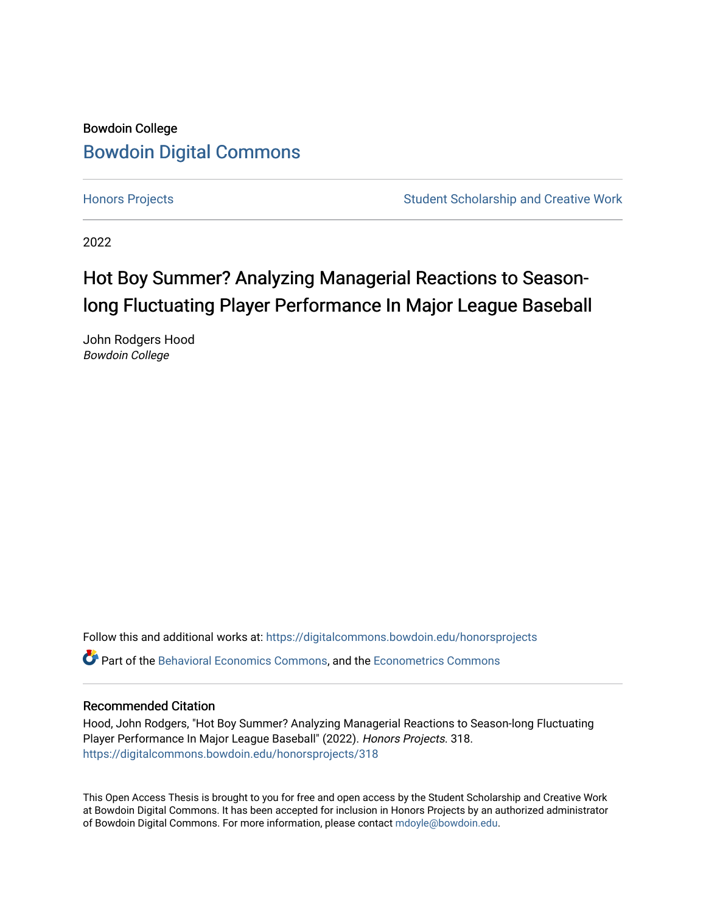Bowdoin College

# Bowdoin Digital Commons

Honors Projects — Student Scholarship and Creative Work

2022

## Hot Boy Summer? Analyzing Managerial Reactions to Season-long Fluctuating Player Performance In Major League Baseball

John Rodgers Hood
*Bowdoin College*

Follow this and additional works at: https://digitalcommons.bowdoin.edu/honorsprojects

Part of the Behavioral Economics Commons, and the Econometrics Commons

### Recommended Citation

Hood, John Rodgers, "Hot Boy Summer? Analyzing Managerial Reactions to Season-long Fluctuating Player Performance In Major League Baseball" (2022). *Honors Projects*. 318.
https://digitalcommons.bowdoin.edu/honorsprojects/318

This Open Access Thesis is brought to you for free and open access by the Student Scholarship and Creative Work at Bowdoin Digital Commons. It has been accepted for inclusion in Honors Projects by an authorized administrator of Bowdoin Digital Commons. For more information, please contact mdoyle@bowdoin.edu.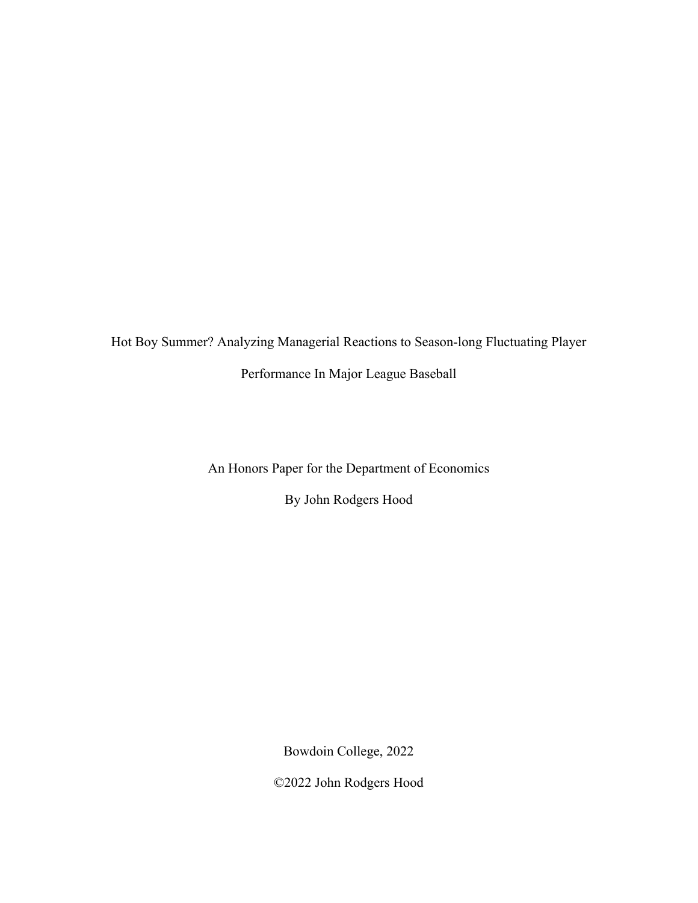# Hot Boy Summer? Analyzing Managerial Reactions to Season-long Fluctuating Player Performance In Major League Baseball

An Honors Paper for the Department of Economics

By John Rodgers Hood

Bowdoin College, 2022

©2022 John Rodgers Hood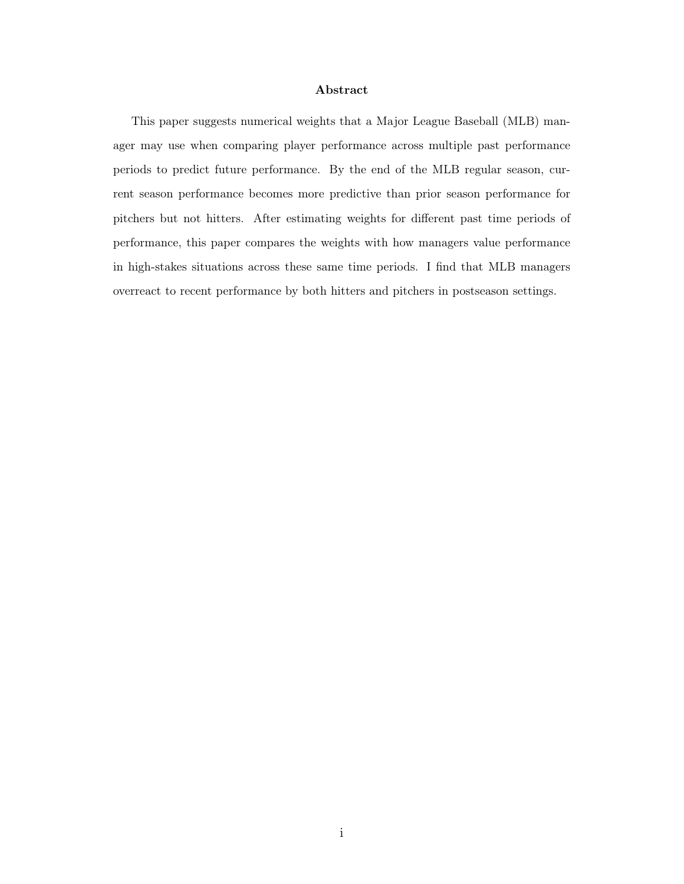# Abstract

This paper suggests numerical weights that a Major League Baseball (MLB) manager may use when comparing player performance across multiple past performance periods to predict future performance. By the end of the MLB regular season, current season performance becomes more predictive than prior season performance for pitchers but not hitters. After estimating weights for different past time periods of performance, this paper compares the weights with how managers value performance in high-stakes situations across these same time periods. I find that MLB managers overreact to recent performance by both hitters and pitchers in postseason settings.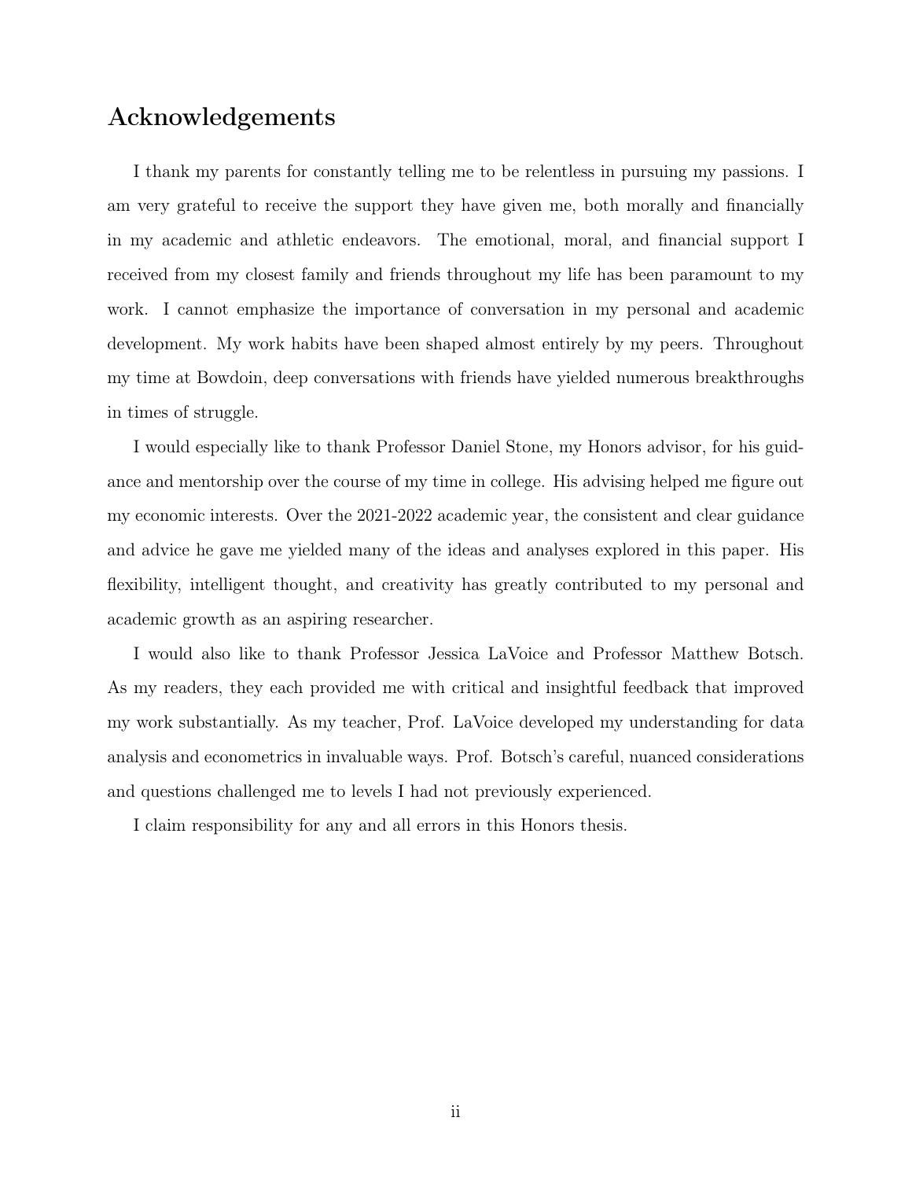## Acknowledgements

I thank my parents for constantly telling me to be relentless in pursuing my passions. I am very grateful to receive the support they have given me, both morally and financially in my academic and athletic endeavors. The emotional, moral, and financial support I received from my closest family and friends throughout my life has been paramount to my work. I cannot emphasize the importance of conversation in my personal and academic development. My work habits have been shaped almost entirely by my peers. Throughout my time at Bowdoin, deep conversations with friends have yielded numerous breakthroughs in times of struggle.

I would especially like to thank Professor Daniel Stone, my Honors advisor, for his guidance and mentorship over the course of my time in college. His advising helped me figure out my economic interests. Over the 2021-2022 academic year, the consistent and clear guidance and advice he gave me yielded many of the ideas and analyses explored in this paper. His flexibility, intelligent thought, and creativity has greatly contributed to my personal and academic growth as an aspiring researcher.

I would also like to thank Professor Jessica LaVoice and Professor Matthew Botsch. As my readers, they each provided me with critical and insightful feedback that improved my work substantially. As my teacher, Prof. LaVoice developed my understanding for data analysis and econometrics in invaluable ways. Prof. Botsch's careful, nuanced considerations and questions challenged me to levels I had not previously experienced.

I claim responsibility for any and all errors in this Honors thesis.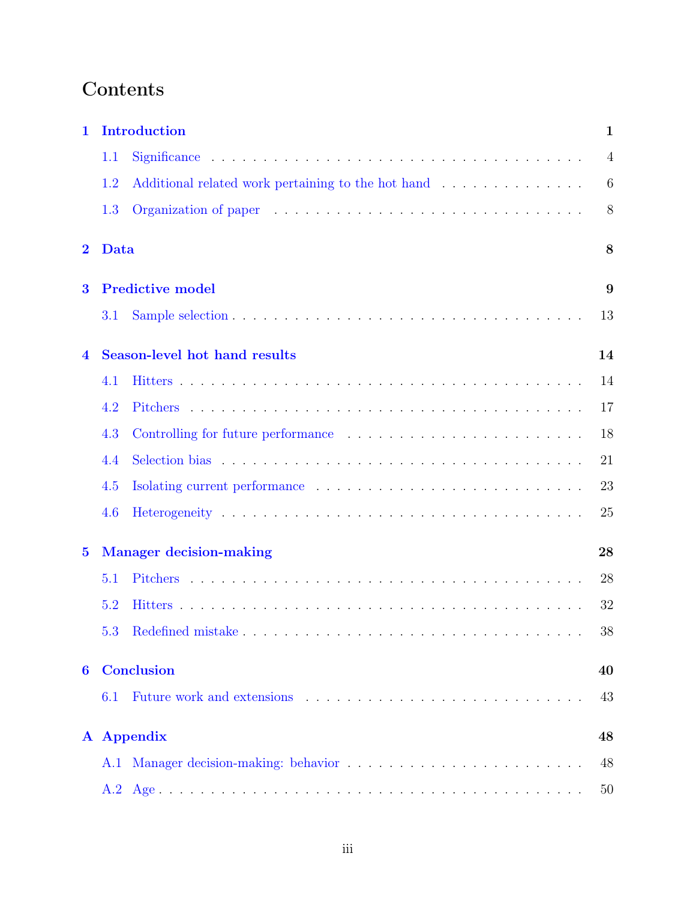# Contents

**1 Introduction** — **1**

- 1.1 Significance — 4
- 1.2 Additional related work pertaining to the hot hand — 6
- 1.3 Organization of paper — 8

**2 Data** — **8**

**3 Predictive model** — **9**

- 3.1 Sample selection — 13

**4 Season-level hot hand results** — **14**

- 4.1 Hitters — 14
- 4.2 Pitchers — 17
- 4.3 Controlling for future performance — 18
- 4.4 Selection bias — 21
- 4.5 Isolating current performance — 23
- 4.6 Heterogeneity — 25

**5 Manager decision-making** — **28**

- 5.1 Pitchers — 28
- 5.2 Hitters — 32
- 5.3 Redefined mistake — 38

**6 Conclusion** — **40**

- 6.1 Future work and extensions — 43

**A Appendix** — **48**

- A.1 Manager decision-making: behavior — 48
- A.2 Age — 50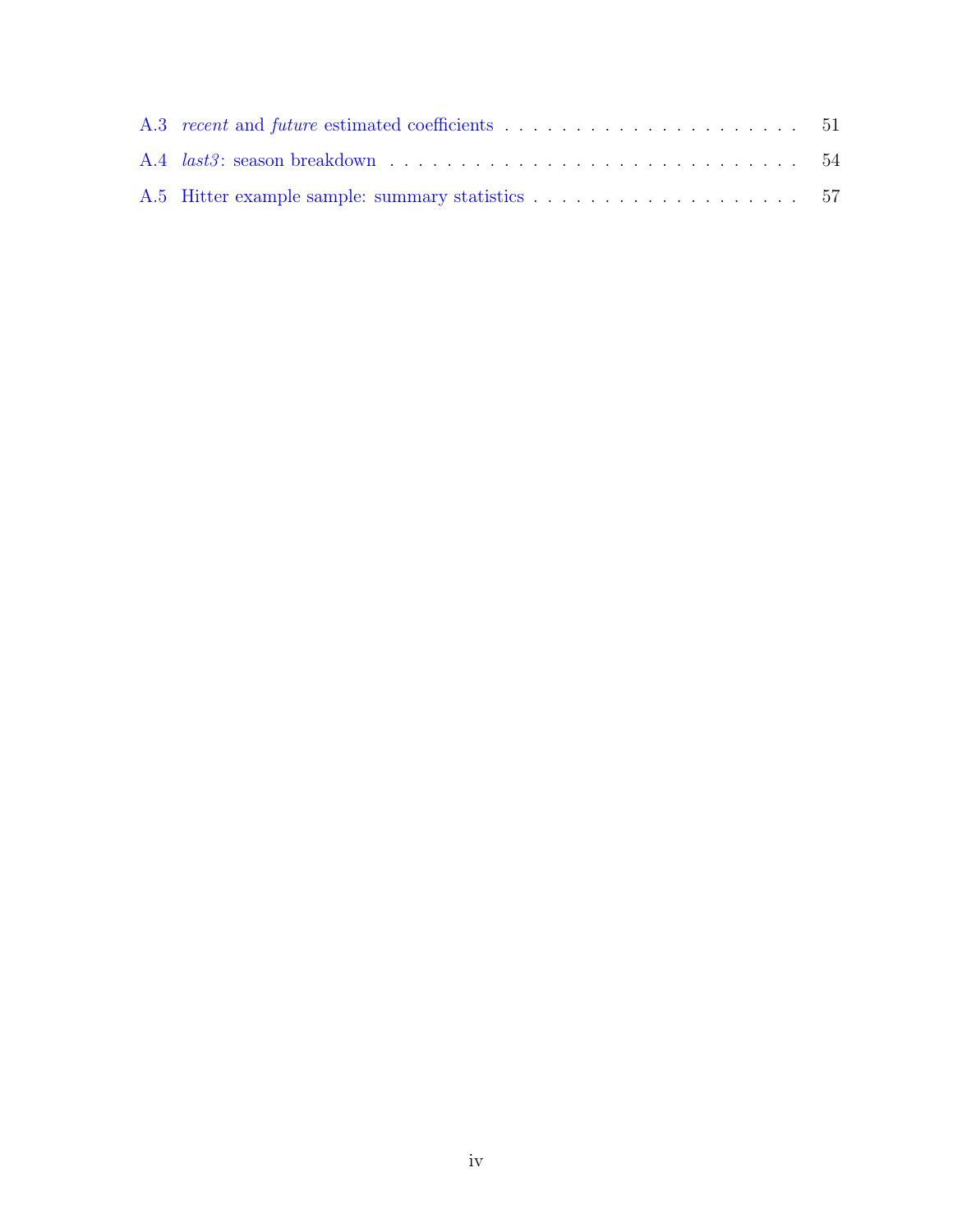A.3 *recent* and *future* estimated coefficients . . . . . . . . . . . . . . . . . . . . . . 51

A.4 *last3*: season breakdown . . . . . . . . . . . . . . . . . . . . . . . . . . . . . . 54

A.5 Hitter example sample: summary statistics . . . . . . . . . . . . . . . . . . . . 57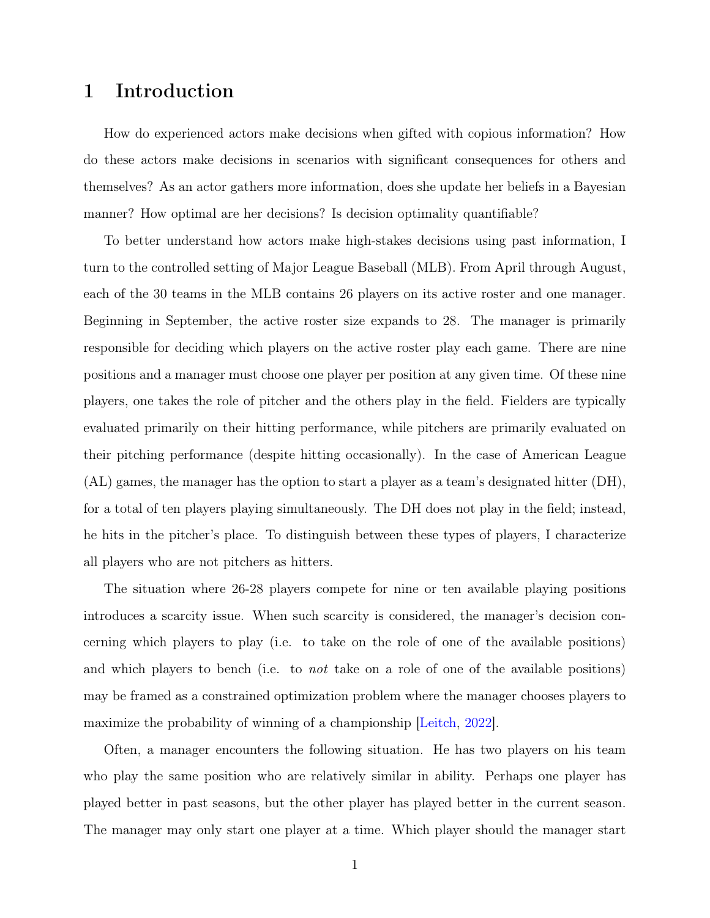# 1 Introduction

How do experienced actors make decisions when gifted with copious information? How do these actors make decisions in scenarios with significant consequences for others and themselves? As an actor gathers more information, does she update her beliefs in a Bayesian manner? How optimal are her decisions? Is decision optimality quantifiable?

To better understand how actors make high-stakes decisions using past information, I turn to the controlled setting of Major League Baseball (MLB). From April through August, each of the 30 teams in the MLB contains 26 players on its active roster and one manager. Beginning in September, the active roster size expands to 28. The manager is primarily responsible for deciding which players on the active roster play each game. There are nine positions and a manager must choose one player per position at any given time. Of these nine players, one takes the role of pitcher and the others play in the field. Fielders are typically evaluated primarily on their hitting performance, while pitchers are primarily evaluated on their pitching performance (despite hitting occasionally). In the case of American League (AL) games, the manager has the option to start a player as a team's designated hitter (DH), for a total of ten players playing simultaneously. The DH does not play in the field; instead, he hits in the pitcher's place. To distinguish between these types of players, I characterize all players who are not pitchers as hitters.

The situation where 26-28 players compete for nine or ten available playing positions introduces a scarcity issue. When such scarcity is considered, the manager's decision concerning which players to play (i.e. to take on the role of one of the available positions) and which players to bench (i.e. to *not* take on a role of one of the available positions) may be framed as a constrained optimization problem where the manager chooses players to maximize the probability of winning of a championship [Leitch, 2022].

Often, a manager encounters the following situation. He has two players on his team who play the same position who are relatively similar in ability. Perhaps one player has played better in past seasons, but the other player has played better in the current season. The manager may only start one player at a time. Which player should the manager start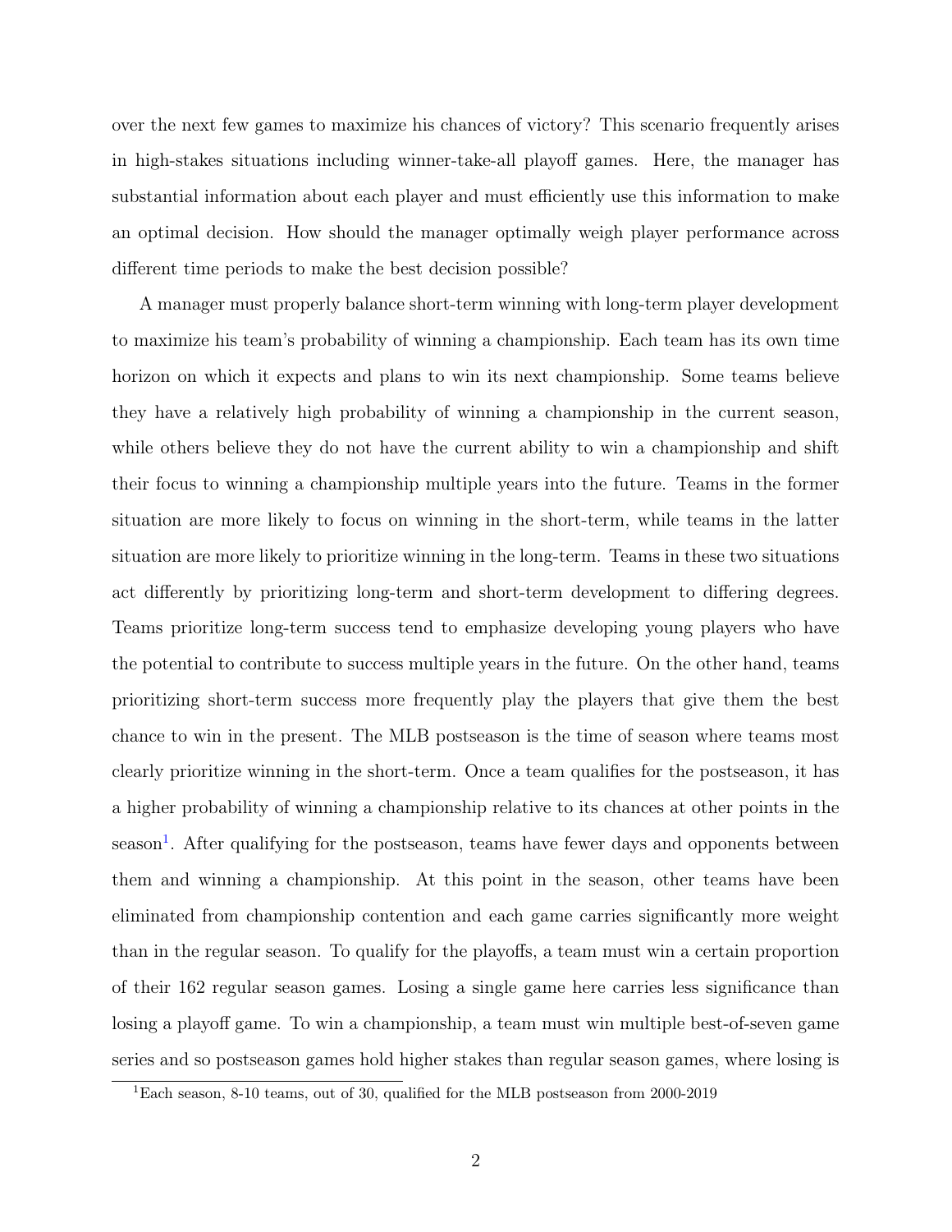over the next few games to maximize his chances of victory? This scenario frequently arises in high-stakes situations including winner-take-all playoff games. Here, the manager has substantial information about each player and must efficiently use this information to make an optimal decision. How should the manager optimally weigh player performance across different time periods to make the best decision possible?

A manager must properly balance short-term winning with long-term player development to maximize his team's probability of winning a championship. Each team has its own time horizon on which it expects and plans to win its next championship. Some teams believe they have a relatively high probability of winning a championship in the current season, while others believe they do not have the current ability to win a championship and shift their focus to winning a championship multiple years into the future. Teams in the former situation are more likely to focus on winning in the short-term, while teams in the latter situation are more likely to prioritize winning in the long-term. Teams in these two situations act differently by prioritizing long-term and short-term development to differing degrees. Teams prioritize long-term success tend to emphasize developing young players who have the potential to contribute to success multiple years in the future. On the other hand, teams prioritizing short-term success more frequently play the players that give them the best chance to win in the present. The MLB postseason is the time of season where teams most clearly prioritize winning in the short-term. Once a team qualifies for the postseason, it has a higher probability of winning a championship relative to its chances at other points in the season[1]. After qualifying for the postseason, teams have fewer days and opponents between them and winning a championship. At this point in the season, other teams have been eliminated from championship contention and each game carries significantly more weight than in the regular season. To qualify for the playoffs, a team must win a certain proportion of their 162 regular season games. Losing a single game here carries less significance than losing a playoff game. To win a championship, a team must win multiple best-of-seven game series and so postseason games hold higher stakes than regular season games, where losing is

[1] Each season, 8-10 teams, out of 30, qualified for the MLB postseason from 2000-2019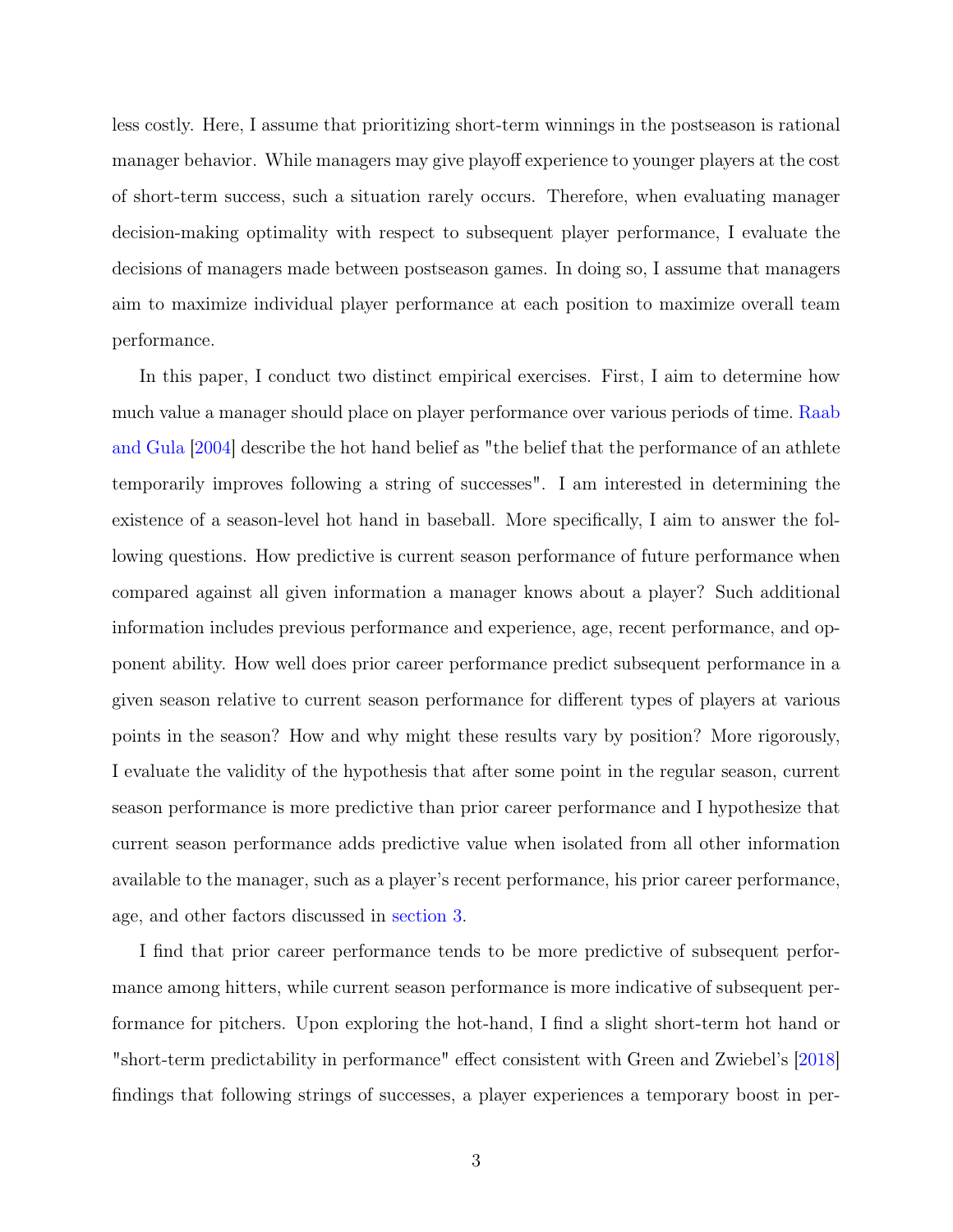less costly. Here, I assume that prioritizing short-term winnings in the postseason is rational manager behavior. While managers may give playoff experience to younger players at the cost of short-term success, such a situation rarely occurs. Therefore, when evaluating manager decision-making optimality with respect to subsequent player performance, I evaluate the decisions of managers made between postseason games. In doing so, I assume that managers aim to maximize individual player performance at each position to maximize overall team performance.

In this paper, I conduct two distinct empirical exercises. First, I aim to determine how much value a manager should place on player performance over various periods of time. Raab and Gula [2004] describe the hot hand belief as "the belief that the performance of an athlete temporarily improves following a string of successes". I am interested in determining the existence of a season-level hot hand in baseball. More specifically, I aim to answer the following questions. How predictive is current season performance of future performance when compared against all given information a manager knows about a player? Such additional information includes previous performance and experience, age, recent performance, and opponent ability. How well does prior career performance predict subsequent performance in a given season relative to current season performance for different types of players at various points in the season? How and why might these results vary by position? More rigorously, I evaluate the validity of the hypothesis that after some point in the regular season, current season performance is more predictive than prior career performance and I hypothesize that current season performance adds predictive value when isolated from all other information available to the manager, such as a player's recent performance, his prior career performance, age, and other factors discussed in section 3.

I find that prior career performance tends to be more predictive of subsequent performance among hitters, while current season performance is more indicative of subsequent performance for pitchers. Upon exploring the hot-hand, I find a slight short-term hot hand or "short-term predictability in performance" effect consistent with Green and Zwiebel's [2018] findings that following strings of successes, a player experiences a temporary boost in per-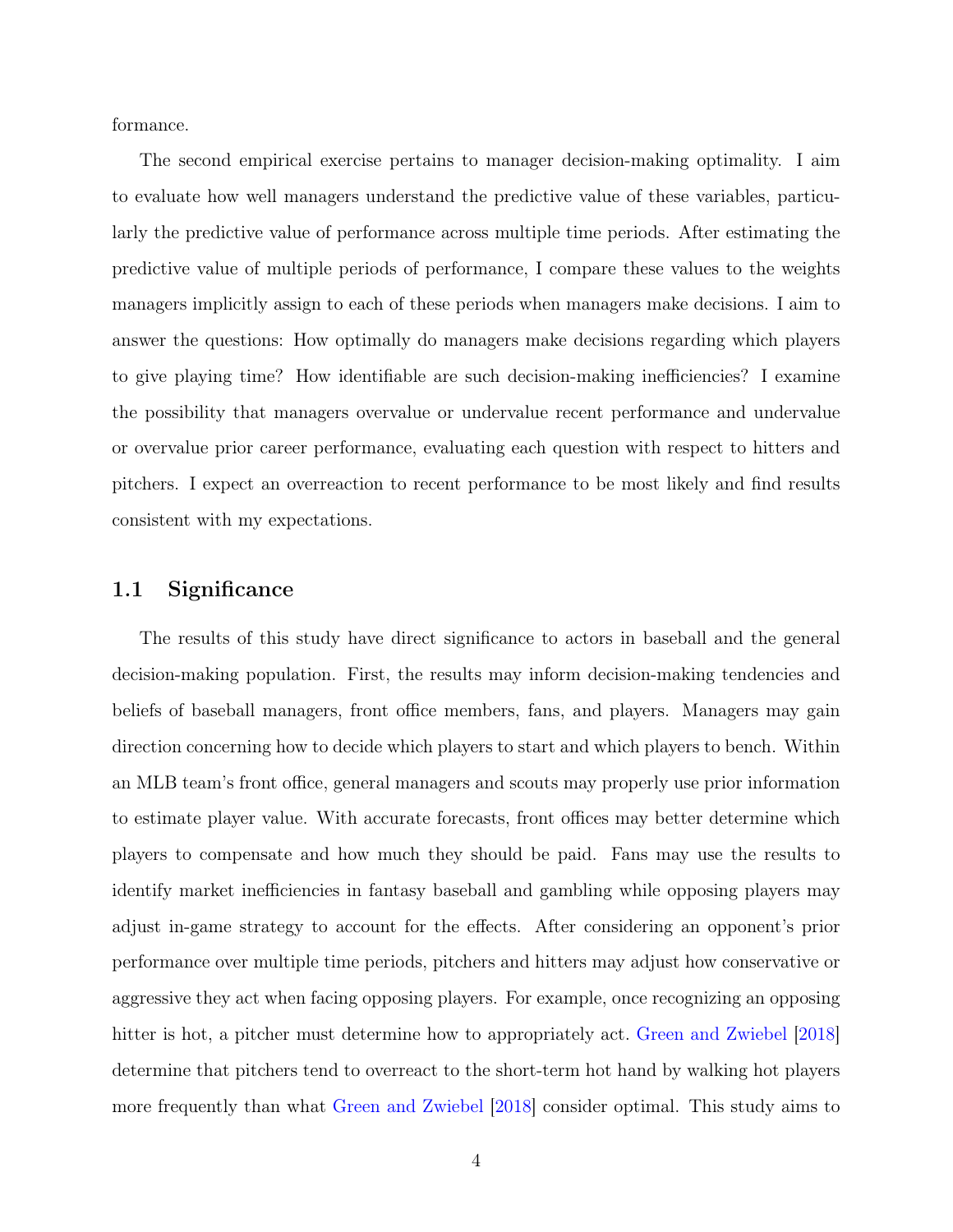formance.

The second empirical exercise pertains to manager decision-making optimality. I aim to evaluate how well managers understand the predictive value of these variables, particularly the predictive value of performance across multiple time periods. After estimating the predictive value of multiple periods of performance, I compare these values to the weights managers implicitly assign to each of these periods when managers make decisions. I aim to answer the questions: How optimally do managers make decisions regarding which players to give playing time? How identifiable are such decision-making inefficiencies? I examine the possibility that managers overvalue or undervalue recent performance and undervalue or overvalue prior career performance, evaluating each question with respect to hitters and pitchers. I expect an overreaction to recent performance to be most likely and find results consistent with my expectations.

## 1.1 Significance

The results of this study have direct significance to actors in baseball and the general decision-making population. First, the results may inform decision-making tendencies and beliefs of baseball managers, front office members, fans, and players. Managers may gain direction concerning how to decide which players to start and which players to bench. Within an MLB team's front office, general managers and scouts may properly use prior information to estimate player value. With accurate forecasts, front offices may better determine which players to compensate and how much they should be paid. Fans may use the results to identify market inefficiencies in fantasy baseball and gambling while opposing players may adjust in-game strategy to account for the effects. After considering an opponent's prior performance over multiple time periods, pitchers and hitters may adjust how conservative or aggressive they act when facing opposing players. For example, once recognizing an opposing hitter is hot, a pitcher must determine how to appropriately act. Green and Zwiebel [2018] determine that pitchers tend to overreact to the short-term hot hand by walking hot players more frequently than what Green and Zwiebel [2018] consider optimal. This study aims to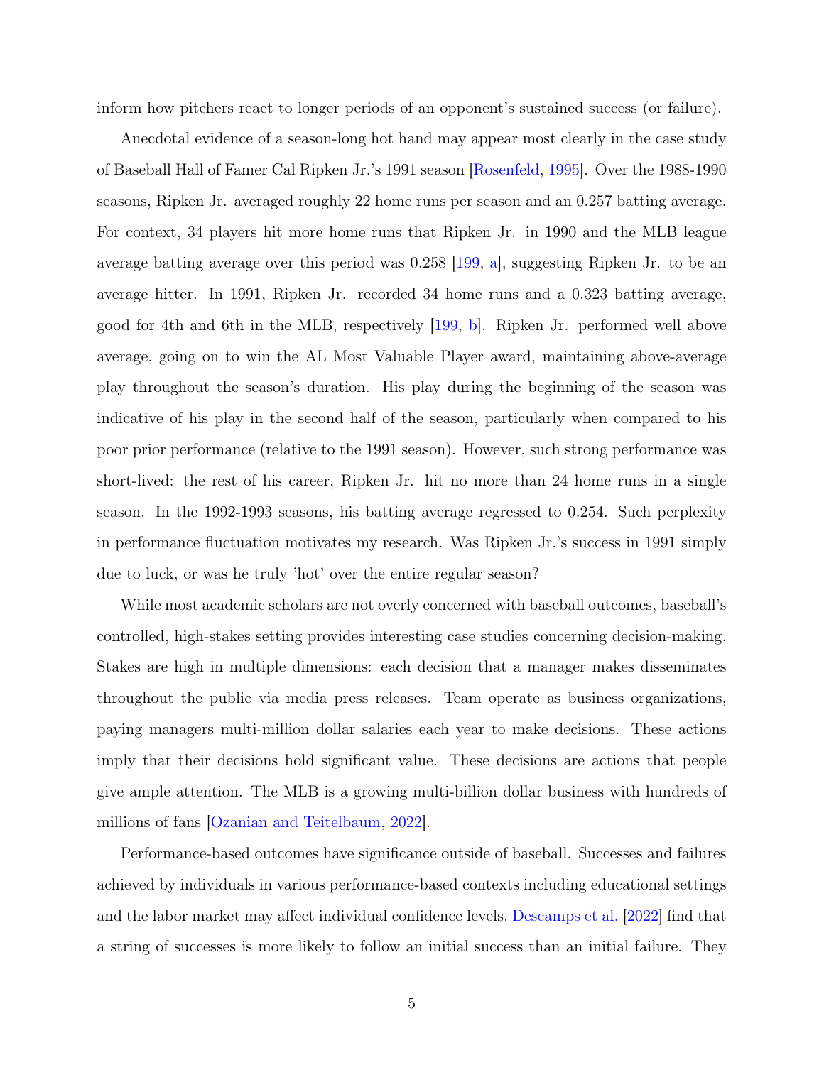inform how pitchers react to longer periods of an opponent's sustained success (or failure).

Anecdotal evidence of a season-long hot hand may appear most clearly in the case study of Baseball Hall of Famer Cal Ripken Jr.'s 1991 season [Rosenfeld, 1995]. Over the 1988-1990 seasons, Ripken Jr. averaged roughly 22 home runs per season and an 0.257 batting average. For context, 34 players hit more home runs that Ripken Jr. in 1990 and the MLB league average batting average over this period was 0.258 [199, a], suggesting Ripken Jr. to be an average hitter. In 1991, Ripken Jr. recorded 34 home runs and a 0.323 batting average, good for 4th and 6th in the MLB, respectively [199, b]. Ripken Jr. performed well above average, going on to win the AL Most Valuable Player award, maintaining above-average play throughout the season's duration. His play during the beginning of the season was indicative of his play in the second half of the season, particularly when compared to his poor prior performance (relative to the 1991 season). However, such strong performance was short-lived: the rest of his career, Ripken Jr. hit no more than 24 home runs in a single season. In the 1992-1993 seasons, his batting average regressed to 0.254. Such perplexity in performance fluctuation motivates my research. Was Ripken Jr.'s success in 1991 simply due to luck, or was he truly 'hot' over the entire regular season?

While most academic scholars are not overly concerned with baseball outcomes, baseball's controlled, high-stakes setting provides interesting case studies concerning decision-making. Stakes are high in multiple dimensions: each decision that a manager makes disseminates throughout the public via media press releases. Team operate as business organizations, paying managers multi-million dollar salaries each year to make decisions. These actions imply that their decisions hold significant value. These decisions are actions that people give ample attention. The MLB is a growing multi-billion dollar business with hundreds of millions of fans [Ozanian and Teitelbaum, 2022].

Performance-based outcomes have significance outside of baseball. Successes and failures achieved by individuals in various performance-based contexts including educational settings and the labor market may affect individual confidence levels. Descamps et al. [2022] find that a string of successes is more likely to follow an initial success than an initial failure. They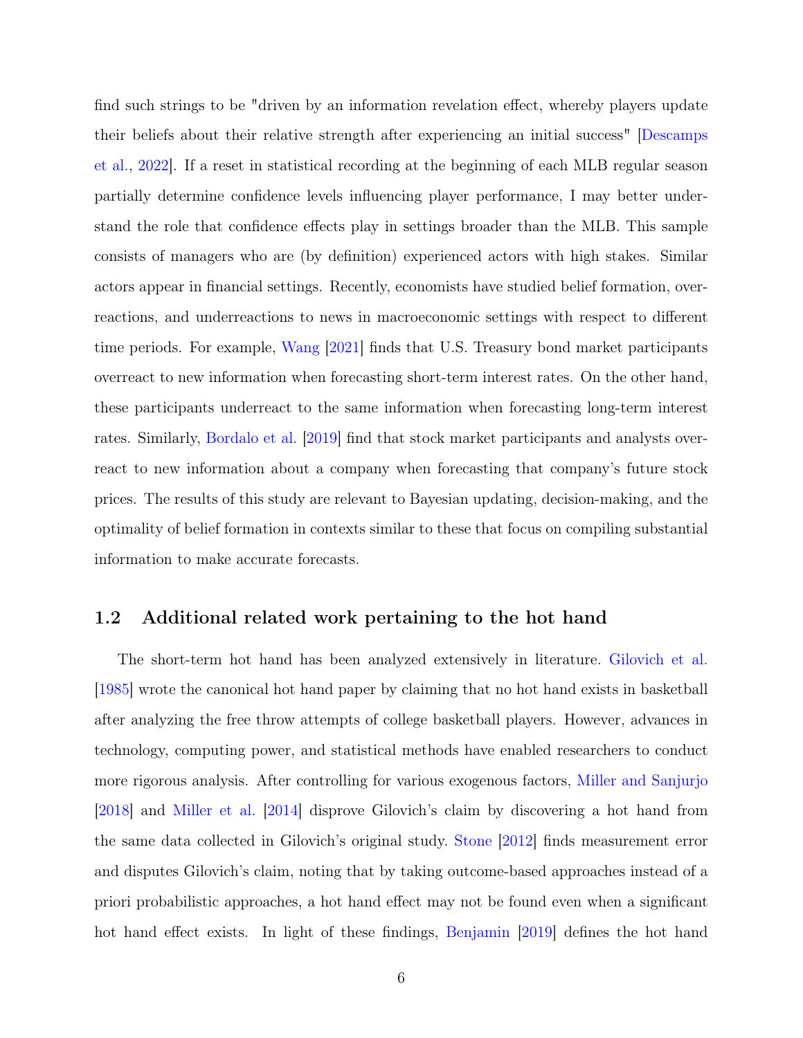find such strings to be "driven by an information revelation effect, whereby players update their beliefs about their relative strength after experiencing an initial success" [Descamps et al., 2022]. If a reset in statistical recording at the beginning of each MLB regular season partially determine confidence levels influencing player performance, I may better understand the role that confidence effects play in settings broader than the MLB. This sample consists of managers who are (by definition) experienced actors with high stakes. Similar actors appear in financial settings. Recently, economists have studied belief formation, overreactions, and underreactions to news in macroeconomic settings with respect to different time periods. For example, Wang [2021] finds that U.S. Treasury bond market participants overreact to new information when forecasting short-term interest rates. On the other hand, these participants underreact to the same information when forecasting long-term interest rates. Similarly, Bordalo et al. [2019] find that stock market participants and analysts overreact to new information about a company when forecasting that company's future stock prices. The results of this study are relevant to Bayesian updating, decision-making, and the optimality of belief formation in contexts similar to these that focus on compiling substantial information to make accurate forecasts.

## 1.2 Additional related work pertaining to the hot hand

The short-term hot hand has been analyzed extensively in literature. Gilovich et al. [1985] wrote the canonical hot hand paper by claiming that no hot hand exists in basketball after analyzing the free throw attempts of college basketball players. However, advances in technology, computing power, and statistical methods have enabled researchers to conduct more rigorous analysis. After controlling for various exogenous factors, Miller and Sanjurjo [2018] and Miller et al. [2014] disprove Gilovich's claim by discovering a hot hand from the same data collected in Gilovich's original study. Stone [2012] finds measurement error and disputes Gilovich's claim, noting that by taking outcome-based approaches instead of a priori probabilistic approaches, a hot hand effect may not be found even when a significant hot hand effect exists. In light of these findings, Benjamin [2019] defines the hot hand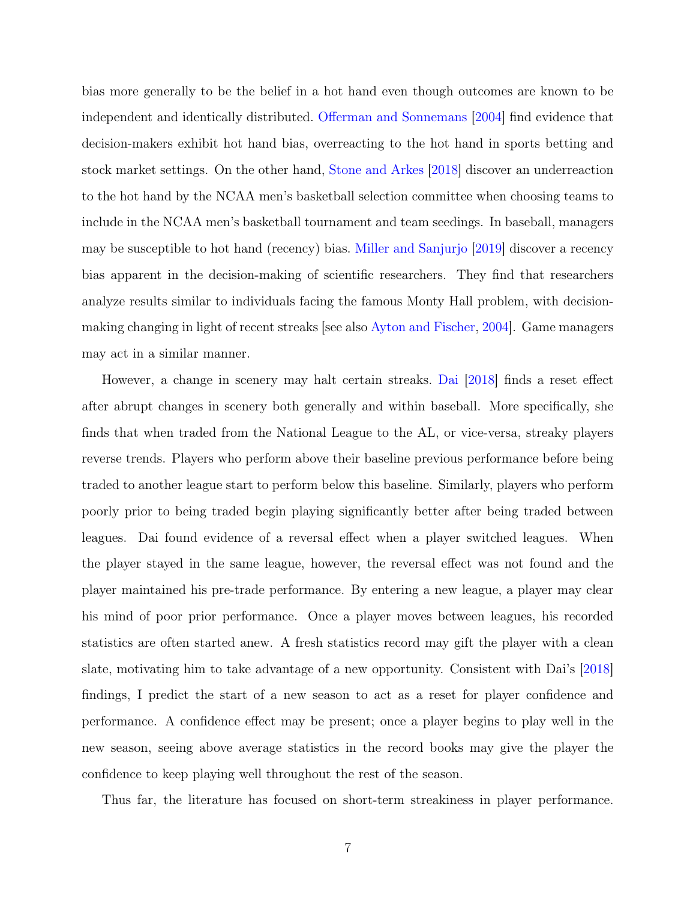bias more generally to be the belief in a hot hand even though outcomes are known to be independent and identically distributed. Offerman and Sonnemans [2004] find evidence that decision-makers exhibit hot hand bias, overreacting to the hot hand in sports betting and stock market settings. On the other hand, Stone and Arkes [2018] discover an underreaction to the hot hand by the NCAA men's basketball selection committee when choosing teams to include in the NCAA men's basketball tournament and team seedings. In baseball, managers may be susceptible to hot hand (recency) bias. Miller and Sanjurjo [2019] discover a recency bias apparent in the decision-making of scientific researchers. They find that researchers analyze results similar to individuals facing the famous Monty Hall problem, with decision-making changing in light of recent streaks [see also Ayton and Fischer, 2004]. Game managers may act in a similar manner.

However, a change in scenery may halt certain streaks. Dai [2018] finds a reset effect after abrupt changes in scenery both generally and within baseball. More specifically, she finds that when traded from the National League to the AL, or vice-versa, streaky players reverse trends. Players who perform above their baseline previous performance before being traded to another league start to perform below this baseline. Similarly, players who perform poorly prior to being traded begin playing significantly better after being traded between leagues. Dai found evidence of a reversal effect when a player switched leagues. When the player stayed in the same league, however, the reversal effect was not found and the player maintained his pre-trade performance. By entering a new league, a player may clear his mind of poor prior performance. Once a player moves between leagues, his recorded statistics are often started anew. A fresh statistics record may gift the player with a clean slate, motivating him to take advantage of a new opportunity. Consistent with Dai's [2018] findings, I predict the start of a new season to act as a reset for player confidence and performance. A confidence effect may be present; once a player begins to play well in the new season, seeing above average statistics in the record books may give the player the confidence to keep playing well throughout the rest of the season.

Thus far, the literature has focused on short-term streakiness in player performance.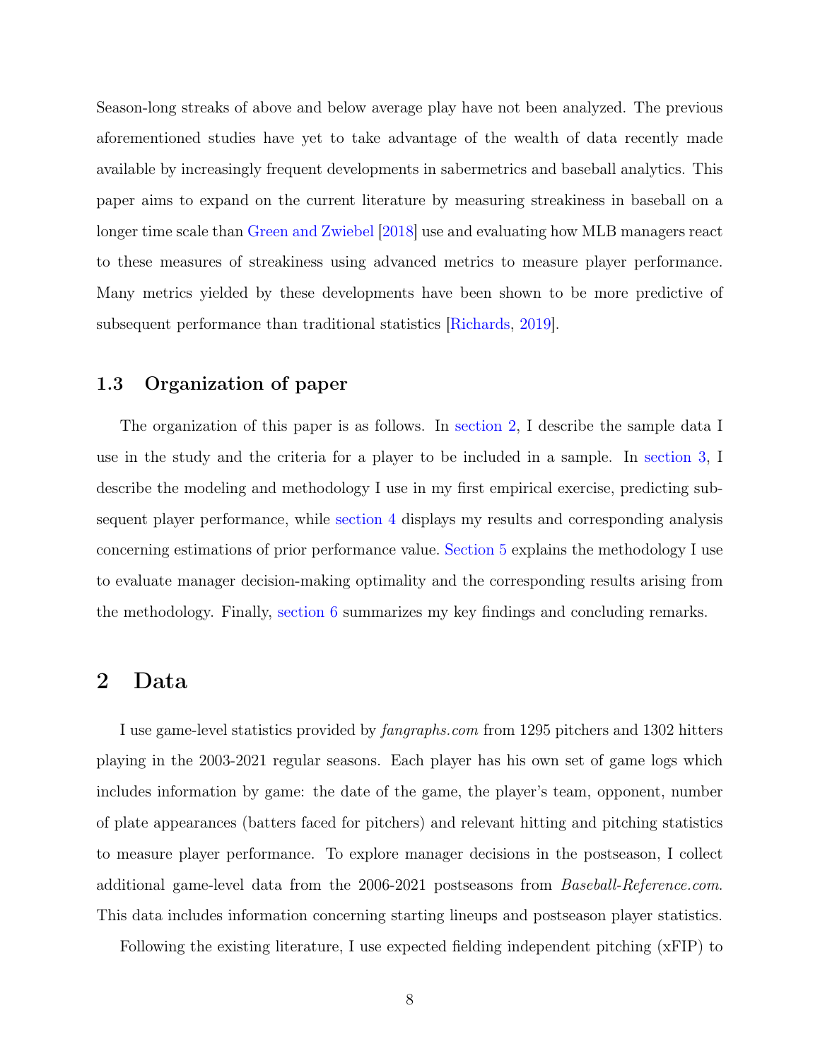Season-long streaks of above and below average play have not been analyzed. The previous aforementioned studies have yet to take advantage of the wealth of data recently made available by increasingly frequent developments in sabermetrics and baseball analytics. This paper aims to expand on the current literature by measuring streakiness in baseball on a longer time scale than Green and Zwiebel [2018] use and evaluating how MLB managers react to these measures of streakiness using advanced metrics to measure player performance. Many metrics yielded by these developments have been shown to be more predictive of subsequent performance than traditional statistics [Richards, 2019].

### 1.3 Organization of paper

The organization of this paper is as follows. In section 2, I describe the sample data I use in the study and the criteria for a player to be included in a sample. In section 3, I describe the modeling and methodology I use in my first empirical exercise, predicting subsequent player performance, while section 4 displays my results and corresponding analysis concerning estimations of prior performance value. Section 5 explains the methodology I use to evaluate manager decision-making optimality and the corresponding results arising from the methodology. Finally, section 6 summarizes my key findings and concluding remarks.

## 2 Data

I use game-level statistics provided by *fangraphs.com* from 1295 pitchers and 1302 hitters playing in the 2003-2021 regular seasons. Each player has his own set of game logs which includes information by game: the date of the game, the player's team, opponent, number of plate appearances (batters faced for pitchers) and relevant hitting and pitching statistics to measure player performance. To explore manager decisions in the postseason, I collect additional game-level data from the 2006-2021 postseasons from *Baseball-Reference.com*. This data includes information concerning starting lineups and postseason player statistics.

Following the existing literature, I use expected fielding independent pitching (xFIP) to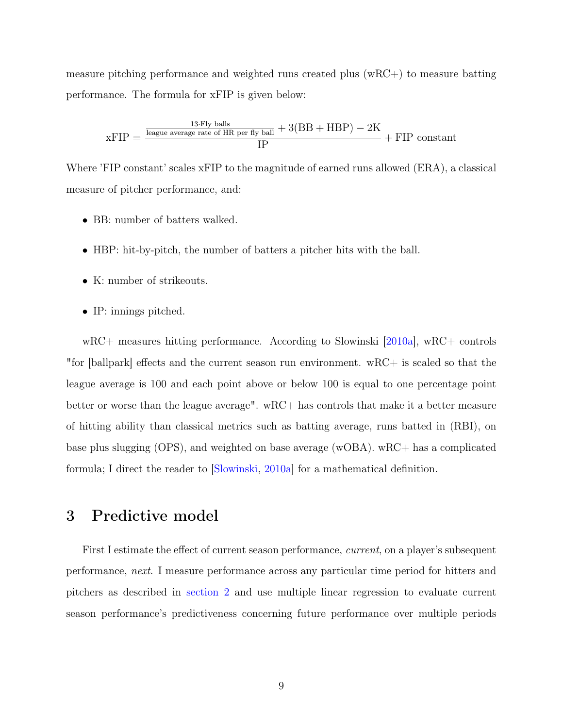measure pitching performance and weighted runs created plus (wRC+) to measure batting performance. The formula for xFIP is given below:

$$\text{xFIP} = \frac{\frac{13 \cdot \text{Fly balls}}{\text{league average rate of HR per fly ball}} + 3(\text{BB} + \text{HBP}) - 2\text{K}}{\text{IP}} + \text{FIP constant}$$

Where 'FIP constant' scales xFIP to the magnitude of earned runs allowed (ERA), a classical measure of pitcher performance, and:

- BB: number of batters walked.
- HBP: hit-by-pitch, the number of batters a pitcher hits with the ball.
- K: number of strikeouts.
- IP: innings pitched.

wRC+ measures hitting performance. According to Slowinski [2010a], wRC+ controls "for [ballpark] effects and the current season run environment. wRC+ is scaled so that the league average is 100 and each point above or below 100 is equal to one percentage point better or worse than the league average". wRC+ has controls that make it a better measure of hitting ability than classical metrics such as batting average, runs batted in (RBI), on base plus slugging (OPS), and weighted on base average (wOBA). wRC+ has a complicated formula; I direct the reader to [Slowinski, 2010a] for a mathematical definition.

# 3 Predictive model

First I estimate the effect of current season performance, *current*, on a player's subsequent performance, *next*. I measure performance across any particular time period for hitters and pitchers as described in section 2 and use multiple linear regression to evaluate current season performance's predictiveness concerning future performance over multiple periods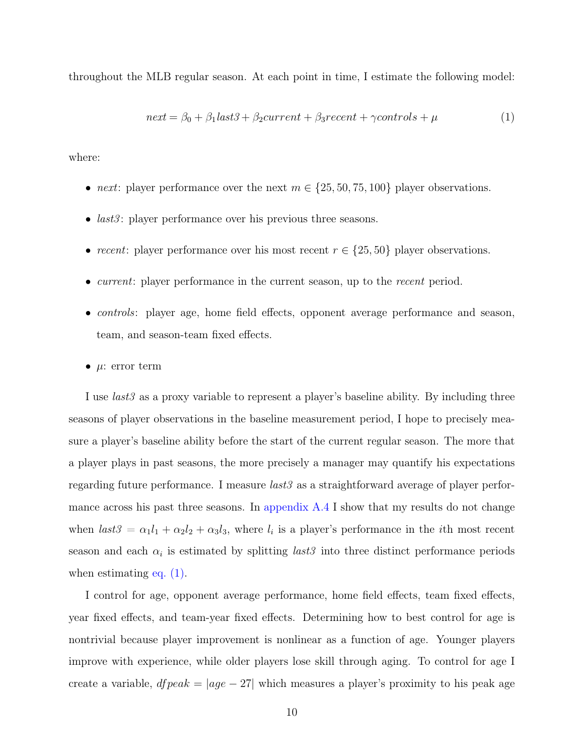throughout the MLB regular season. At each point in time, I estimate the following model:

$$next = \beta_0 + \beta_1 last3 + \beta_2 current + \beta_3 recent + \gamma controls + \mu \tag{1}$$

where:

- *next*: player performance over the next $m \in \{25, 50, 75, 100\}$ player observations.
- *last3*: player performance over his previous three seasons.
- *recent*: player performance over his most recent $r \in \{25, 50\}$ player observations.
- *current*: player performance in the current season, up to the *recent* period.
- *controls*: player age, home field effects, opponent average performance and season, team, and season-team fixed effects.
- $\mu$: error term

I use *last3* as a proxy variable to represent a player's baseline ability. By including three seasons of player observations in the baseline measurement period, I hope to precisely measure a player's baseline ability before the start of the current regular season. The more that a player plays in past seasons, the more precisely a manager may quantify his expectations regarding future performance. I measure *last3* as a straightforward average of player performance across his past three seasons. In appendix A.4 I show that my results do not change when $last3 = \alpha_1 l_1 + \alpha_2 l_2 + \alpha_3 l_3$, where $l_i$ is a player's performance in the $i$th most recent season and each $\alpha_i$ is estimated by splitting *last3* into three distinct performance periods when estimating eq. (1).

I control for age, opponent average performance, home field effects, team fixed effects, year fixed effects, and team-year fixed effects. Determining how to best control for age is nontrivial because player improvement is nonlinear as a function of age. Younger players improve with experience, while older players lose skill through aging. To control for age I create a variable, $dfpeak = |age - 27|$ which measures a player's proximity to his peak age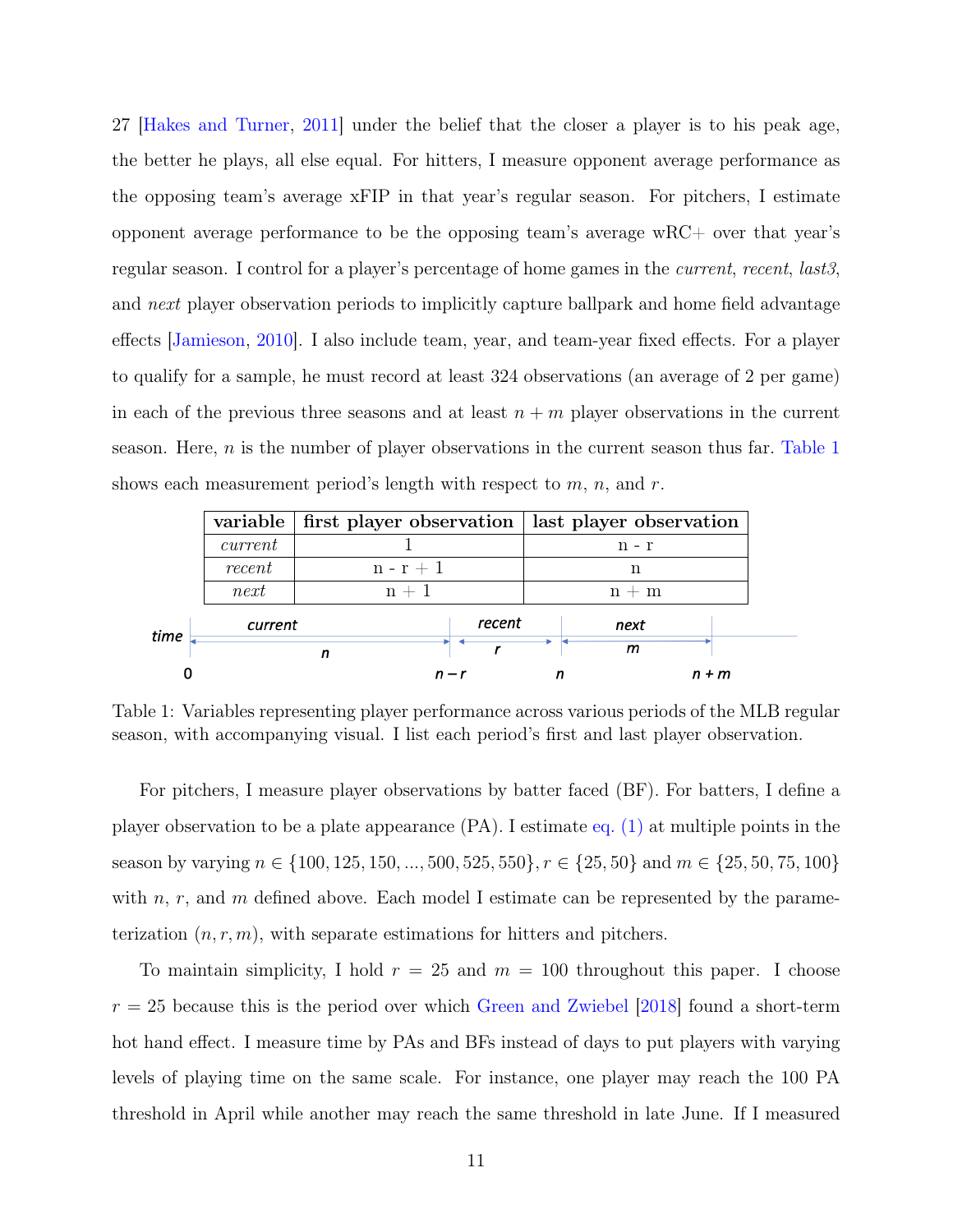27 [Hakes and Turner, 2011] under the belief that the closer a player is to his peak age, the better he plays, all else equal. For hitters, I measure opponent average performance as the opposing team's average xFIP in that year's regular season. For pitchers, I estimate opponent average performance to be the opposing team's average wRC+ over that year's regular season. I control for a player's percentage of home games in the *current*, *recent*, *last3*, and *next* player observation periods to implicitly capture ballpark and home field advantage effects [Jamieson, 2010]. I also include team, year, and team-year fixed effects. For a player to qualify for a sample, he must record at least 324 observations (an average of 2 per game) in each of the previous three seasons and at least $n + m$ player observations in the current season. Here, $n$ is the number of player observations in the current season thus far. Table 1 shows each measurement period's length with respect to $m$, $n$, and $r$.

| variable | first player observation | last player observation |
|---|---|---|
| *current* | 1 | n - r |
| *recent* | n - r + 1 | n |
| *next* | n + 1 | n + m |

Table 1: Variables representing player performance across various periods of the MLB regular season, with accompanying visual. I list each period's first and last player observation.

For pitchers, I measure player observations by batter faced (BF). For batters, I define a player observation to be a plate appearance (PA). I estimate eq. (1) at multiple points in the season by varying $n \in \{100, 125, 150, ..., 500, 525, 550\}$, $r \in \{25, 50\}$ and $m \in \{25, 50, 75, 100\}$ with $n$, $r$, and $m$ defined above. Each model I estimate can be represented by the parameterization $(n, r, m)$, with separate estimations for hitters and pitchers.

To maintain simplicity, I hold $r = 25$ and $m = 100$ throughout this paper. I choose $r = 25$ because this is the period over which Green and Zwiebel [2018] found a short-term hot hand effect. I measure time by PAs and BFs instead of days to put players with varying levels of playing time on the same scale. For instance, one player may reach the 100 PA threshold in April while another may reach the same threshold in late June. If I measured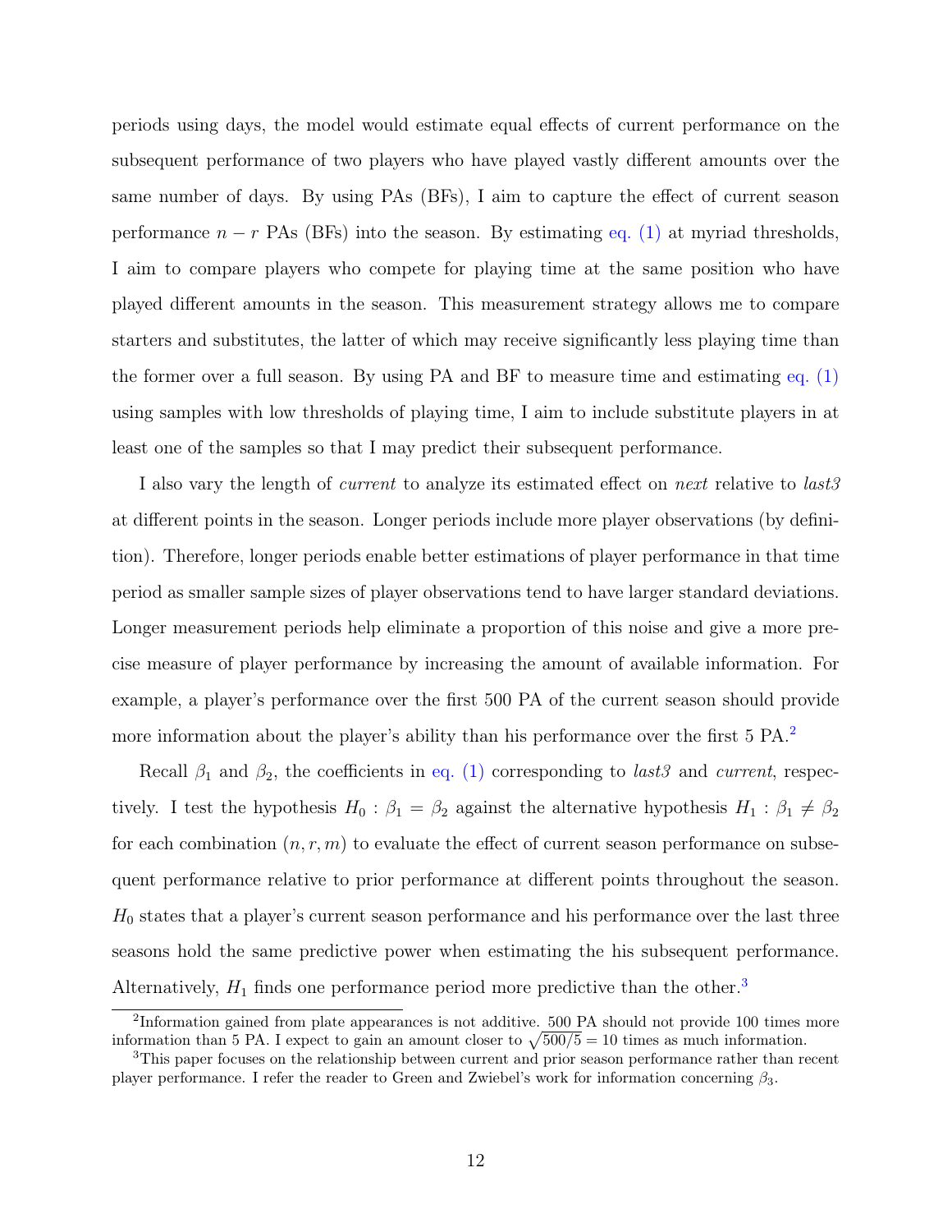periods using days, the model would estimate equal effects of current performance on the subsequent performance of two players who have played vastly different amounts over the same number of days. By using PAs (BFs), I aim to capture the effect of current season performance $n-r$ PAs (BFs) into the season. By estimating eq. (1) at myriad thresholds, I aim to compare players who compete for playing time at the same position who have played different amounts in the season. This measurement strategy allows me to compare starters and substitutes, the latter of which may receive significantly less playing time than the former over a full season. By using PA and BF to measure time and estimating eq. (1) using samples with low thresholds of playing time, I aim to include substitute players in at least one of the samples so that I may predict their subsequent performance.

I also vary the length of *current* to analyze its estimated effect on *next* relative to *last3* at different points in the season. Longer periods include more player observations (by definition). Therefore, longer periods enable better estimations of player performance in that time period as smaller sample sizes of player observations tend to have larger standard deviations. Longer measurement periods help eliminate a proportion of this noise and give a more precise measure of player performance by increasing the amount of available information. For example, a player's performance over the first 500 PA of the current season should provide more information about the player's ability than his performance over the first 5 PA.[2]

Recall $\beta_1$ and $\beta_2$, the coefficients in eq. (1) corresponding to *last3* and *current*, respectively. I test the hypothesis $H_0 : \beta_1 = \beta_2$ against the alternative hypothesis $H_1 : \beta_1 \neq \beta_2$ for each combination $(n, r, m)$ to evaluate the effect of current season performance on subsequent performance relative to prior performance at different points throughout the season. $H_0$ states that a player's current season performance and his performance over the last three seasons hold the same predictive power when estimating the his subsequent performance. Alternatively, $H_1$ finds one performance period more predictive than the other.[3]

[2] Information gained from plate appearances is not additive. 500 PA should not provide 100 times more information than 5 PA. I expect to gain an amount closer to $\sqrt{500/5} = 10$ times as much information.

[3] This paper focuses on the relationship between current and prior season performance rather than recent player performance. I refer the reader to Green and Zwiebel's work for information concerning $\beta_3$.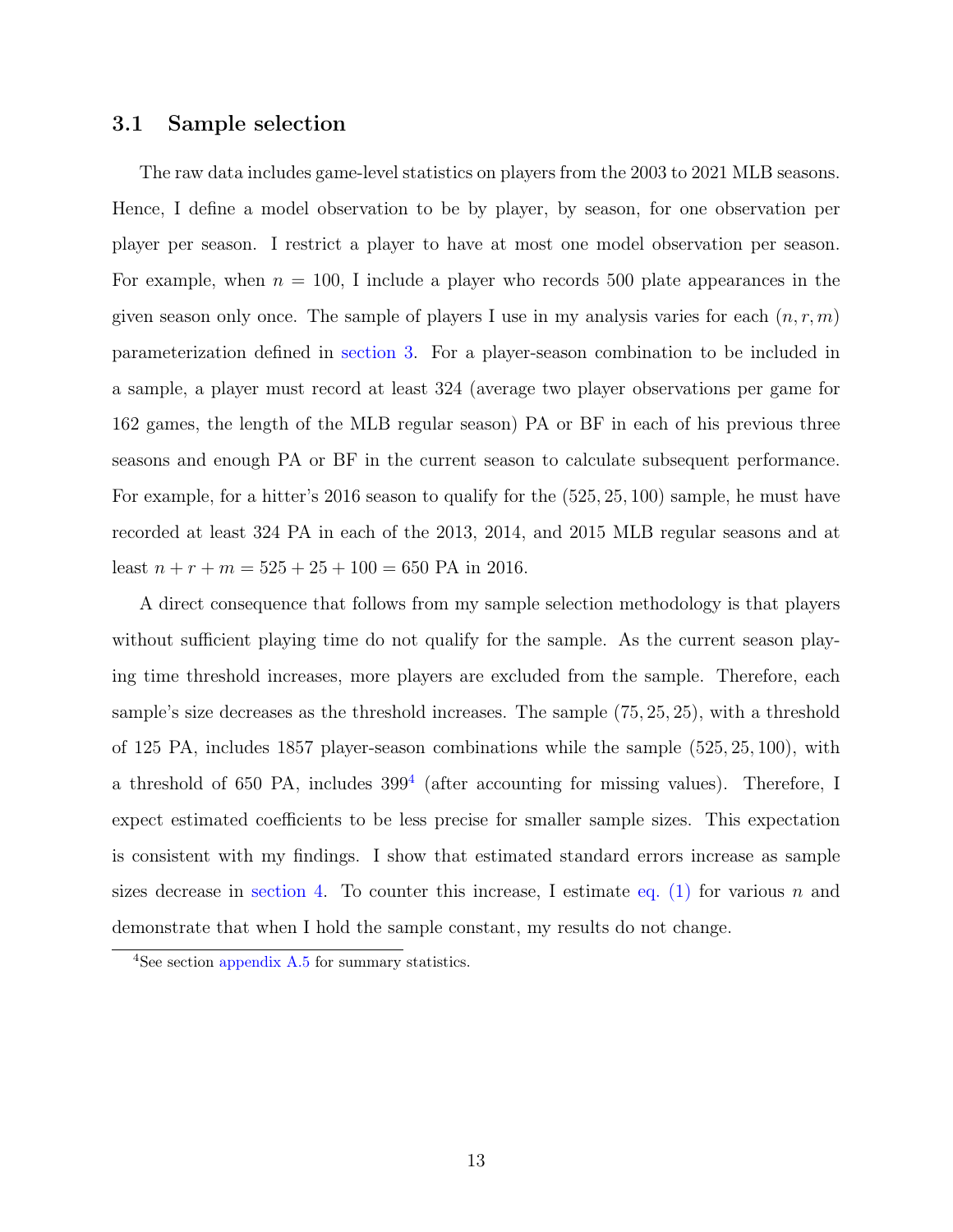### 3.1 Sample selection

The raw data includes game-level statistics on players from the 2003 to 2021 MLB seasons. Hence, I define a model observation to be by player, by season, for one observation per player per season. I restrict a player to have at most one model observation per season. For example, when $n = 100$, I include a player who records 500 plate appearances in the given season only once. The sample of players I use in my analysis varies for each $(n, r, m)$ parameterization defined in section 3. For a player-season combination to be included in a sample, a player must record at least 324 (average two player observations per game for 162 games, the length of the MLB regular season) PA or BF in each of his previous three seasons and enough PA or BF in the current season to calculate subsequent performance. For example, for a hitter's 2016 season to qualify for the $(525, 25, 100)$ sample, he must have recorded at least 324 PA in each of the 2013, 2014, and 2015 MLB regular seasons and at least $n + r + m = 525 + 25 + 100 = 650$ PA in 2016.

A direct consequence that follows from my sample selection methodology is that players without sufficient playing time do not qualify for the sample. As the current season playing time threshold increases, more players are excluded from the sample. Therefore, each sample's size decreases as the threshold increases. The sample $(75, 25, 25)$, with a threshold of 125 PA, includes 1857 player-season combinations while the sample $(525, 25, 100)$, with a threshold of 650 PA, includes 399[4] (after accounting for missing values). Therefore, I expect estimated coefficients to be less precise for smaller sample sizes. This expectation is consistent with my findings. I show that estimated standard errors increase as sample sizes decrease in section 4. To counter this increase, I estimate eq. (1) for various $n$ and demonstrate that when I hold the sample constant, my results do not change.

[4] See section appendix A.5 for summary statistics.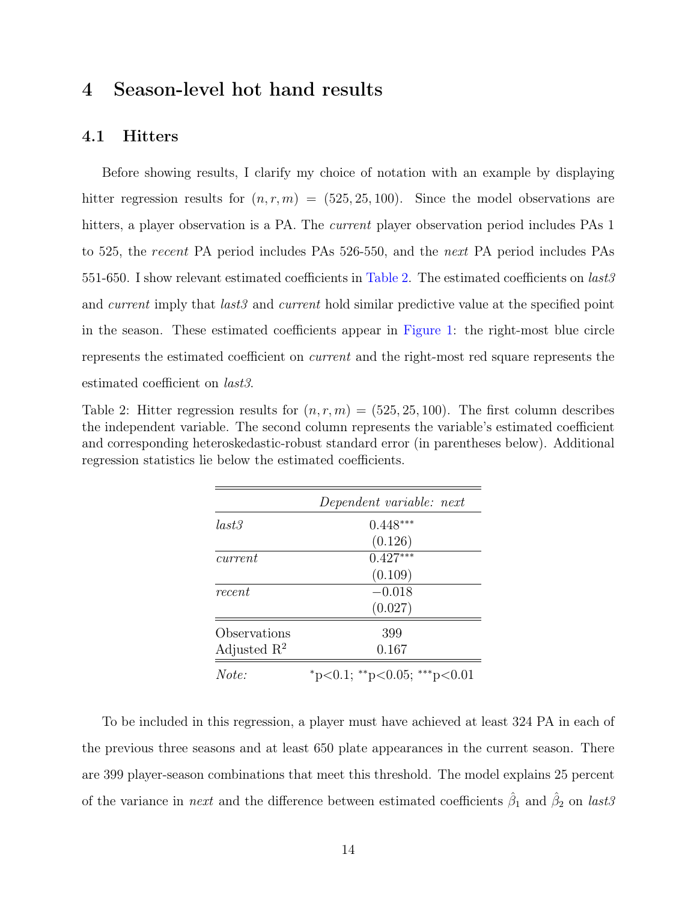# 4 Season-level hot hand results

## 4.1 Hitters

Before showing results, I clarify my choice of notation with an example by displaying hitter regression results for $(n, r, m) = (525, 25, 100)$. Since the model observations are hitters, a player observation is a PA. The *current* player observation period includes PAs 1 to 525, the *recent* PA period includes PAs 526-550, and the *next* PA period includes PAs 551-650. I show relevant estimated coefficients in Table 2. The estimated coefficients on *last3* and *current* imply that *last3* and *current* hold similar predictive value at the specified point in the season. These estimated coefficients appear in Figure 1: the right-most blue circle represents the estimated coefficient on *current* and the right-most red square represents the estimated coefficient on *last3*.

Table 2: Hitter regression results for $(n, r, m) = (525, 25, 100)$. The first column describes the independent variable. The second column represents the variable's estimated coefficient and corresponding heteroskedastic-robust standard error (in parentheses below). Additional regression statistics lie below the estimated coefficients.

| | *Dependent variable: next* |
|---|---|
| *last3* | $0.448^{***}$ |
| | (0.126) |
| *current* | $0.427^{***}$ |
| | (0.109) |
| *recent* | $-0.018$ |
| | (0.027) |
| Observations | 399 |
| Adjusted $R^2$ | 0.167 |
| *Note:* | $^{*}$p<0.1; $^{**}$p<0.05; $^{***}$p<0.01 |

To be included in this regression, a player must have achieved at least 324 PA in each of the previous three seasons and at least 650 plate appearances in the current season. There are 399 player-season combinations that meet this threshold. The model explains 25 percent of the variance in *next* and the difference between estimated coefficients $\hat{\beta}_1$ and $\hat{\beta}_2$ on *last3*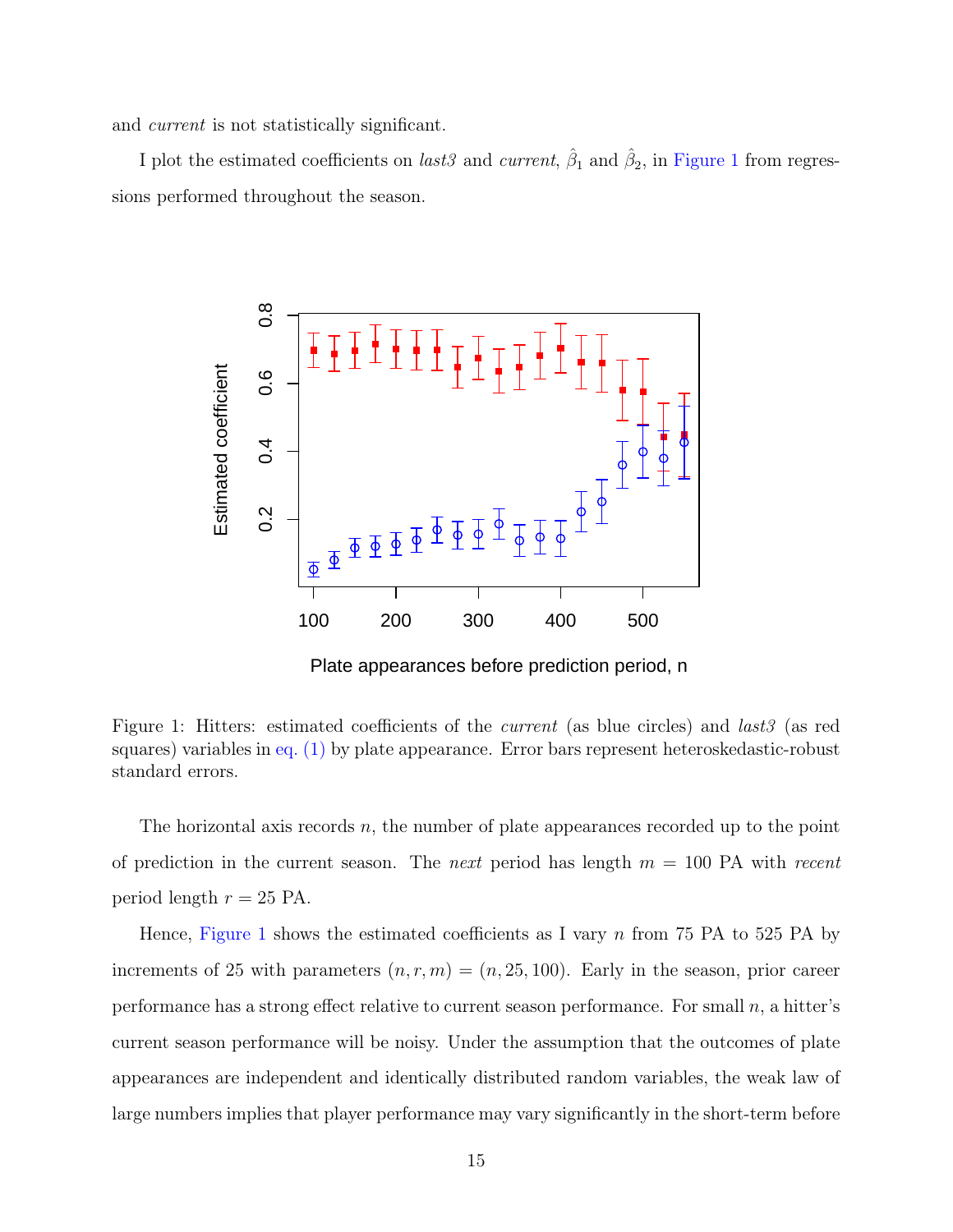and *current* is not statistically significant.

I plot the estimated coefficients on *last3* and *current*, $\hat{\beta}_1$ and $\hat{\beta}_2$, in Figure 1 from regressions performed throughout the season.

Figure 1: Hitters: estimated coefficients of the *current* (as blue circles) and *last3* (as red squares) variables in eq. (1) by plate appearance. Error bars represent heteroskedastic-robust standard errors.

The horizontal axis records $n$, the number of plate appearances recorded up to the point of prediction in the current season. The *next* period has length $m = 100$ PA with *recent* period length $r = 25$ PA.

Hence, Figure 1 shows the estimated coefficients as I vary $n$ from 75 PA to 525 PA by increments of 25 with parameters $(n, r, m) = (n, 25, 100)$. Early in the season, prior career performance has a strong effect relative to current season performance. For small $n$, a hitter's current season performance will be noisy. Under the assumption that the outcomes of plate appearances are independent and identically distributed random variables, the weak law of large numbers implies that player performance may vary significantly in the short-term before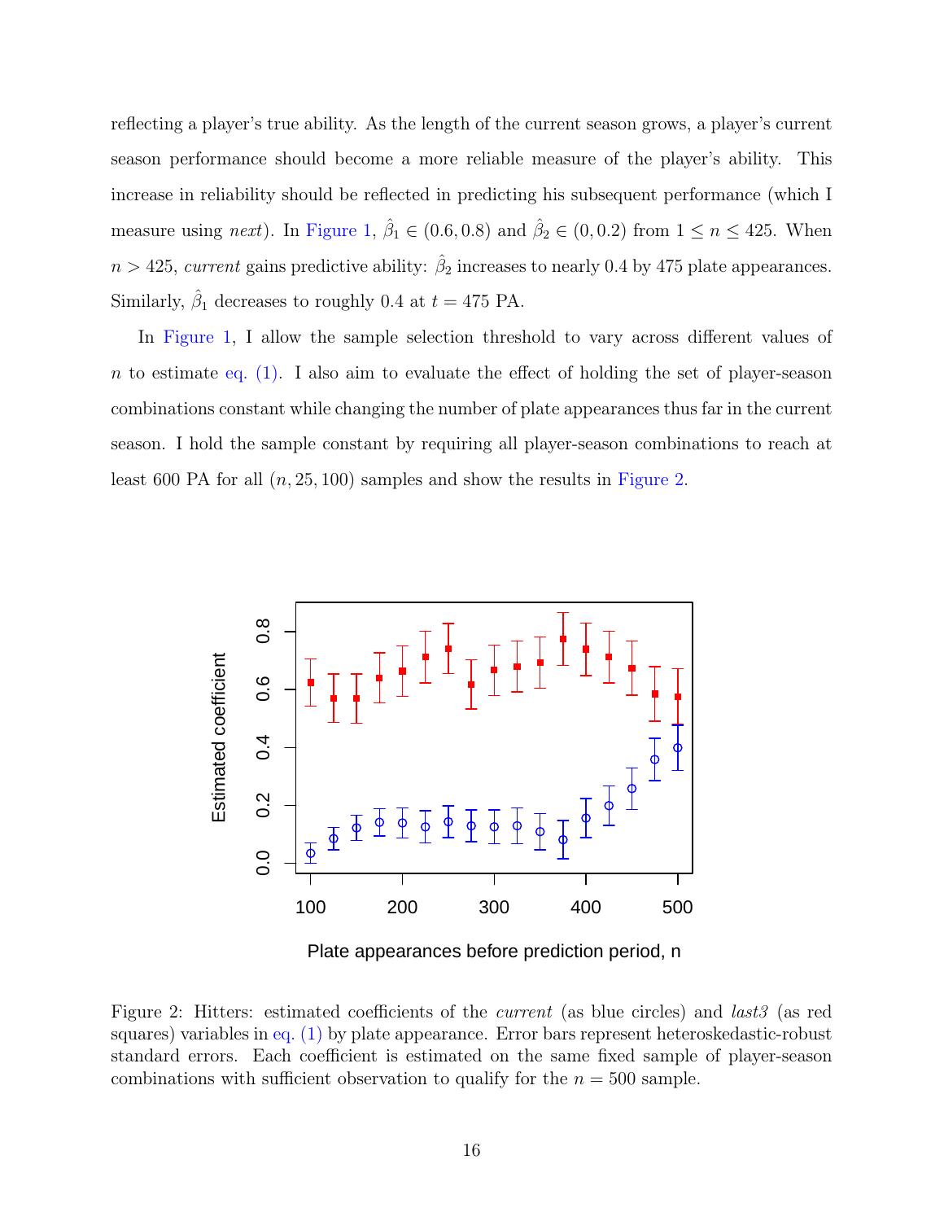reflecting a player's true ability. As the length of the current season grows, a player's current season performance should become a more reliable measure of the player's ability. This increase in reliability should be reflected in predicting his subsequent performance (which I measure using *next*). In Figure 1, $\hat{\beta}_1 \in (0.6, 0.8)$ and $\hat{\beta}_2 \in (0, 0.2)$ from $1 \leq n \leq 425$. When $n > 425$, *current* gains predictive ability: $\hat{\beta}_2$ increases to nearly 0.4 by 475 plate appearances. Similarly, $\hat{\beta}_1$ decreases to roughly 0.4 at $t = 475$ PA.

In Figure 1, I allow the sample selection threshold to vary across different values of $n$ to estimate eq. (1). I also aim to evaluate the effect of holding the set of player-season combinations constant while changing the number of plate appearances thus far in the current season. I hold the sample constant by requiring all player-season combinations to reach at least 600 PA for all $(n, 25, 100)$ samples and show the results in Figure 2.

Figure 2: Hitters: estimated coefficients of the *current* (as blue circles) and *last3* (as red squares) variables in eq. (1) by plate appearance. Error bars represent heteroskedastic-robust standard errors. Each coefficient is estimated on the same fixed sample of player-season combinations with sufficient observation to qualify for the $n = 500$ sample.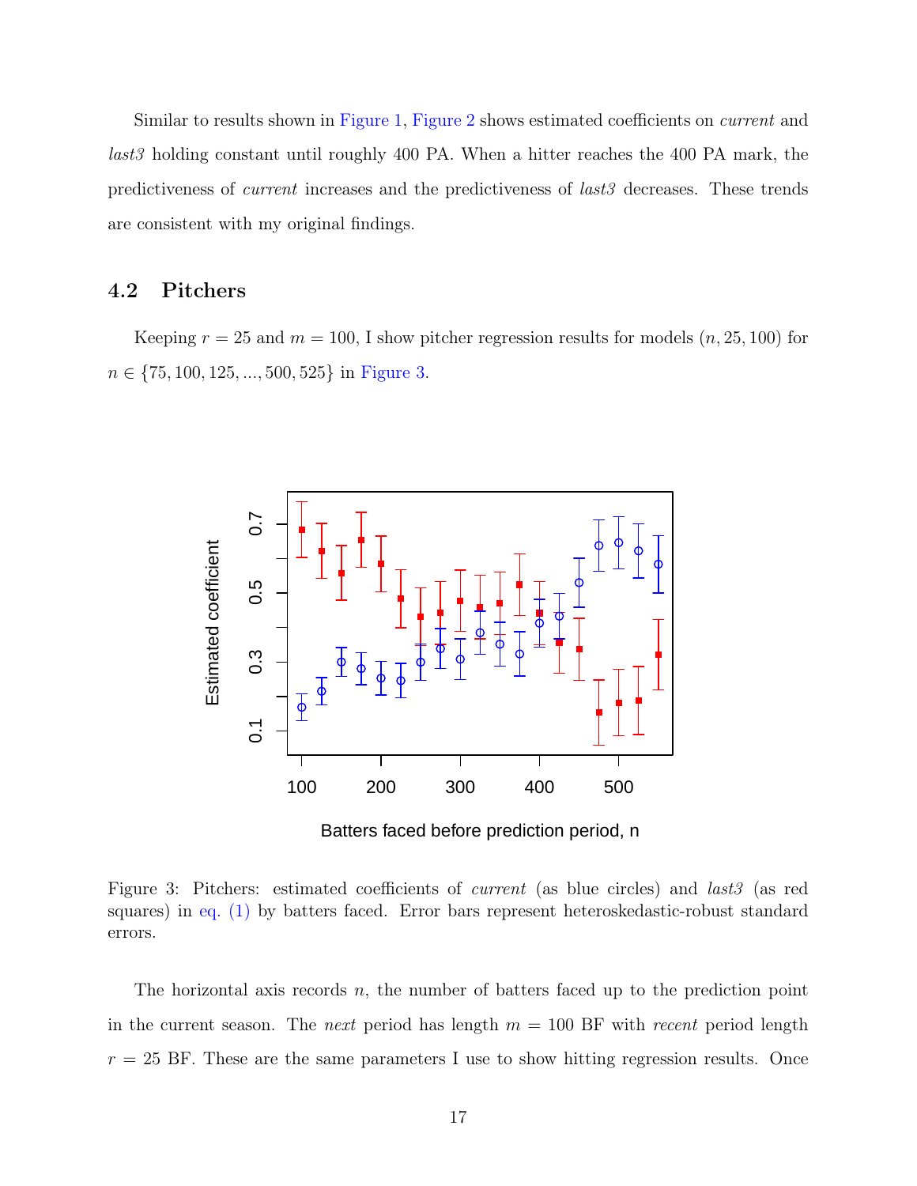Similar to results shown in Figure 1, Figure 2 shows estimated coefficients on *current* and *last3* holding constant until roughly 400 PA. When a hitter reaches the 400 PA mark, the predictiveness of *current* increases and the predictiveness of *last3* decreases. These trends are consistent with my original findings.

### 4.2 Pitchers

Keeping $r = 25$ and $m = 100$, I show pitcher regression results for models $(n, 25, 100)$ for $n \in \{75, 100, 125, ..., 500, 525\}$ in Figure 3.

Figure 3: Pitchers: estimated coefficients of *current* (as blue circles) and *last3* (as red squares) in eq. (1) by batters faced. Error bars represent heteroskedastic-robust standard errors.

The horizontal axis records $n$, the number of batters faced up to the prediction point in the current season. The *next* period has length $m = 100$ BF with *recent* period length $r = 25$ BF. These are the same parameters I use to show hitting regression results. Once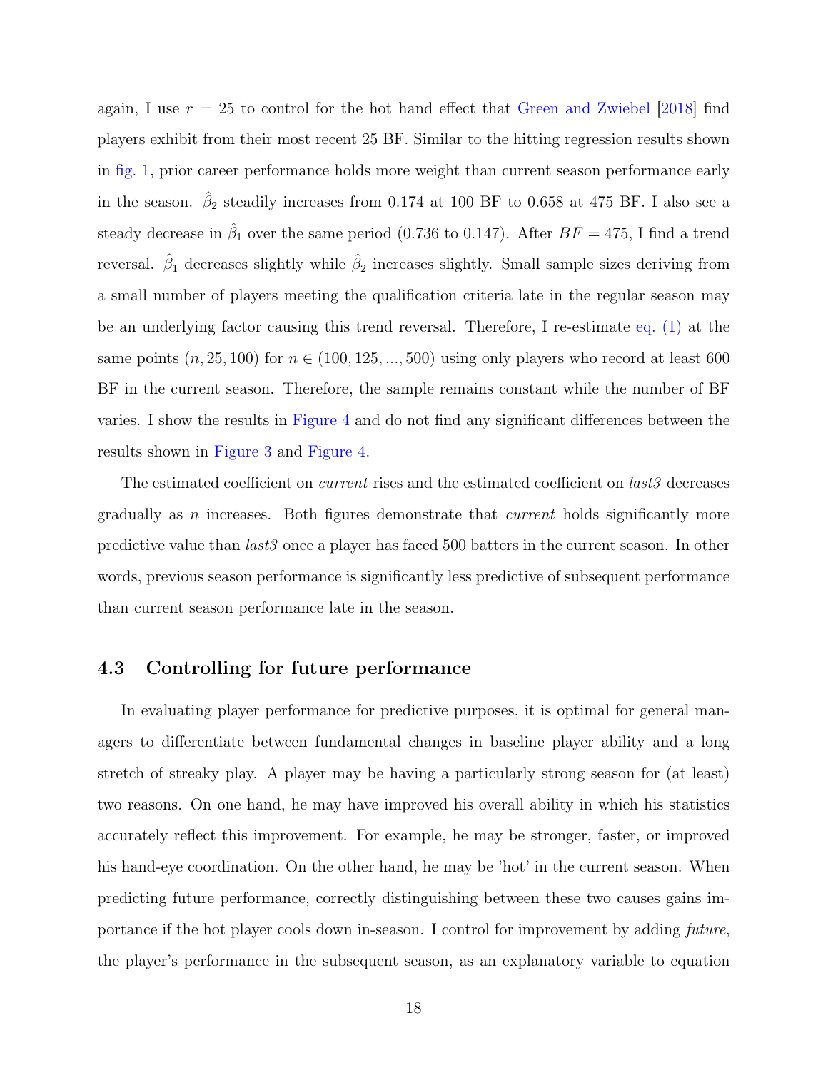again, I use $r = 25$ to control for the hot hand effect that Green and Zwiebel [2018] find players exhibit from their most recent 25 BF. Similar to the hitting regression results shown in fig. 1, prior career performance holds more weight than current season performance early in the season. $\hat{\beta}_2$ steadily increases from 0.174 at 100 BF to 0.658 at 475 BF. I also see a steady decrease in $\hat{\beta}_1$ over the same period (0.736 to 0.147). After $BF = 475$, I find a trend reversal. $\hat{\beta}_1$ decreases slightly while $\hat{\beta}_2$ increases slightly. Small sample sizes deriving from a small number of players meeting the qualification criteria late in the regular season may be an underlying factor causing this trend reversal. Therefore, I re-estimate eq. (1) at the same points $(n, 25, 100)$ for $n \in (100, 125, ..., 500)$ using only players who record at least 600 BF in the current season. Therefore, the sample remains constant while the number of BF varies. I show the results in Figure 4 and do not find any significant differences between the results shown in Figure 3 and Figure 4.

The estimated coefficient on *current* rises and the estimated coefficient on *last3* decreases gradually as $n$ increases. Both figures demonstrate that *current* holds significantly more predictive value than *last3* once a player has faced 500 batters in the current season. In other words, previous season performance is significantly less predictive of subsequent performance than current season performance late in the season.

### 4.3 Controlling for future performance

In evaluating player performance for predictive purposes, it is optimal for general managers to differentiate between fundamental changes in baseline player ability and a long stretch of streaky play. A player may be having a particularly strong season for (at least) two reasons. On one hand, he may have improved his overall ability in which his statistics accurately reflect this improvement. For example, he may be stronger, faster, or improved his hand-eye coordination. On the other hand, he may be 'hot' in the current season. When predicting future performance, correctly distinguishing between these two causes gains importance if the hot player cools down in-season. I control for improvement by adding *future*, the player's performance in the subsequent season, as an explanatory variable to equation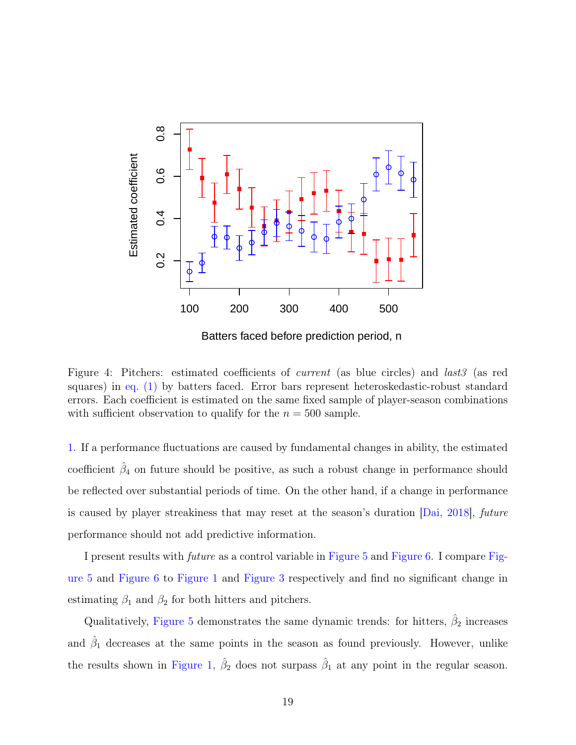Figure 4: Pitchers: estimated coefficients of *current* (as blue circles) and *last3* (as red squares) in eq. (1) by batters faced. Error bars represent heteroskedastic-robust standard errors. Each coefficient is estimated on the same fixed sample of player-season combinations with sufficient observation to qualify for the $n = 500$ sample.

1. If a performance fluctuations are caused by fundamental changes in ability, the estimated coefficient $\hat{\beta}_4$ on future should be positive, as such a robust change in performance should be reflected over substantial periods of time. On the other hand, if a change in performance is caused by player streakiness that may reset at the season's duration [Dai, 2018], *future* performance should not add predictive information.

I present results with *future* as a control variable in Figure 5 and Figure 6. I compare Figure 5 and Figure 6 to Figure 1 and Figure 3 respectively and find no significant change in estimating $\beta_1$ and $\beta_2$ for both hitters and pitchers.

Qualitatively, Figure 5 demonstrates the same dynamic trends: for hitters, $\hat{\beta}_2$ increases and $\hat{\beta}_1$ decreases at the same points in the season as found previously. However, unlike the results shown in Figure 1, $\hat{\beta}_2$ does not surpass $\hat{\beta}_1$ at any point in the regular season.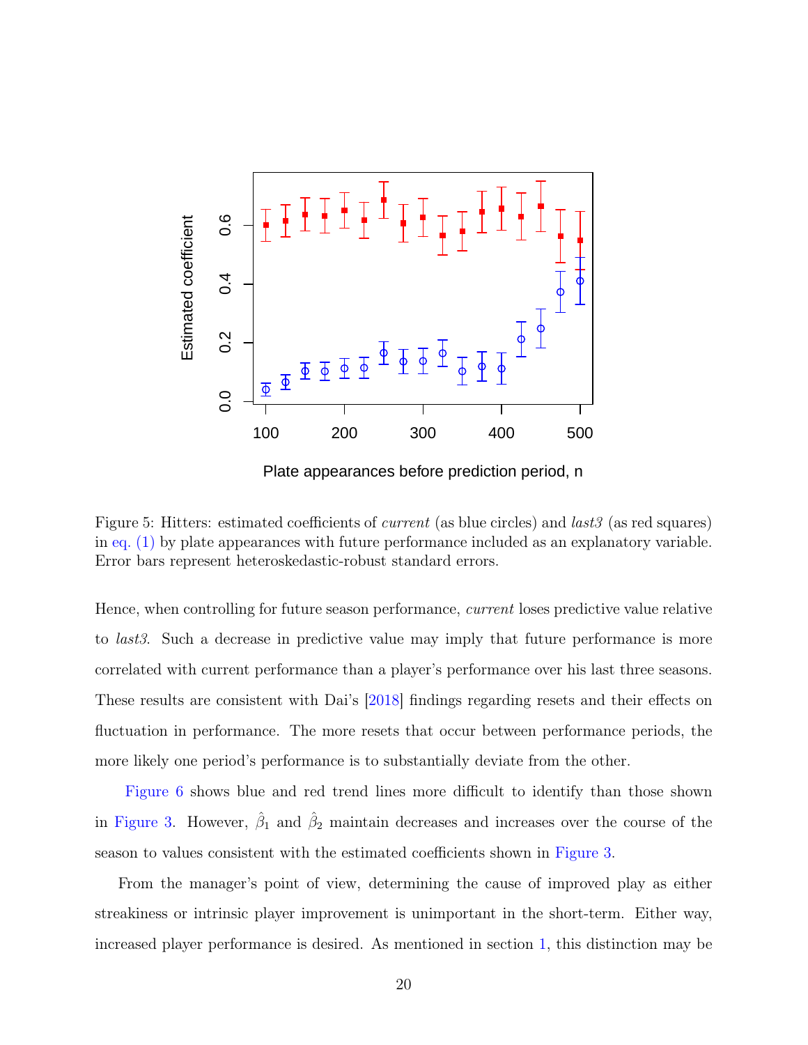Figure 5: Hitters: estimated coefficients of *current* (as blue circles) and *last3* (as red squares) in eq. (1) by plate appearances with future performance included as an explanatory variable. Error bars represent heteroskedastic-robust standard errors.

Hence, when controlling for future season performance, *current* loses predictive value relative to *last3*. Such a decrease in predictive value may imply that future performance is more correlated with current performance than a player's performance over his last three seasons. These results are consistent with Dai's [2018] findings regarding resets and their effects on fluctuation in performance. The more resets that occur between performance periods, the more likely one period's performance is to substantially deviate from the other.

Figure 6 shows blue and red trend lines more difficult to identify than those shown in Figure 3. However, $\hat{\beta}_1$ and $\hat{\beta}_2$ maintain decreases and increases over the course of the season to values consistent with the estimated coefficients shown in Figure 3.

From the manager's point of view, determining the cause of improved play as either streakiness or intrinsic player improvement is unimportant in the short-term. Either way, increased player performance is desired. As mentioned in section 1, this distinction may be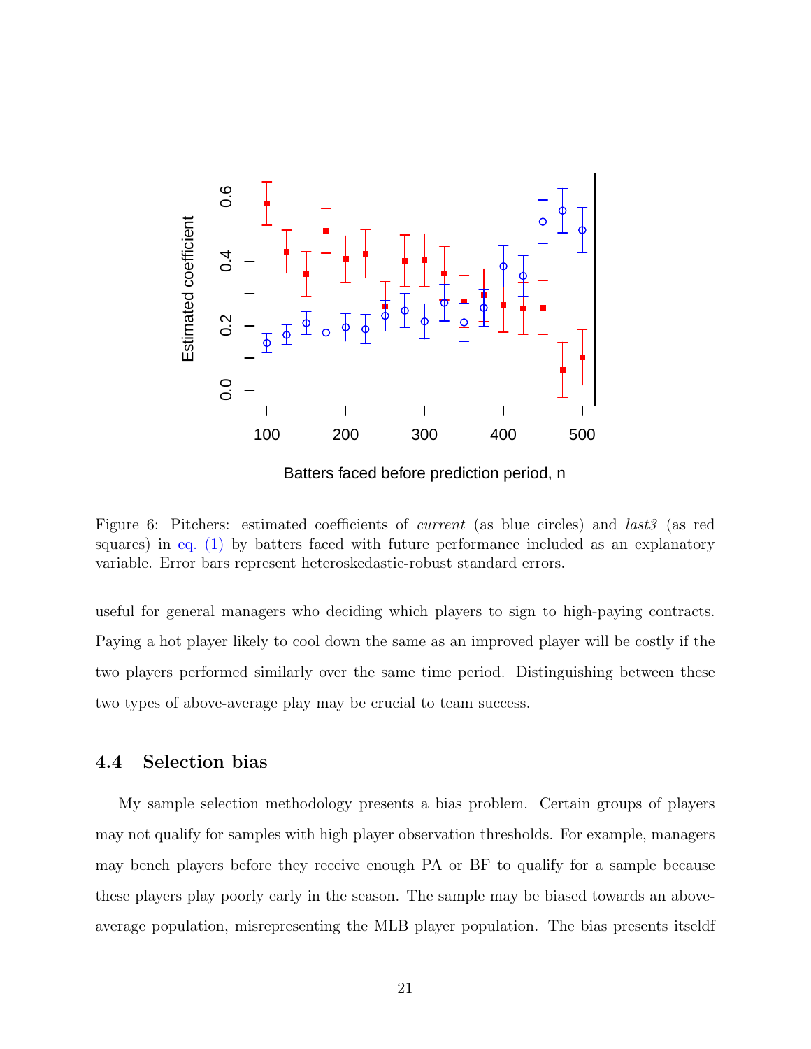Figure 6: Pitchers: estimated coefficients of *current* (as blue circles) and *last3* (as red squares) in eq. (1) by batters faced with future performance included as an explanatory variable. Error bars represent heteroskedastic-robust standard errors.

useful for general managers who deciding which players to sign to high-paying contracts. Paying a hot player likely to cool down the same as an improved player will be costly if the two players performed similarly over the same time period. Distinguishing between these two types of above-average play may be crucial to team success.

### 4.4 Selection bias

My sample selection methodology presents a bias problem. Certain groups of players may not qualify for samples with high player observation thresholds. For example, managers may bench players before they receive enough PA or BF to qualify for a sample because these players play poorly early in the season. The sample may be biased towards an above-average population, misrepresenting the MLB player population. The bias presents itseldf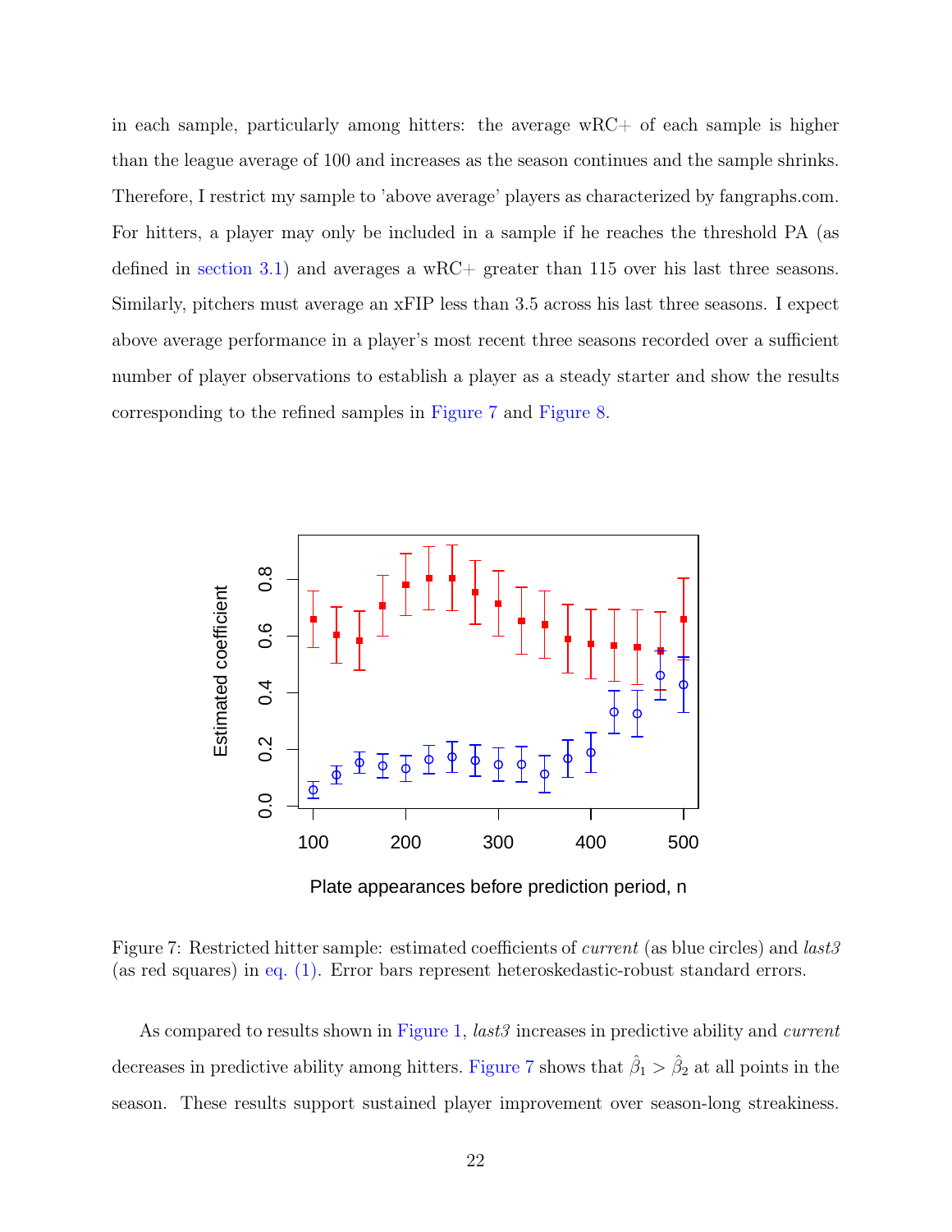in each sample, particularly among hitters: the average wRC+ of each sample is higher than the league average of 100 and increases as the season continues and the sample shrinks. Therefore, I restrict my sample to 'above average' players as characterized by fangraphs.com. For hitters, a player may only be included in a sample if he reaches the threshold PA (as defined in section 3.1) and averages a wRC+ greater than 115 over his last three seasons. Similarly, pitchers must average an xFIP less than 3.5 across his last three seasons. I expect above average performance in a player's most recent three seasons recorded over a sufficient number of player observations to establish a player as a steady starter and show the results corresponding to the refined samples in Figure 7 and Figure 8.

Figure 7: Restricted hitter sample: estimated coefficients of *current* (as blue circles) and *last3* (as red squares) in eq. (1). Error bars represent heteroskedastic-robust standard errors.

As compared to results shown in Figure 1, *last3* increases in predictive ability and *current* decreases in predictive ability among hitters. Figure 7 shows that $\hat{\beta}_1 > \hat{\beta}_2$ at all points in the season. These results support sustained player improvement over season-long streakiness.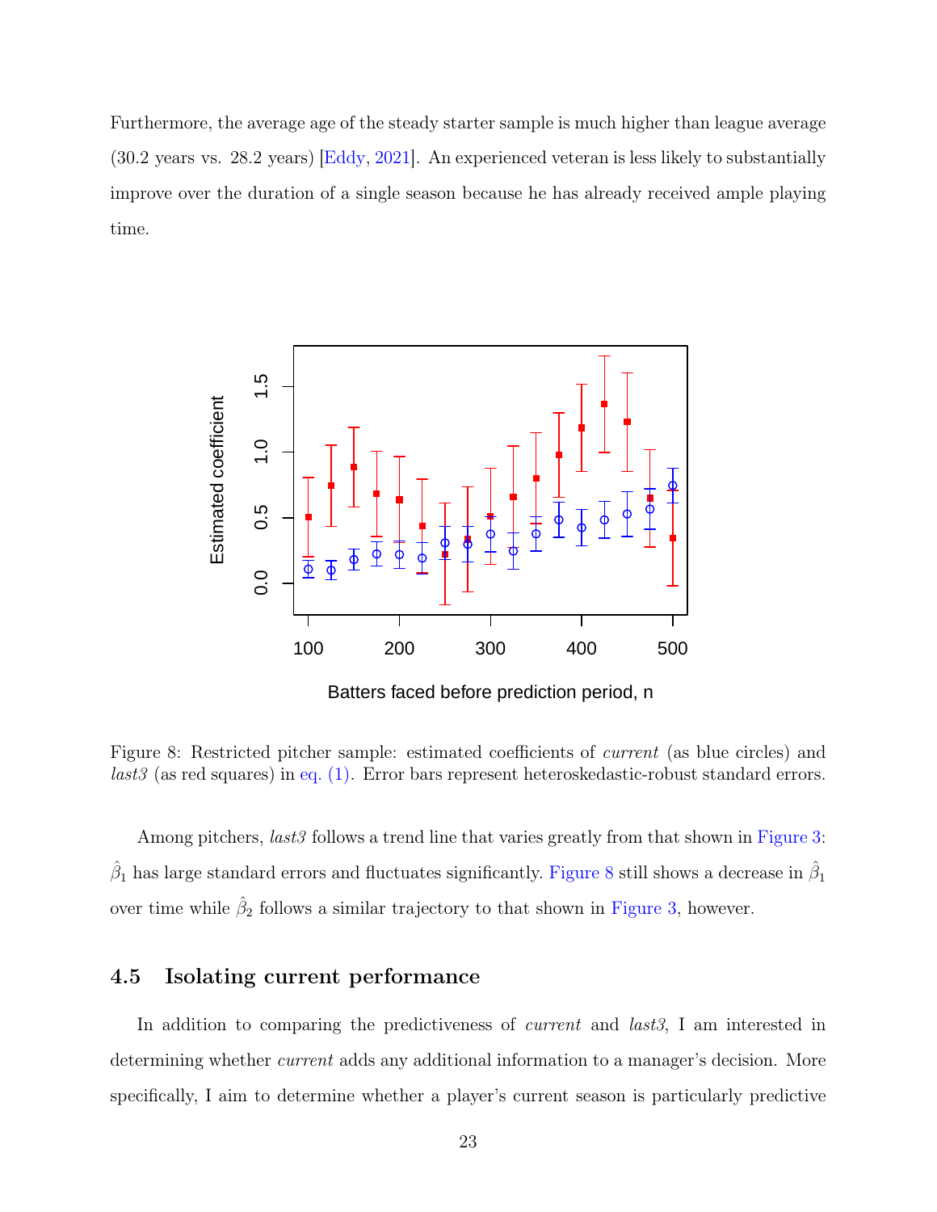Furthermore, the average age of the steady starter sample is much higher than league average (30.2 years vs. 28.2 years) [Eddy, 2021]. An experienced veteran is less likely to substantially improve over the duration of a single season because he has already received ample playing time.

Figure 8: Restricted pitcher sample: estimated coefficients of *current* (as blue circles) and *last3* (as red squares) in eq. (1). Error bars represent heteroskedastic-robust standard errors.

Among pitchers, *last3* follows a trend line that varies greatly from that shown in Figure 3: $\hat{\beta}_1$ has large standard errors and fluctuates significantly. Figure 8 still shows a decrease in $\hat{\beta}_1$ over time while $\hat{\beta}_2$ follows a similar trajectory to that shown in Figure 3, however.

### 4.5 Isolating current performance

In addition to comparing the predictiveness of *current* and *last3*, I am interested in determining whether *current* adds any additional information to a manager's decision. More specifically, I aim to determine whether a player's current season is particularly predictive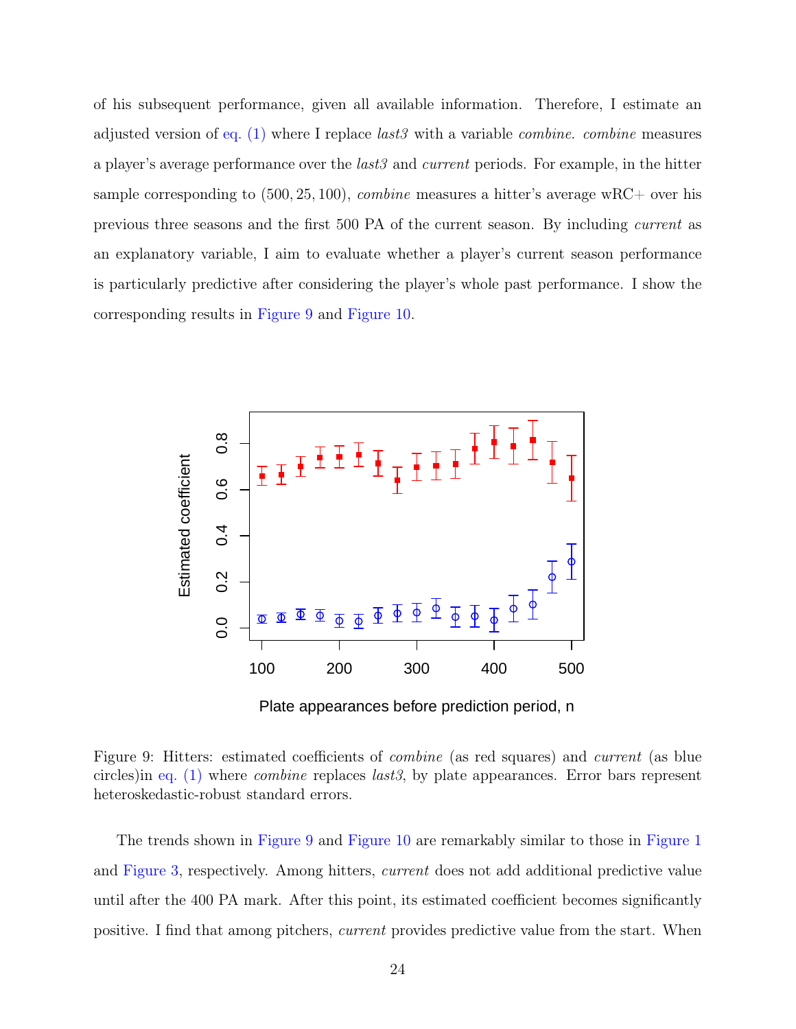of his subsequent performance, given all available information. Therefore, I estimate an adjusted version of eq. (1) where I replace *last3* with a variable *combine*. *combine* measures a player's average performance over the *last3* and *current* periods. For example, in the hitter sample corresponding to $(500, 25, 100)$, *combine* measures a hitter's average wRC+ over his previous three seasons and the first 500 PA of the current season. By including *current* as an explanatory variable, I aim to evaluate whether a player's current season performance is particularly predictive after considering the player's whole past performance. I show the corresponding results in Figure 9 and Figure 10.

Figure 9: Hitters: estimated coefficients of *combine* (as red squares) and *current* (as blue circles)in eq. (1) where *combine* replaces *last3*, by plate appearances. Error bars represent heteroskedastic-robust standard errors.

The trends shown in Figure 9 and Figure 10 are remarkably similar to those in Figure 1 and Figure 3, respectively. Among hitters, *current* does not add additional predictive value until after the 400 PA mark. After this point, its estimated coefficient becomes significantly positive. I find that among pitchers, *current* provides predictive value from the start. When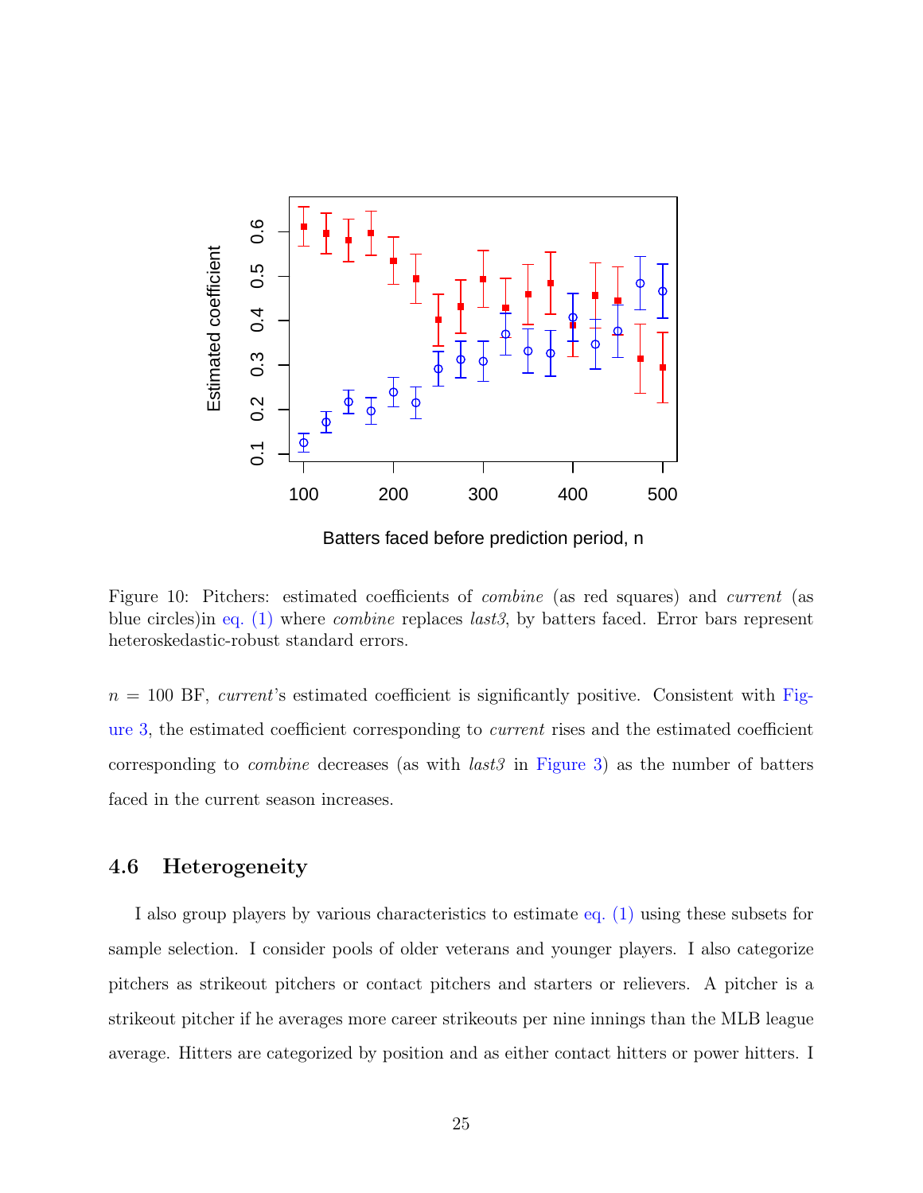Figure 10: Pitchers: estimated coefficients of *combine* (as red squares) and *current* (as blue circles)in eq. (1) where *combine* replaces *last3*, by batters faced. Error bars represent heteroskedastic-robust standard errors.

$n = 100$ BF, *current*'s estimated coefficient is significantly positive. Consistent with Figure 3, the estimated coefficient corresponding to *current* rises and the estimated coefficient corresponding to *combine* decreases (as with *last3* in Figure 3) as the number of batters faced in the current season increases.

### 4.6 Heterogeneity

I also group players by various characteristics to estimate eq. (1) using these subsets for sample selection. I consider pools of older veterans and younger players. I also categorize pitchers as strikeout pitchers or contact pitchers and starters or relievers. A pitcher is a strikeout pitcher if he averages more career strikeouts per nine innings than the MLB league average. Hitters are categorized by position and as either contact hitters or power hitters. I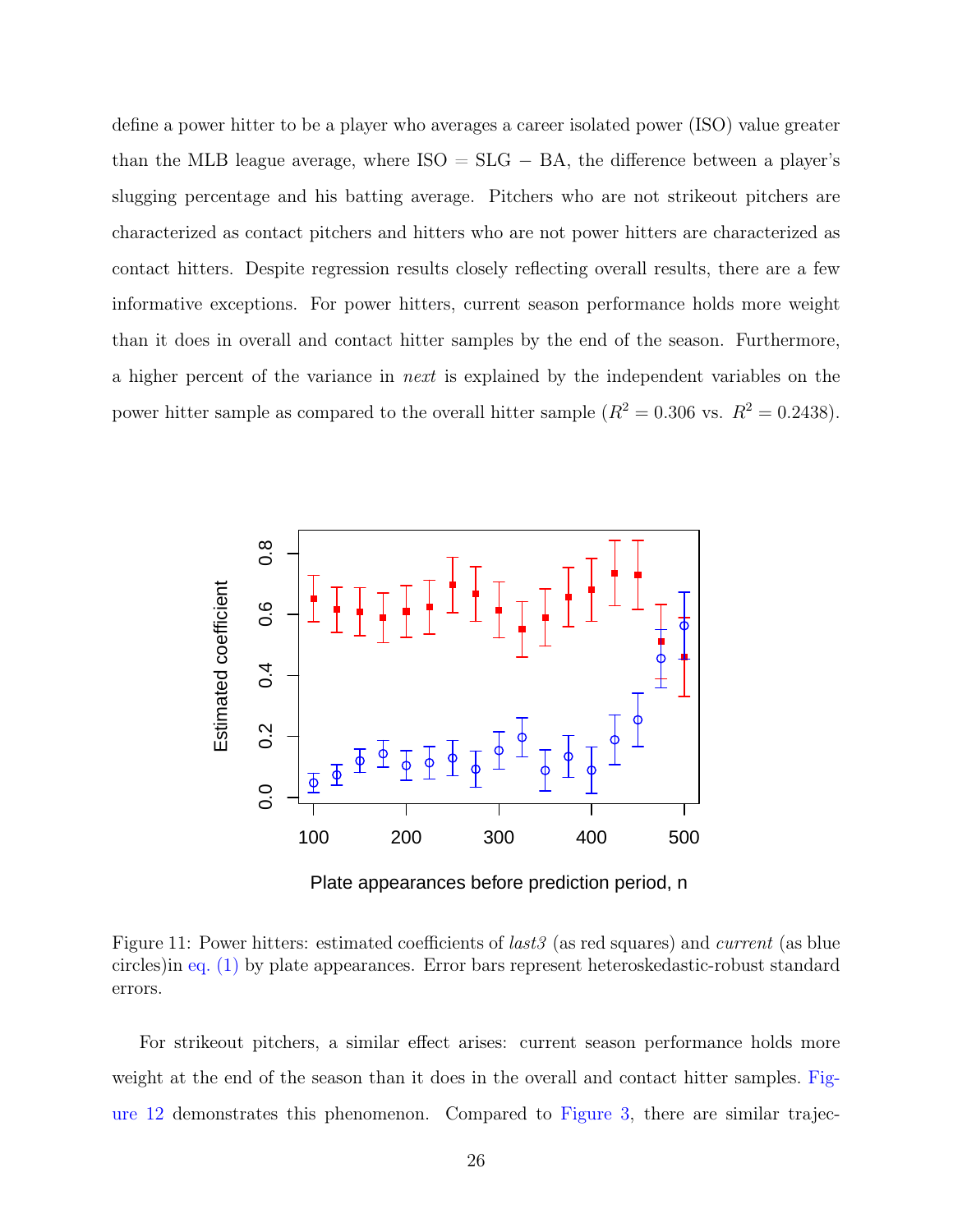define a power hitter to be a player who averages a career isolated power (ISO) value greater than the MLB league average, where ISO = SLG − BA, the difference between a player's slugging percentage and his batting average. Pitchers who are not strikeout pitchers are characterized as contact pitchers and hitters who are not power hitters are characterized as contact hitters. Despite regression results closely reflecting overall results, there are a few informative exceptions. For power hitters, current season performance holds more weight than it does in overall and contact hitter samples by the end of the season. Furthermore, a higher percent of the variance in *next* is explained by the independent variables on the power hitter sample as compared to the overall hitter sample ($R^2 = 0.306$ vs. $R^2 = 0.2438$).

Figure 11: Power hitters: estimated coefficients of *last3* (as red squares) and *current* (as blue circles)in eq. (1) by plate appearances. Error bars represent heteroskedastic-robust standard errors.

For strikeout pitchers, a similar effect arises: current season performance holds more weight at the end of the season than it does in the overall and contact hitter samples. Figure 12 demonstrates this phenomenon. Compared to Figure 3, there are similar trajec-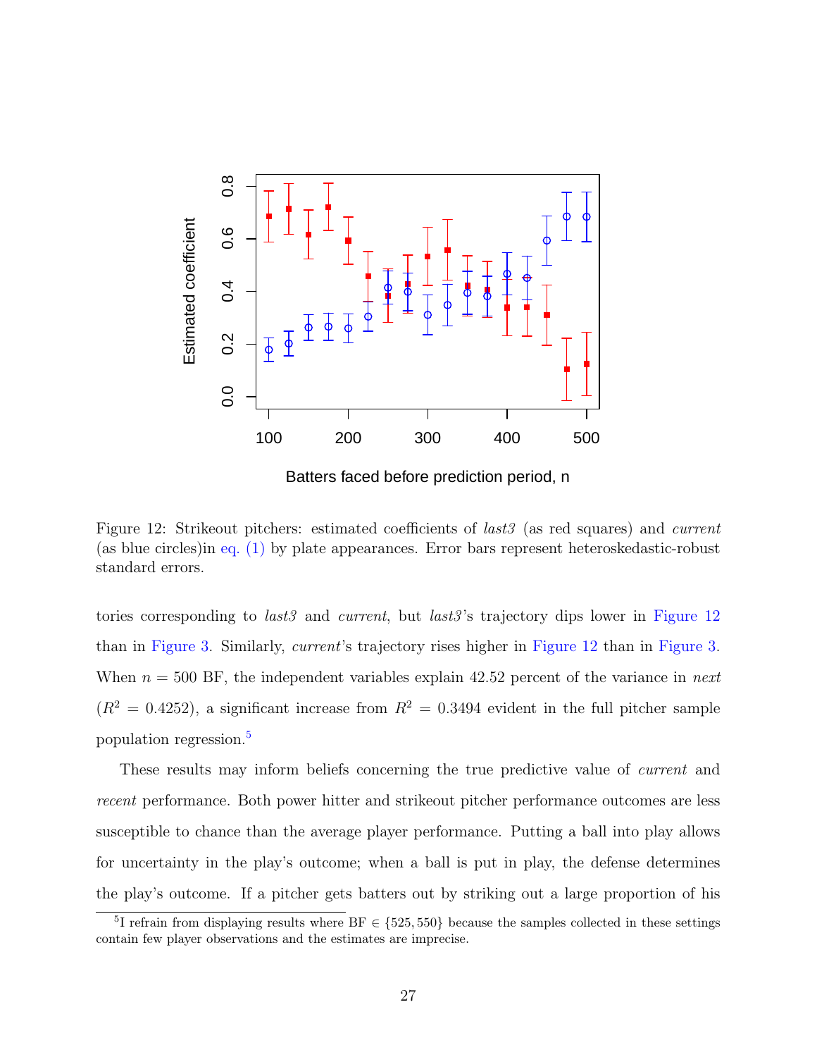Figure 12: Strikeout pitchers: estimated coefficients of *last3* (as red squares) and *current* (as blue circles)in eq. (1) by plate appearances. Error bars represent heteroskedastic-robust standard errors.

tories corresponding to *last3* and *current*, but *last3*'s trajectory dips lower in Figure 12 than in Figure 3. Similarly, *current*'s trajectory rises higher in Figure 12 than in Figure 3. When $n = 500$ BF, the independent variables explain 42.52 percent of the variance in *next* ($R^2 = 0.4252$), a significant increase from $R^2 = 0.3494$ evident in the full pitcher sample population regression.[5]

These results may inform beliefs concerning the true predictive value of *current* and *recent* performance. Both power hitter and strikeout pitcher performance outcomes are less susceptible to chance than the average player performance. Putting a ball into play allows for uncertainty in the play's outcome; when a ball is put in play, the defense determines the play's outcome. If a pitcher gets batters out by striking out a large proportion of his

[5] I refrain from displaying results where BF $\in \{525, 550\}$ because the samples collected in these settings contain few player observations and the estimates are imprecise.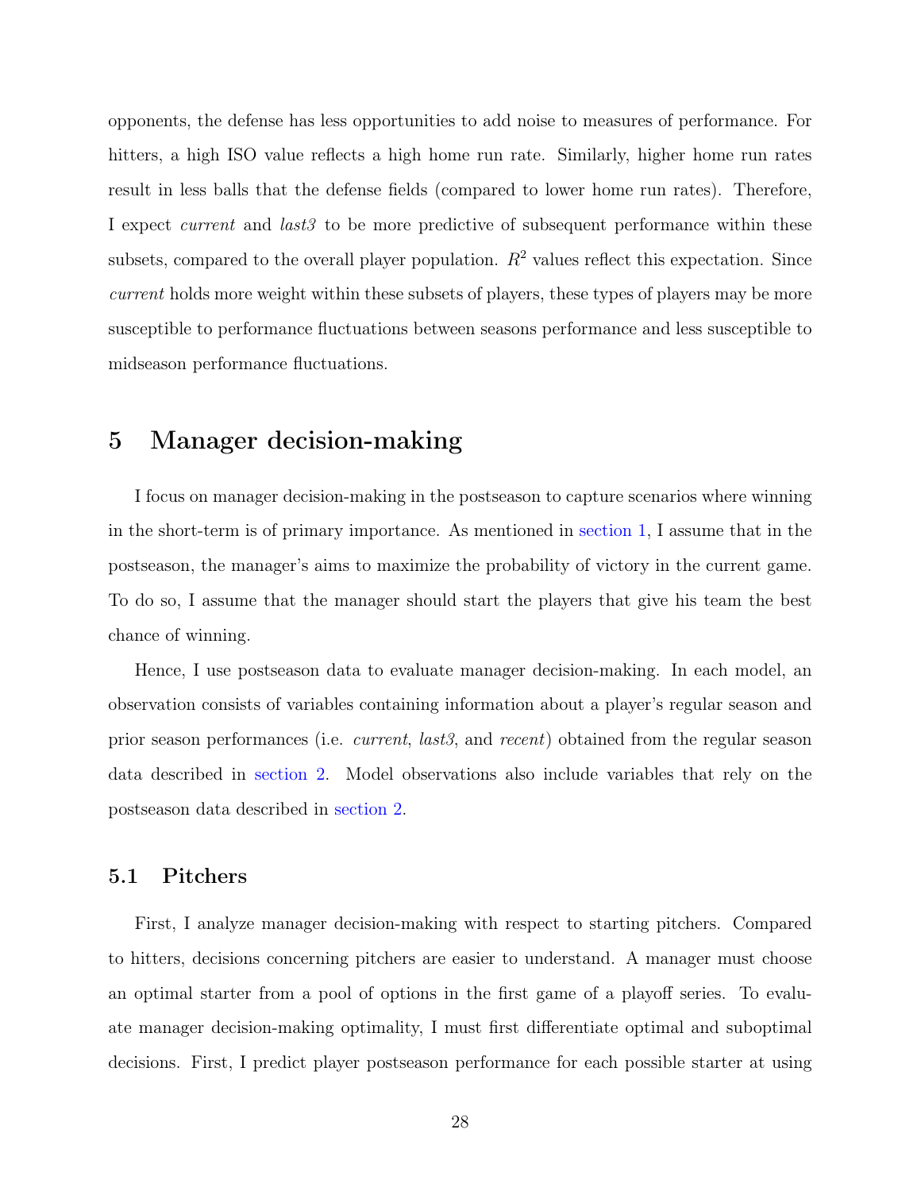opponents, the defense has less opportunities to add noise to measures of performance. For hitters, a high ISO value reflects a high home run rate. Similarly, higher home run rates result in less balls that the defense fields (compared to lower home run rates). Therefore, I expect *current* and *last3* to be more predictive of subsequent performance within these subsets, compared to the overall player population. $R^2$ values reflect this expectation. Since *current* holds more weight within these subsets of players, these types of players may be more susceptible to performance fluctuations between seasons performance and less susceptible to midseason performance fluctuations.

# 5 Manager decision-making

I focus on manager decision-making in the postseason to capture scenarios where winning in the short-term is of primary importance. As mentioned in section 1, I assume that in the postseason, the manager's aims to maximize the probability of victory in the current game. To do so, I assume that the manager should start the players that give his team the best chance of winning.

Hence, I use postseason data to evaluate manager decision-making. In each model, an observation consists of variables containing information about a player's regular season and prior season performances (i.e. *current*, *last3*, and *recent*) obtained from the regular season data described in section 2. Model observations also include variables that rely on the postseason data described in section 2.

## 5.1 Pitchers

First, I analyze manager decision-making with respect to starting pitchers. Compared to hitters, decisions concerning pitchers are easier to understand. A manager must choose an optimal starter from a pool of options in the first game of a playoff series. To evaluate manager decision-making optimality, I must first differentiate optimal and suboptimal decisions. First, I predict player postseason performance for each possible starter at using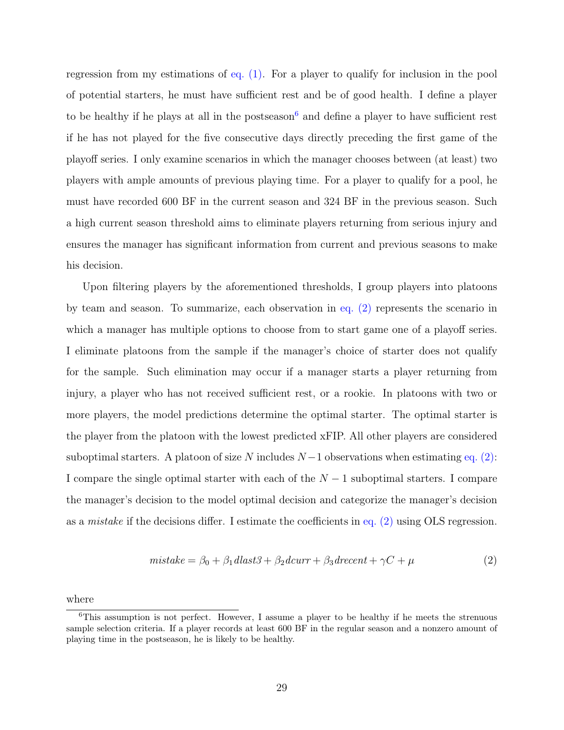regression from my estimations of eq. (1). For a player to qualify for inclusion in the pool of potential starters, he must have sufficient rest and be of good health. I define a player to be healthy if he plays at all in the postseason[6] and define a player to have sufficient rest if he has not played for the five consecutive days directly preceding the first game of the playoff series. I only examine scenarios in which the manager chooses between (at least) two players with ample amounts of previous playing time. For a player to qualify for a pool, he must have recorded 600 BF in the current season and 324 BF in the previous season. Such a high current season threshold aims to eliminate players returning from serious injury and ensures the manager has significant information from current and previous seasons to make his decision.

Upon filtering players by the aforementioned thresholds, I group players into platoons by team and season. To summarize, each observation in eq. (2) represents the scenario in which a manager has multiple options to choose from to start game one of a playoff series. I eliminate platoons from the sample if the manager's choice of starter does not qualify for the sample. Such elimination may occur if a manager starts a player returning from injury, a player who has not received sufficient rest, or a rookie. In platoons with two or more players, the model predictions determine the optimal starter. The optimal starter is the player from the platoon with the lowest predicted xFIP. All other players are considered suboptimal starters. A platoon of size $N$ includes $N-1$ observations when estimating eq. (2): I compare the single optimal starter with each of the $N-1$ suboptimal starters. I compare the manager's decision to the model optimal decision and categorize the manager's decision as a *mistake* if the decisions differ. I estimate the coefficients in eq. (2) using OLS regression.

$$mistake = \beta_0 + \beta_1 dlast3 + \beta_2 dcurr + \beta_3 drecent + \gamma C + \mu \tag{2}$$

where

[6] This assumption is not perfect. However, I assume a player to be healthy if he meets the strenuous sample selection criteria. If a player records at least 600 BF in the regular season and a nonzero amount of playing time in the postseason, he is likely to be healthy.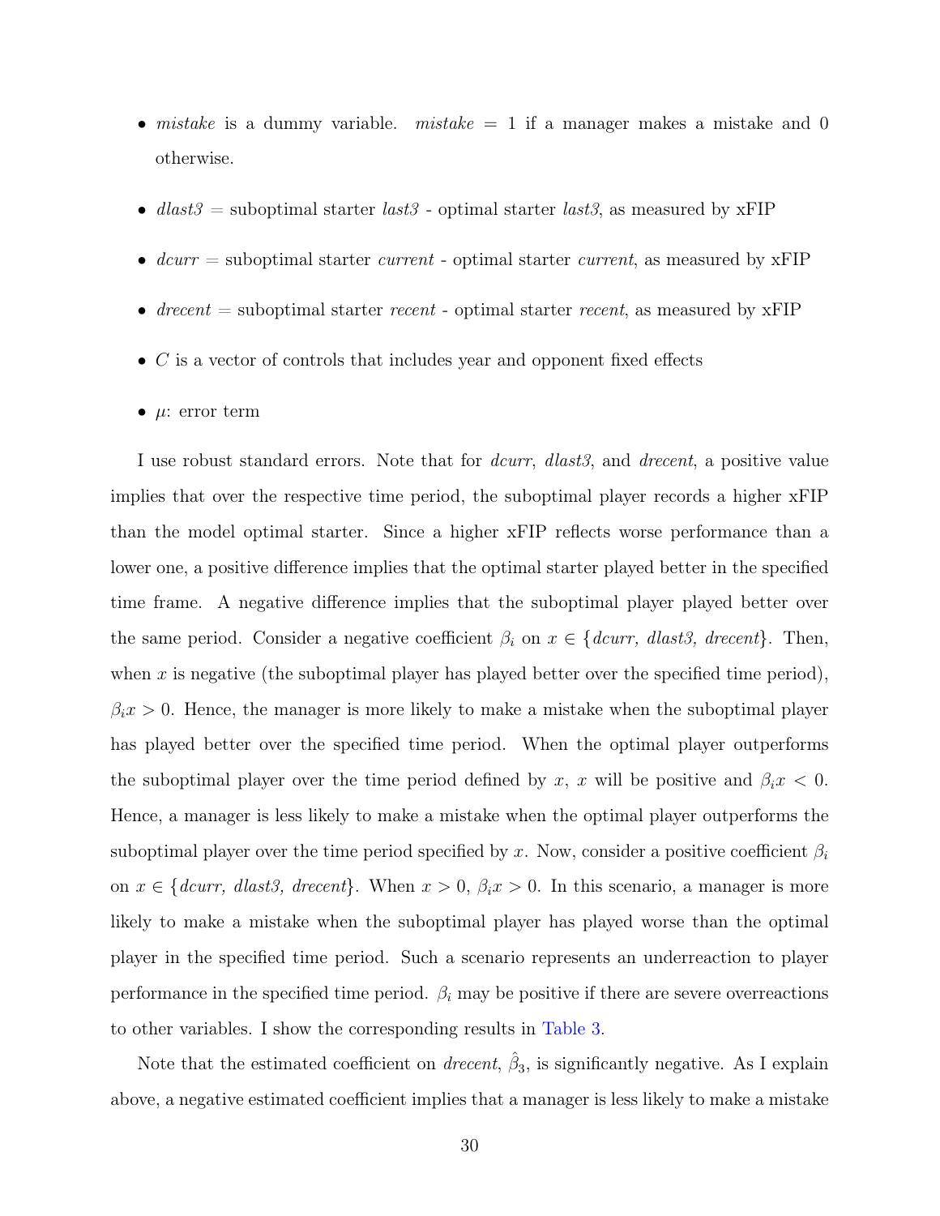- *mistake* is a dummy variable. *mistake* = 1 if a manager makes a mistake and 0 otherwise.
- *dlast3* = suboptimal starter *last3* - optimal starter *last3*, as measured by xFIP
- *dcurr* = suboptimal starter *current* - optimal starter *current*, as measured by xFIP
- *drecent* = suboptimal starter *recent* - optimal starter *recent*, as measured by xFIP
- $C$ is a vector of controls that includes year and opponent fixed effects
- $\mu$: error term

I use robust standard errors. Note that for *dcurr*, *dlast3*, and *drecent*, a positive value implies that over the respective time period, the suboptimal player records a higher xFIP than the model optimal starter. Since a higher xFIP reflects worse performance than a lower one, a positive difference implies that the optimal starter played better in the specified time frame. A negative difference implies that the suboptimal player played better over the same period. Consider a negative coefficient $\beta_i$ on $x \in \{dcurr,\ dlast3,\ drecent\}$. Then, when $x$ is negative (the suboptimal player has played better over the specified time period), $\beta_i x > 0$. Hence, the manager is more likely to make a mistake when the suboptimal player has played better over the specified time period. When the optimal player outperforms the suboptimal player over the time period defined by $x$, $x$ will be positive and $\beta_i x < 0$. Hence, a manager is less likely to make a mistake when the optimal player outperforms the suboptimal player over the time period specified by $x$. Now, consider a positive coefficient $\beta_i$ on $x \in \{dcurr,\ dlast3,\ drecent\}$. When $x > 0$, $\beta_i x > 0$. In this scenario, a manager is more likely to make a mistake when the suboptimal player has played worse than the optimal player in the specified time period. Such a scenario represents an underreaction to player performance in the specified time period. $\beta_i$ may be positive if there are severe overreactions to other variables. I show the corresponding results in Table 3.

Note that the estimated coefficient on *drecent*, $\hat{\beta}_3$, is significantly negative. As I explain above, a negative estimated coefficient implies that a manager is less likely to make a mistake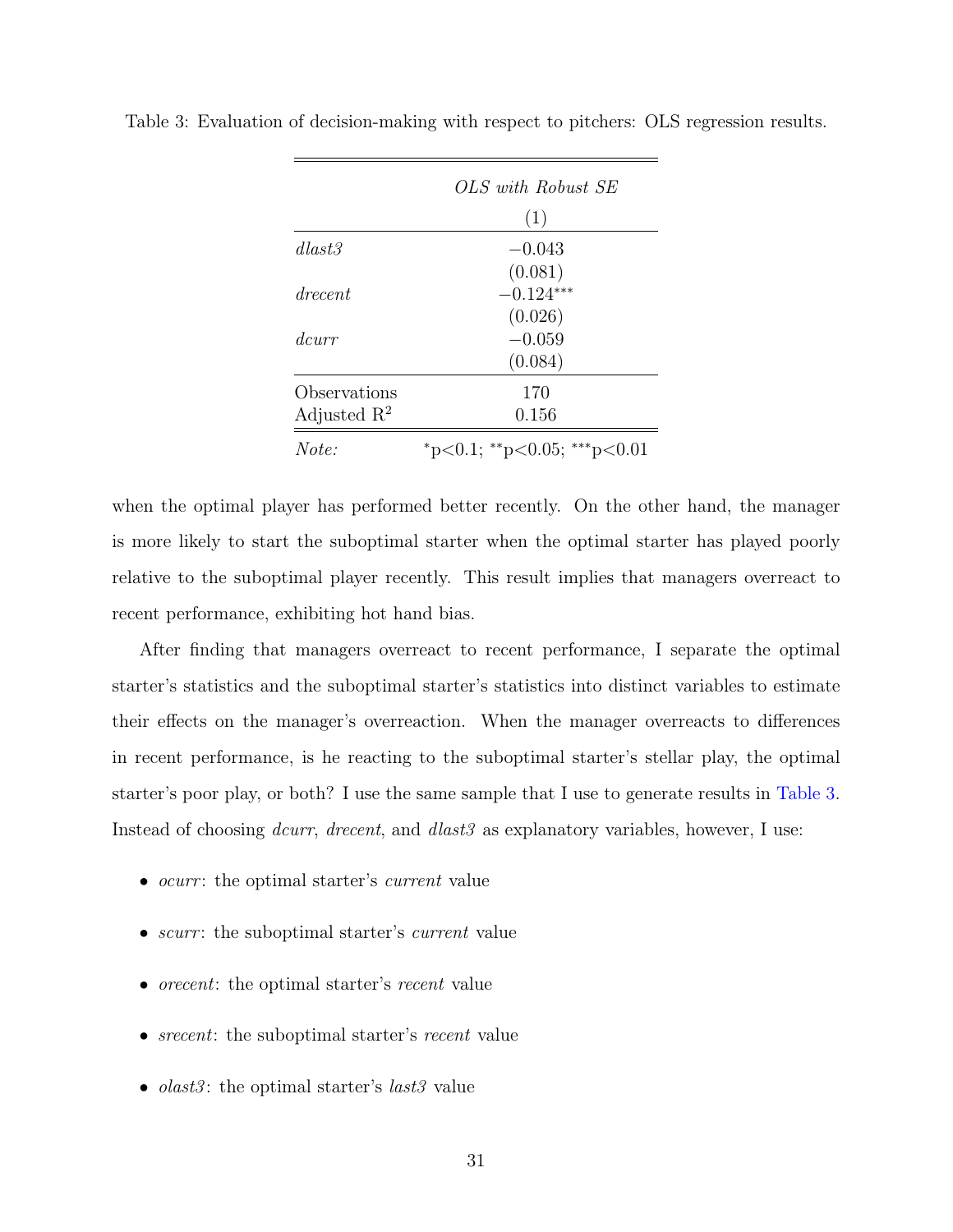Table 3: Evaluation of decision-making with respect to pitchers: OLS regression results.

| | *OLS with Robust SE* |
|---|---|
| | (1) |
| *dlast3* | −0.043 |
| | (0.081) |
| *drecent* | −0.124*** |
| | (0.026) |
| *dcurr* | −0.059 |
| | (0.084) |
| Observations | 170 |
| Adjusted $R^2$ | 0.156 |
| *Note:* | *p<0.1; **p<0.05; ***p<0.01 |

when the optimal player has performed better recently. On the other hand, the manager is more likely to start the suboptimal starter when the optimal starter has played poorly relative to the suboptimal player recently. This result implies that managers overreact to recent performance, exhibiting hot hand bias.

After finding that managers overreact to recent performance, I separate the optimal starter's statistics and the suboptimal starter's statistics into distinct variables to estimate their effects on the manager's overreaction. When the manager overreacts to differences in recent performance, is he reacting to the suboptimal starter's stellar play, the optimal starter's poor play, or both? I use the same sample that I use to generate results in Table 3. Instead of choosing *dcurr*, *drecent*, and *dlast3* as explanatory variables, however, I use:

- *ocurr*: the optimal starter's *current* value
- *scurr*: the suboptimal starter's *current* value
- *orecent*: the optimal starter's *recent* value
- *srecent*: the suboptimal starter's *recent* value
- *olast3*: the optimal starter's *last3* value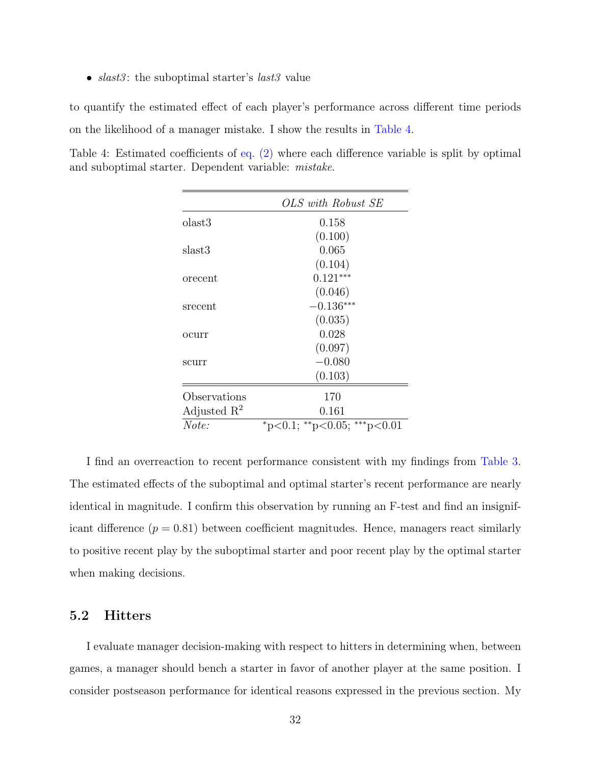- *slast3*: the suboptimal starter's *last3* value

to quantify the estimated effect of each player's performance across different time periods on the likelihood of a manager mistake. I show the results in Table 4.

Table 4: Estimated coefficients of eq. (2) where each difference variable is split by optimal and suboptimal starter. Dependent variable: *mistake*.

| | *OLS with Robust SE* |
|---|---|
| olast3 | 0.158 |
| | (0.100) |
| slast3 | 0.065 |
| | (0.104) |
| orecent | $0.121^{***}$ |
| | (0.046) |
| srecent | $-0.136^{***}$ |
| | (0.035) |
| ocurr | 0.028 |
| | (0.097) |
| scurr | $-0.080$ |
| | (0.103) |
| Observations | 170 |
| Adjusted $R^2$ | 0.161 |
| *Note:* | $^{*}$p<0.1; $^{**}$p<0.05; $^{***}$p<0.01 |

I find an overreaction to recent performance consistent with my findings from Table 3. The estimated effects of the suboptimal and optimal starter's recent performance are nearly identical in magnitude. I confirm this observation by running an F-test and find an insignificant difference ($p = 0.81$) between coefficient magnitudes. Hence, managers react similarly to positive recent play by the suboptimal starter and poor recent play by the optimal starter when making decisions.

## 5.2 Hitters

I evaluate manager decision-making with respect to hitters in determining when, between games, a manager should bench a starter in favor of another player at the same position. I consider postseason performance for identical reasons expressed in the previous section. My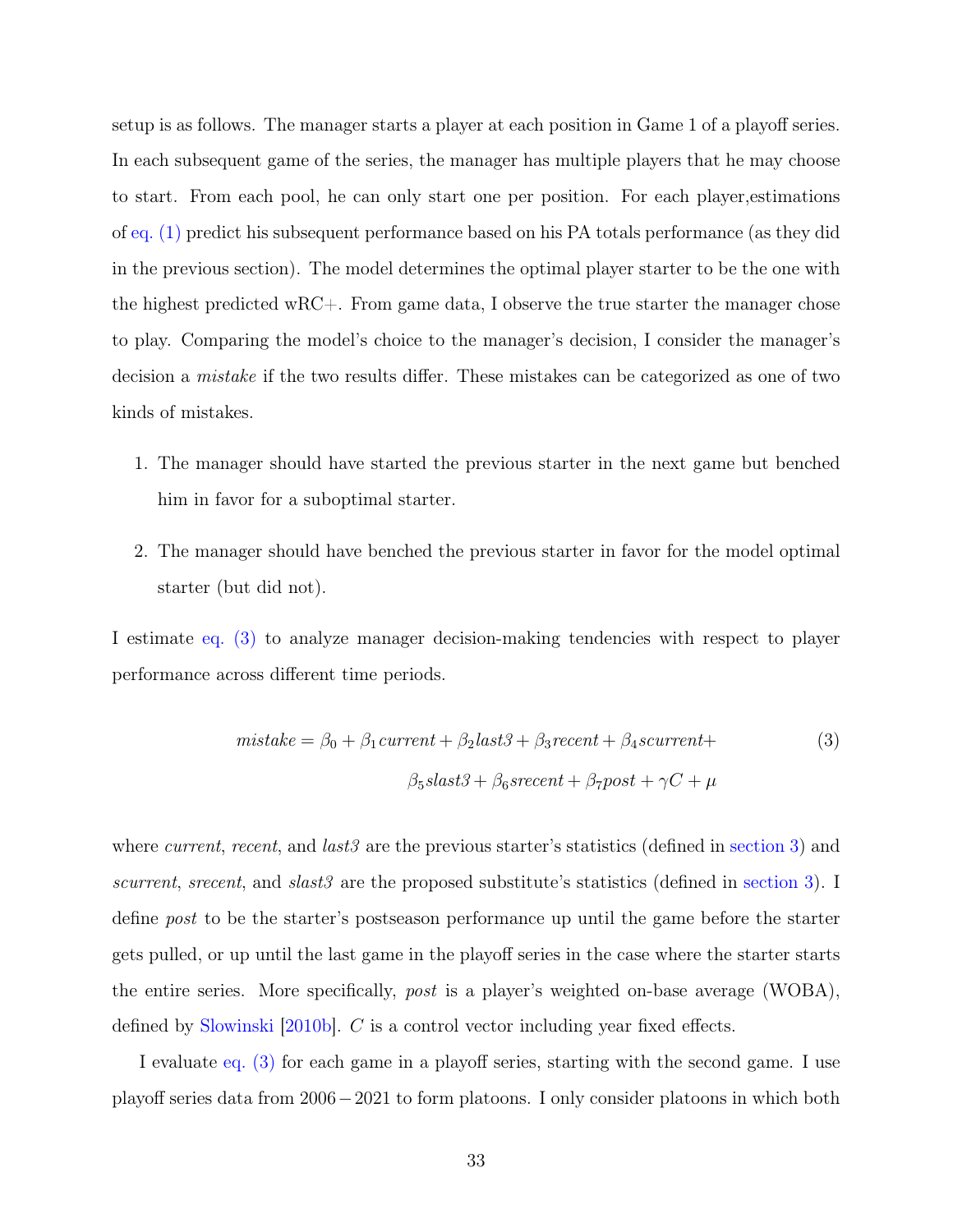setup is as follows. The manager starts a player at each position in Game 1 of a playoff series. In each subsequent game of the series, the manager has multiple players that he may choose to start. From each pool, he can only start one per position. For each player,estimations of eq. (1) predict his subsequent performance based on his PA totals performance (as they did in the previous section). The model determines the optimal player starter to be the one with the highest predicted wRC+. From game data, I observe the true starter the manager chose to play. Comparing the model's choice to the manager's decision, I consider the manager's decision a *mistake* if the two results differ. These mistakes can be categorized as one of two kinds of mistakes.

1. The manager should have started the previous starter in the next game but benched him in favor for a suboptimal starter.
2. The manager should have benched the previous starter in favor for the model optimal starter (but did not).

I estimate eq. (3) to analyze manager decision-making tendencies with respect to player performance across different time periods.

$$
\begin{aligned}
mistake = \beta_0 + \beta_1 current + \beta_2 last3 + \beta_3 recent + \beta_4 scurrent + \\
\beta_5 slast3 + \beta_6 srecent + \beta_7 post + \gamma C + \mu
\end{aligned}
\tag{3}
$$

where *current*, *recent*, and *last3* are the previous starter's statistics (defined in section 3) and *scurrent*, *srecent*, and *slast3* are the proposed substitute's statistics (defined in section 3). I define *post* to be the starter's postseason performance up until the game before the starter gets pulled, or up until the last game in the playoff series in the case where the starter starts the entire series. More specifically, *post* is a player's weighted on-base average (WOBA), defined by Slowinski [2010b]. $C$ is a control vector including year fixed effects.

I evaluate eq. (3) for each game in a playoff series, starting with the second game. I use playoff series data from $2006-2021$ to form platoons. I only consider platoons in which both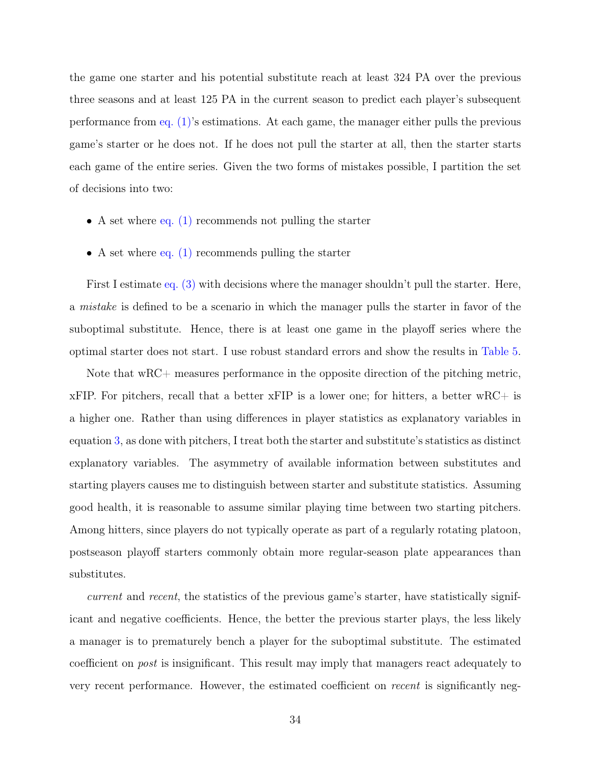the game one starter and his potential substitute reach at least 324 PA over the previous three seasons and at least 125 PA in the current season to predict each player's subsequent performance from eq. (1)'s estimations. At each game, the manager either pulls the previous game's starter or he does not. If he does not pull the starter at all, then the starter starts each game of the entire series. Given the two forms of mistakes possible, I partition the set of decisions into two:

- A set where eq. (1) recommends not pulling the starter
- A set where eq. (1) recommends pulling the starter

First I estimate eq. (3) with decisions where the manager shouldn't pull the starter. Here, a *mistake* is defined to be a scenario in which the manager pulls the starter in favor of the suboptimal substitute. Hence, there is at least one game in the playoff series where the optimal starter does not start. I use robust standard errors and show the results in Table 5.

Note that wRC+ measures performance in the opposite direction of the pitching metric, xFIP. For pitchers, recall that a better xFIP is a lower one; for hitters, a better wRC+ is a higher one. Rather than using differences in player statistics as explanatory variables in equation 3, as done with pitchers, I treat both the starter and substitute's statistics as distinct explanatory variables. The asymmetry of available information between substitutes and starting players causes me to distinguish between starter and substitute statistics. Assuming good health, it is reasonable to assume similar playing time between two starting pitchers. Among hitters, since players do not typically operate as part of a regularly rotating platoon, postseason playoff starters commonly obtain more regular-season plate appearances than substitutes.

*current* and *recent*, the statistics of the previous game's starter, have statistically significant and negative coefficients. Hence, the better the previous starter plays, the less likely a manager is to prematurely bench a player for the suboptimal substitute. The estimated coefficient on *post* is insignificant. This result may imply that managers react adequately to very recent performance. However, the estimated coefficient on *recent* is significantly neg-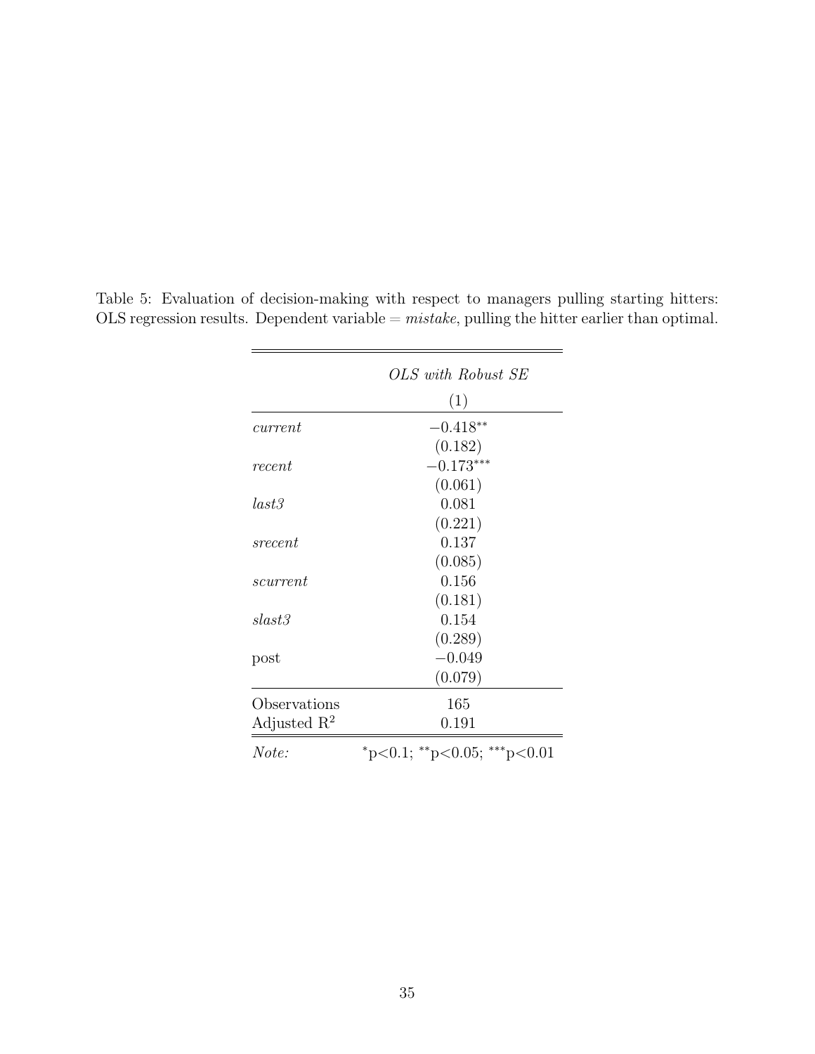Table 5: Evaluation of decision-making with respect to managers pulling starting hitters: OLS regression results. Dependent variable = *mistake*, pulling the hitter earlier than optimal.

| | *OLS with Robust SE* |
|---|---|
| | (1) |
| *current* | $-0.418^{**}$ |
| | (0.182) |
| *recent* | $-0.173^{***}$ |
| | (0.061) |
| *last3* | 0.081 |
| | (0.221) |
| *srecent* | 0.137 |
| | (0.085) |
| *scurrent* | 0.156 |
| | (0.181) |
| *slast3* | 0.154 |
| | (0.289) |
| post | $-0.049$ |
| | (0.079) |
| Observations | 165 |
| Adjusted $R^2$ | 0.191 |
| *Note:* | $^{*}p<0.1$; $^{**}p<0.05$; $^{***}p<0.01$ |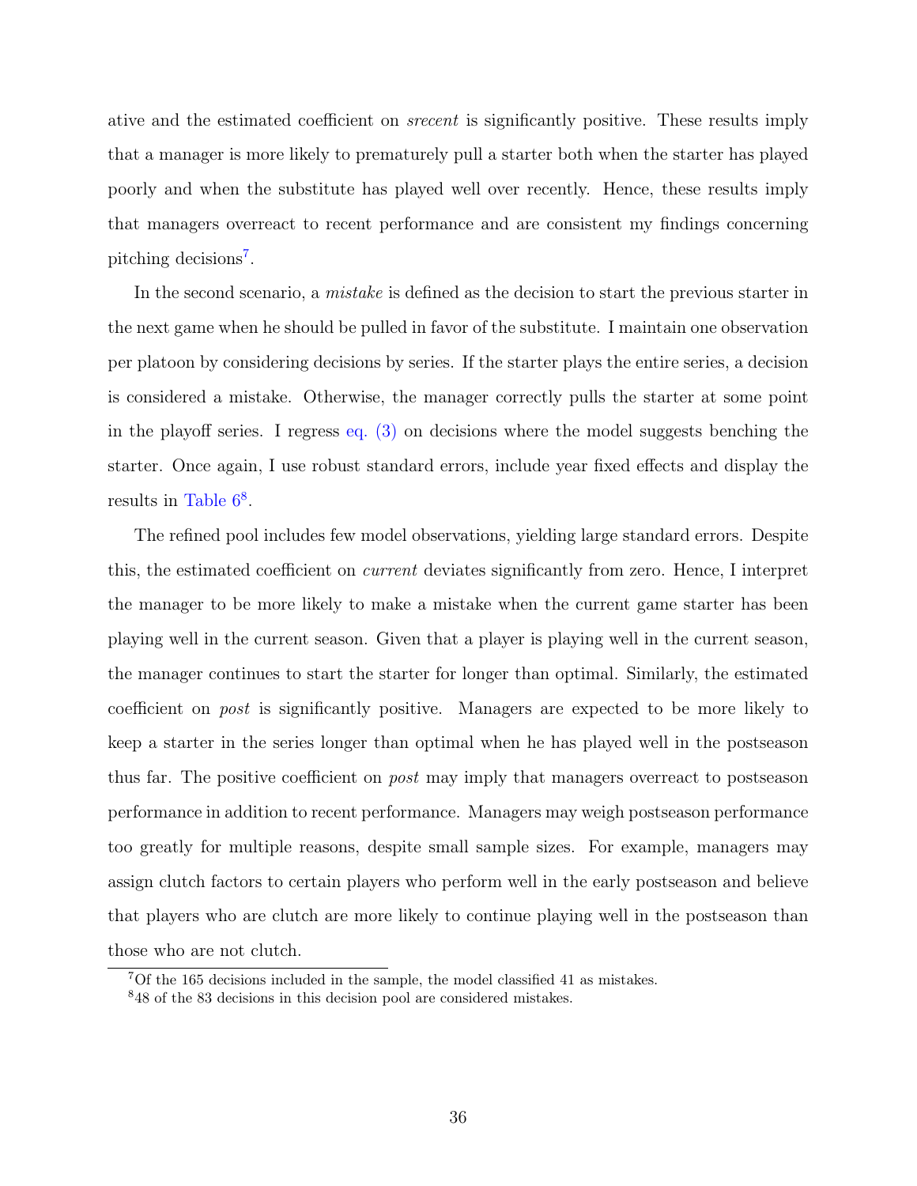ative and the estimated coefficient on *srecent* is significantly positive. These results imply that a manager is more likely to prematurely pull a starter both when the starter has played poorly and when the substitute has played well over recently. Hence, these results imply that managers overreact to recent performance and are consistent my findings concerning pitching decisions[7].

In the second scenario, a *mistake* is defined as the decision to start the previous starter in the next game when he should be pulled in favor of the substitute. I maintain one observation per platoon by considering decisions by series. If the starter plays the entire series, a decision is considered a mistake. Otherwise, the manager correctly pulls the starter at some point in the playoff series. I regress eq. (3) on decisions where the model suggests benching the starter. Once again, I use robust standard errors, include year fixed effects and display the results in Table 6[8].

The refined pool includes few model observations, yielding large standard errors. Despite this, the estimated coefficient on *current* deviates significantly from zero. Hence, I interpret the manager to be more likely to make a mistake when the current game starter has been playing well in the current season. Given that a player is playing well in the current season, the manager continues to start the starter for longer than optimal. Similarly, the estimated coefficient on *post* is significantly positive. Managers are expected to be more likely to keep a starter in the series longer than optimal when he has played well in the postseason thus far. The positive coefficient on *post* may imply that managers overreact to postseason performance in addition to recent performance. Managers may weigh postseason performance too greatly for multiple reasons, despite small sample sizes. For example, managers may assign clutch factors to certain players who perform well in the early postseason and believe that players who are clutch are more likely to continue playing well in the postseason than those who are not clutch.

[7] Of the 165 decisions included in the sample, the model classified 41 as mistakes.

[8] 48 of the 83 decisions in this decision pool are considered mistakes.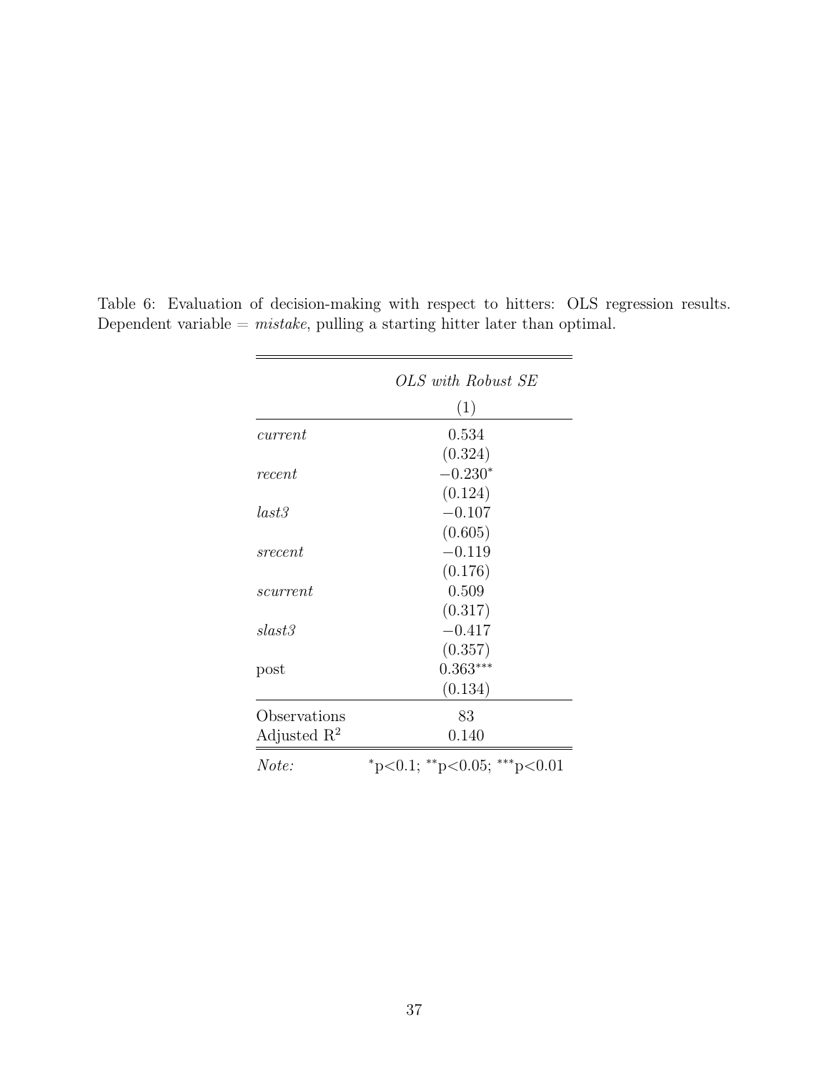Table 6: Evaluation of decision-making with respect to hitters: OLS regression results. Dependent variable = *mistake*, pulling a starting hitter later than optimal.

| | *OLS with Robust SE* |
|---|---|
| | (1) |
| *current* | 0.534 |
| | (0.324) |
| *recent* | $-0.230^{*}$ |
| | (0.124) |
| *last3* | $-0.107$ |
| | (0.605) |
| *srecent* | $-0.119$ |
| | (0.176) |
| *scurrent* | 0.509 |
| | (0.317) |
| *slast3* | $-0.417$ |
| | (0.357) |
| post | $0.363^{***}$ |
| | (0.134) |
| Observations | 83 |
| Adjusted $R^2$ | 0.140 |
| *Note:* | $^{*}$p<0.1; $^{**}$p<0.05; $^{***}$p<0.01 |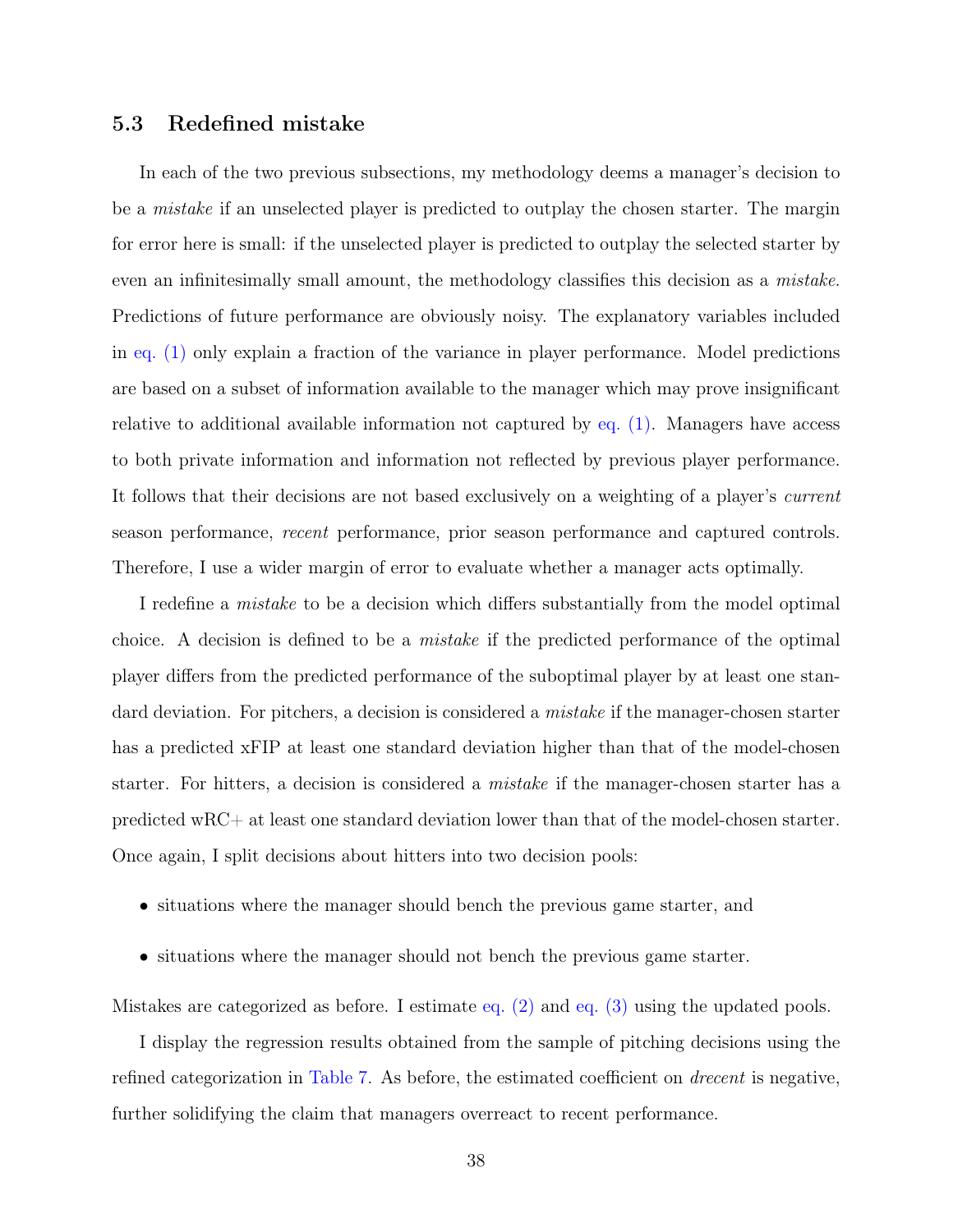### 5.3 Redefined mistake

In each of the two previous subsections, my methodology deems a manager's decision to be a *mistake* if an unselected player is predicted to outplay the chosen starter. The margin for error here is small: if the unselected player is predicted to outplay the selected starter by even an infinitesimally small amount, the methodology classifies this decision as a *mistake*. Predictions of future performance are obviously noisy. The explanatory variables included in eq. (1) only explain a fraction of the variance in player performance. Model predictions are based on a subset of information available to the manager which may prove insignificant relative to additional available information not captured by eq. (1). Managers have access to both private information and information not reflected by previous player performance. It follows that their decisions are not based exclusively on a weighting of a player's *current* season performance, *recent* performance, prior season performance and captured controls. Therefore, I use a wider margin of error to evaluate whether a manager acts optimally.

I redefine a *mistake* to be a decision which differs substantially from the model optimal choice. A decision is defined to be a *mistake* if the predicted performance of the optimal player differs from the predicted performance of the suboptimal player by at least one standard deviation. For pitchers, a decision is considered a *mistake* if the manager-chosen starter has a predicted xFIP at least one standard deviation higher than that of the model-chosen starter. For hitters, a decision is considered a *mistake* if the manager-chosen starter has a predicted wRC+ at least one standard deviation lower than that of the model-chosen starter. Once again, I split decisions about hitters into two decision pools:

- situations where the manager should bench the previous game starter, and
- situations where the manager should not bench the previous game starter.

Mistakes are categorized as before. I estimate eq. (2) and eq. (3) using the updated pools.

I display the regression results obtained from the sample of pitching decisions using the refined categorization in Table 7. As before, the estimated coefficient on *drecent* is negative, further solidifying the claim that managers overreact to recent performance.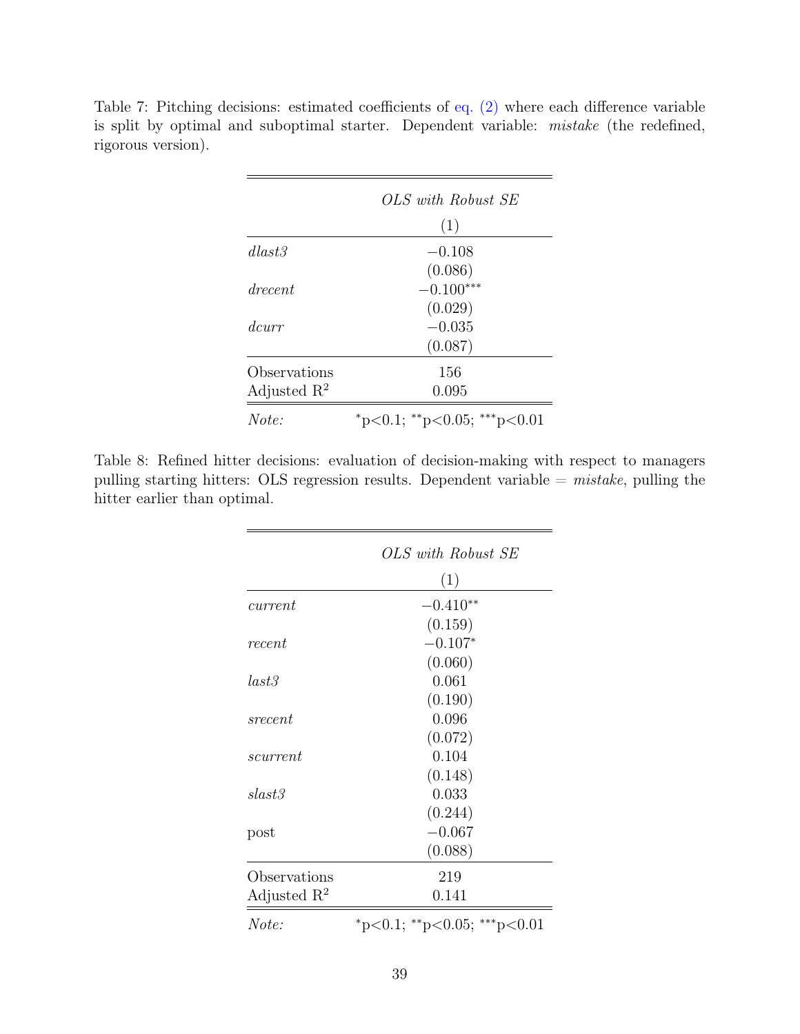Table 7: Pitching decisions: estimated coefficients of eq. (2) where each difference variable is split by optimal and suboptimal starter. Dependent variable: *mistake* (the redefined, rigorous version).

| | *OLS with Robust SE* |
|---|---|
| | (1) |
| *dlast3* | $-0.108$ |
| | (0.086) |
| *drecent* | $-0.100^{***}$ |
| | (0.029) |
| *dcurr* | $-0.035$ |
| | (0.087) |
| Observations | 156 |
| Adjusted $R^2$ | 0.095 |
| *Note:* | $^{*}$p<0.1; $^{**}$p<0.05; $^{***}$p<0.01 |

Table 8: Refined hitter decisions: evaluation of decision-making with respect to managers pulling starting hitters: OLS regression results. Dependent variable = *mistake*, pulling the hitter earlier than optimal.

| | *OLS with Robust SE* |
|---|---|
| | (1) |
| *current* | $-0.410^{**}$ |
| | (0.159) |
| *recent* | $-0.107^{*}$ |
| | (0.060) |
| *last3* | 0.061 |
| | (0.190) |
| *srecent* | 0.096 |
| | (0.072) |
| *scurrent* | 0.104 |
| | (0.148) |
| *slast3* | 0.033 |
| | (0.244) |
| post | $-0.067$ |
| | (0.088) |
| Observations | 219 |
| Adjusted $R^2$ | 0.141 |
| *Note:* | $^{*}$p<0.1; $^{**}$p<0.05; $^{***}$p<0.01 |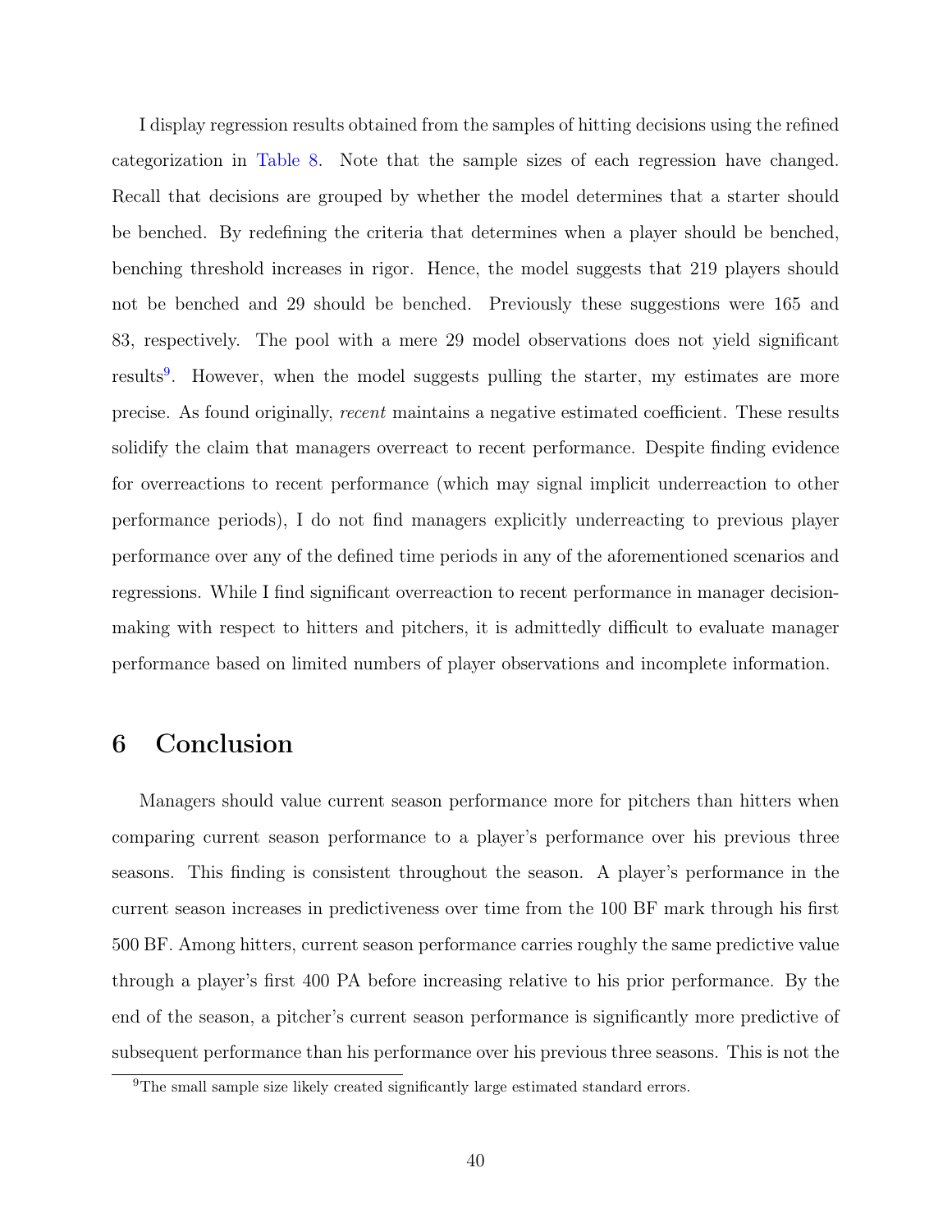I display regression results obtained from the samples of hitting decisions using the refined categorization in Table 8. Note that the sample sizes of each regression have changed. Recall that decisions are grouped by whether the model determines that a starter should be benched. By redefining the criteria that determines when a player should be benched, benching threshold increases in rigor. Hence, the model suggests that 219 players should not be benched and 29 should be benched. Previously these suggestions were 165 and 83, respectively. The pool with a mere 29 model observations does not yield significant results[9]. However, when the model suggests pulling the starter, my estimates are more precise. As found originally, *recent* maintains a negative estimated coefficient. These results solidify the claim that managers overreact to recent performance. Despite finding evidence for overreactions to recent performance (which may signal implicit underreaction to other performance periods), I do not find managers explicitly underreacting to previous player performance over any of the defined time periods in any of the aforementioned scenarios and regressions. While I find significant overreaction to recent performance in manager decision-making with respect to hitters and pitchers, it is admittedly difficult to evaluate manager performance based on limited numbers of player observations and incomplete information.

# 6 Conclusion

Managers should value current season performance more for pitchers than hitters when comparing current season performance to a player's performance over his previous three seasons. This finding is consistent throughout the season. A player's performance in the current season increases in predictiveness over time from the 100 BF mark through his first 500 BF. Among hitters, current season performance carries roughly the same predictive value through a player's first 400 PA before increasing relative to his prior performance. By the end of the season, a pitcher's current season performance is significantly more predictive of subsequent performance than his performance over his previous three seasons. This is not the

[9] The small sample size likely created significantly large estimated standard errors.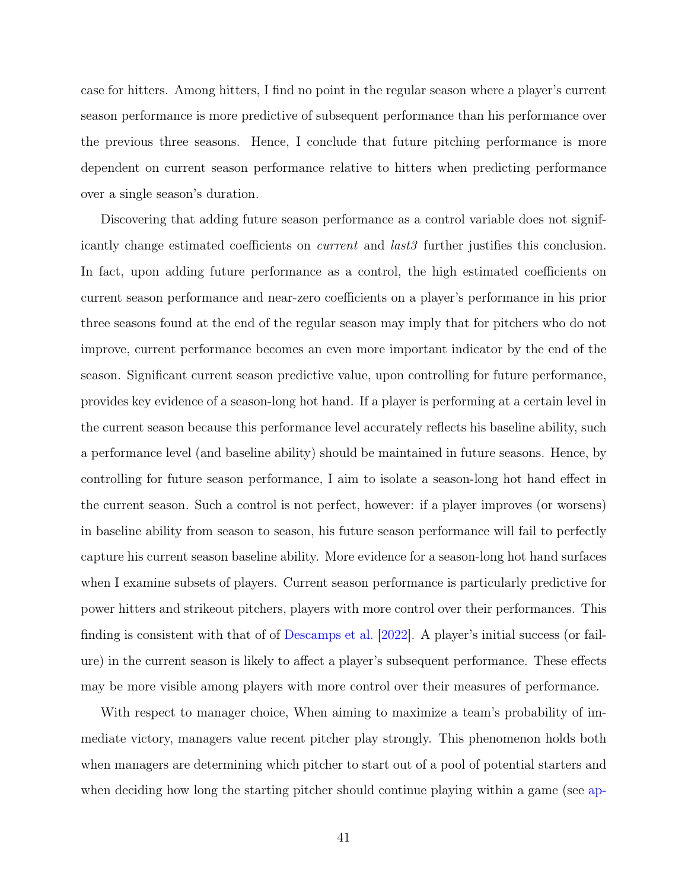case for hitters. Among hitters, I find no point in the regular season where a player's current season performance is more predictive of subsequent performance than his performance over the previous three seasons. Hence, I conclude that future pitching performance is more dependent on current season performance relative to hitters when predicting performance over a single season's duration.

Discovering that adding future season performance as a control variable does not significantly change estimated coefficients on *current* and *last3* further justifies this conclusion. In fact, upon adding future performance as a control, the high estimated coefficients on current season performance and near-zero coefficients on a player's performance in his prior three seasons found at the end of the regular season may imply that for pitchers who do not improve, current performance becomes an even more important indicator by the end of the season. Significant current season predictive value, upon controlling for future performance, provides key evidence of a season-long hot hand. If a player is performing at a certain level in the current season because this performance level accurately reflects his baseline ability, such a performance level (and baseline ability) should be maintained in future seasons. Hence, by controlling for future season performance, I aim to isolate a season-long hot hand effect in the current season. Such a control is not perfect, however: if a player improves (or worsens) in baseline ability from season to season, his future season performance will fail to perfectly capture his current season baseline ability. More evidence for a season-long hot hand surfaces when I examine subsets of players. Current season performance is particularly predictive for power hitters and strikeout pitchers, players with more control over their performances. This finding is consistent with that of of Descamps et al. [2022]. A player's initial success (or failure) in the current season is likely to affect a player's subsequent performance. These effects may be more visible among players with more control over their measures of performance.

With respect to manager choice, When aiming to maximize a team's probability of immediate victory, managers value recent pitcher play strongly. This phenomenon holds both when managers are determining which pitcher to start out of a pool of potential starters and when deciding how long the starting pitcher should continue playing within a game (see ap-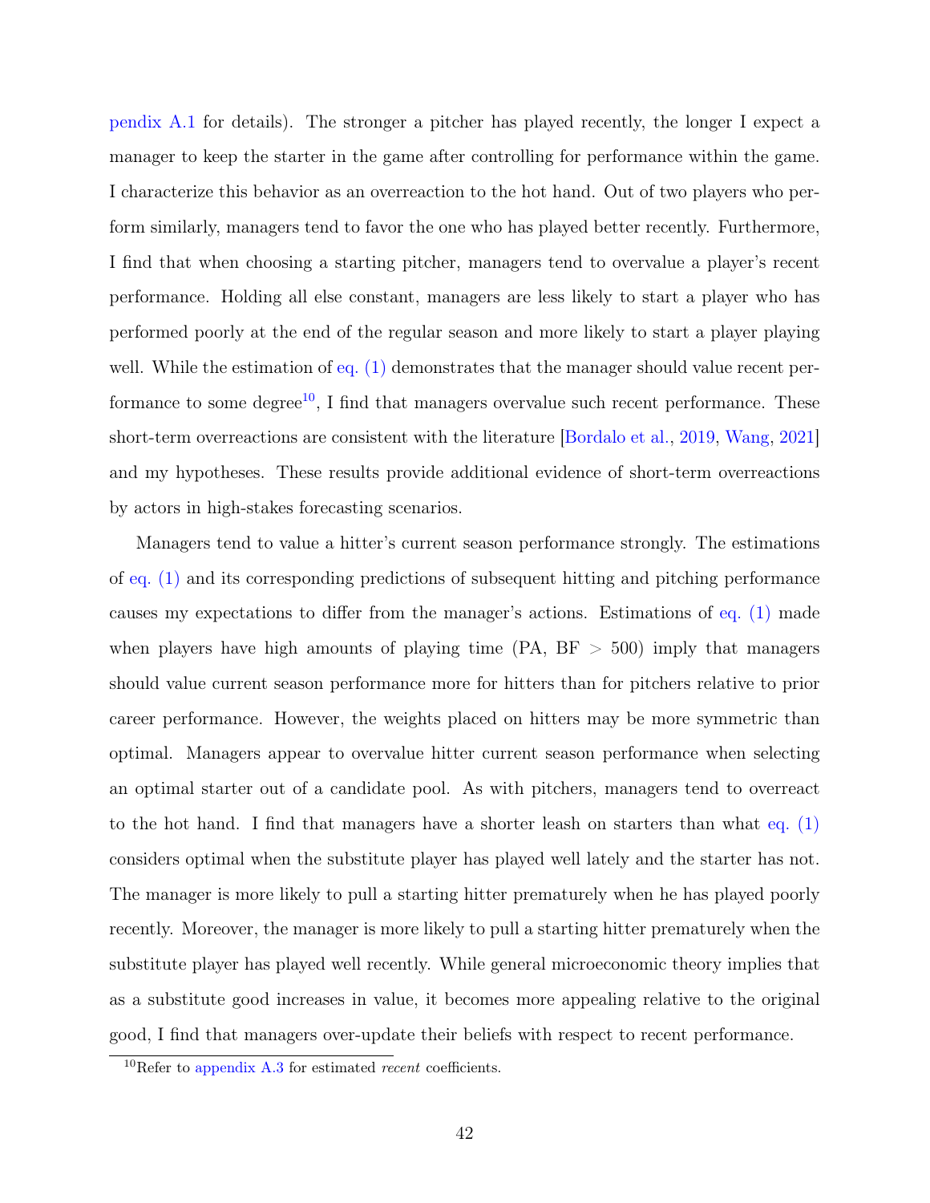pendix A.1 for details). The stronger a pitcher has played recently, the longer I expect a manager to keep the starter in the game after controlling for performance within the game. I characterize this behavior as an overreaction to the hot hand. Out of two players who perform similarly, managers tend to favor the one who has played better recently. Furthermore, I find that when choosing a starting pitcher, managers tend to overvalue a player's recent performance. Holding all else constant, managers are less likely to start a player who has performed poorly at the end of the regular season and more likely to start a player playing well. While the estimation of eq. (1) demonstrates that the manager should value recent performance to some degree[10], I find that managers overvalue such recent performance. These short-term overreactions are consistent with the literature [Bordalo et al., 2019, Wang, 2021] and my hypotheses. These results provide additional evidence of short-term overreactions by actors in high-stakes forecasting scenarios.

Managers tend to value a hitter's current season performance strongly. The estimations of eq. (1) and its corresponding predictions of subsequent hitting and pitching performance causes my expectations to differ from the manager's actions. Estimations of eq. (1) made when players have high amounts of playing time (PA, BF $> 500$) imply that managers should value current season performance more for hitters than for pitchers relative to prior career performance. However, the weights placed on hitters may be more symmetric than optimal. Managers appear to overvalue hitter current season performance when selecting an optimal starter out of a candidate pool. As with pitchers, managers tend to overreact to the hot hand. I find that managers have a shorter leash on starters than what eq. (1) considers optimal when the substitute player has played well lately and the starter has not. The manager is more likely to pull a starting hitter prematurely when he has played poorly recently. Moreover, the manager is more likely to pull a starting hitter prematurely when the substitute player has played well recently. While general microeconomic theory implies that as a substitute good increases in value, it becomes more appealing relative to the original good, I find that managers over-update their beliefs with respect to recent performance.

[10] Refer to appendix A.3 for estimated *recent* coefficients.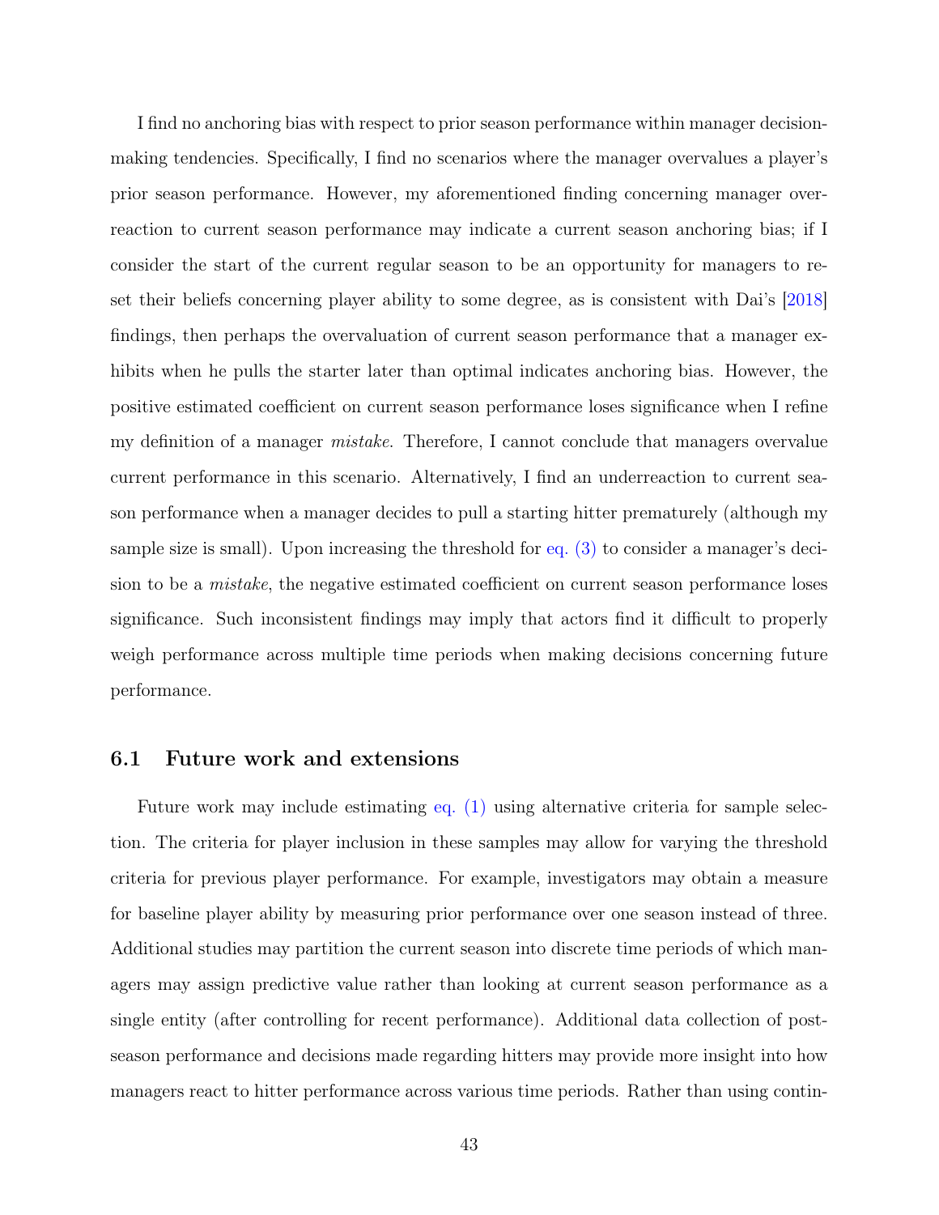I find no anchoring bias with respect to prior season performance within manager decision-making tendencies. Specifically, I find no scenarios where the manager overvalues a player's prior season performance. However, my aforementioned finding concerning manager over-reaction to current season performance may indicate a current season anchoring bias; if I consider the start of the current regular season to be an opportunity for managers to reset their beliefs concerning player ability to some degree, as is consistent with Dai's [2018] findings, then perhaps the overvaluation of current season performance that a manager exhibits when he pulls the starter later than optimal indicates anchoring bias. However, the positive estimated coefficient on current season performance loses significance when I refine my definition of a manager *mistake*. Therefore, I cannot conclude that managers overvalue current performance in this scenario. Alternatively, I find an underreaction to current season performance when a manager decides to pull a starting hitter prematurely (although my sample size is small). Upon increasing the threshold for eq. (3) to consider a manager's decision to be a *mistake*, the negative estimated coefficient on current season performance loses significance. Such inconsistent findings may imply that actors find it difficult to properly weigh performance across multiple time periods when making decisions concerning future performance.

## 6.1 Future work and extensions

Future work may include estimating eq. (1) using alternative criteria for sample selection. The criteria for player inclusion in these samples may allow for varying the threshold criteria for previous player performance. For example, investigators may obtain a measure for baseline player ability by measuring prior performance over one season instead of three. Additional studies may partition the current season into discrete time periods of which managers may assign predictive value rather than looking at current season performance as a single entity (after controlling for recent performance). Additional data collection of post-season performance and decisions made regarding hitters may provide more insight into how managers react to hitter performance across various time periods. Rather than using contin-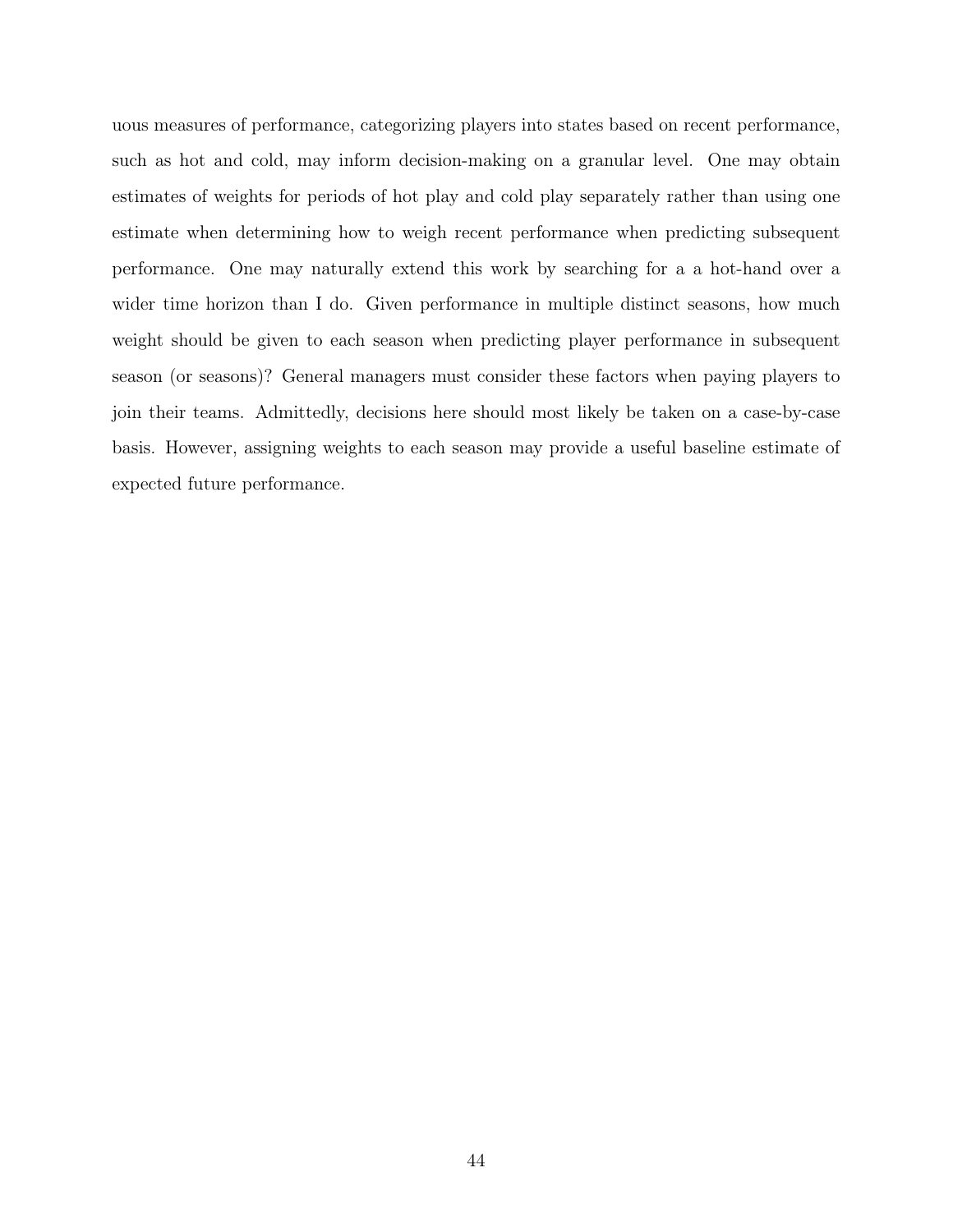uous measures of performance, categorizing players into states based on recent performance, such as hot and cold, may inform decision-making on a granular level. One may obtain estimates of weights for periods of hot play and cold play separately rather than using one estimate when determining how to weigh recent performance when predicting subsequent performance. One may naturally extend this work by searching for a a hot-hand over a wider time horizon than I do. Given performance in multiple distinct seasons, how much weight should be given to each season when predicting player performance in subsequent season (or seasons)? General managers must consider these factors when paying players to join their teams. Admittedly, decisions here should most likely be taken on a case-by-case basis. However, assigning weights to each season may provide a useful baseline estimate of expected future performance.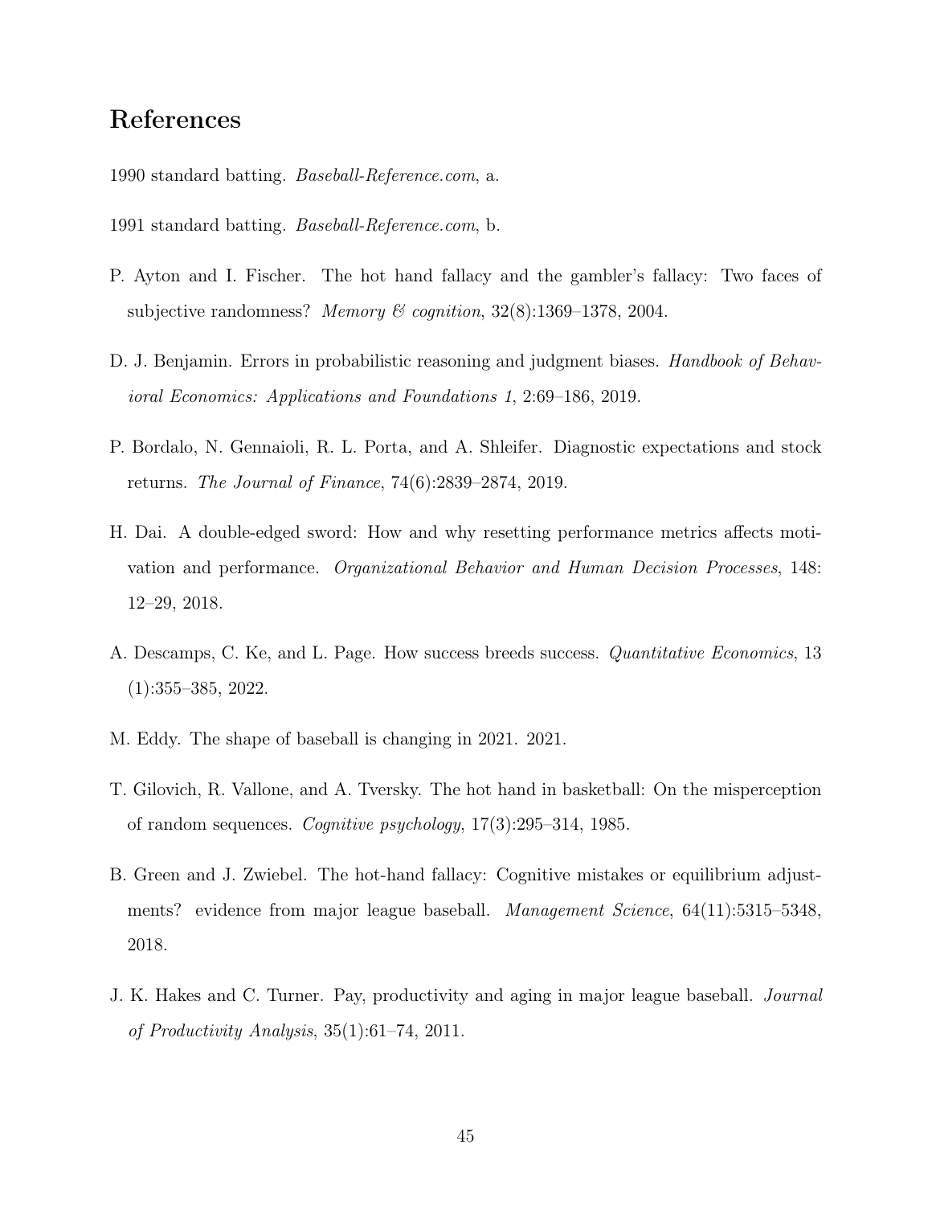# References

1990 standard batting. *Baseball-Reference.com*, a.

1991 standard batting. *Baseball-Reference.com*, b.

P. Ayton and I. Fischer. The hot hand fallacy and the gambler's fallacy: Two faces of subjective randomness? *Memory & cognition*, 32(8):1369–1378, 2004.

D. J. Benjamin. Errors in probabilistic reasoning and judgment biases. *Handbook of Behavioral Economics: Applications and Foundations 1*, 2:69–186, 2019.

P. Bordalo, N. Gennaioli, R. L. Porta, and A. Shleifer. Diagnostic expectations and stock returns. *The Journal of Finance*, 74(6):2839–2874, 2019.

H. Dai. A double-edged sword: How and why resetting performance metrics affects motivation and performance. *Organizational Behavior and Human Decision Processes*, 148: 12–29, 2018.

A. Descamps, C. Ke, and L. Page. How success breeds success. *Quantitative Economics*, 13 (1):355–385, 2022.

M. Eddy. The shape of baseball is changing in 2021. 2021.

T. Gilovich, R. Vallone, and A. Tversky. The hot hand in basketball: On the misperception of random sequences. *Cognitive psychology*, 17(3):295–314, 1985.

B. Green and J. Zwiebel. The hot-hand fallacy: Cognitive mistakes or equilibrium adjustments? evidence from major league baseball. *Management Science*, 64(11):5315–5348, 2018.

J. K. Hakes and C. Turner. Pay, productivity and aging in major league baseball. *Journal of Productivity Analysis*, 35(1):61–74, 2011.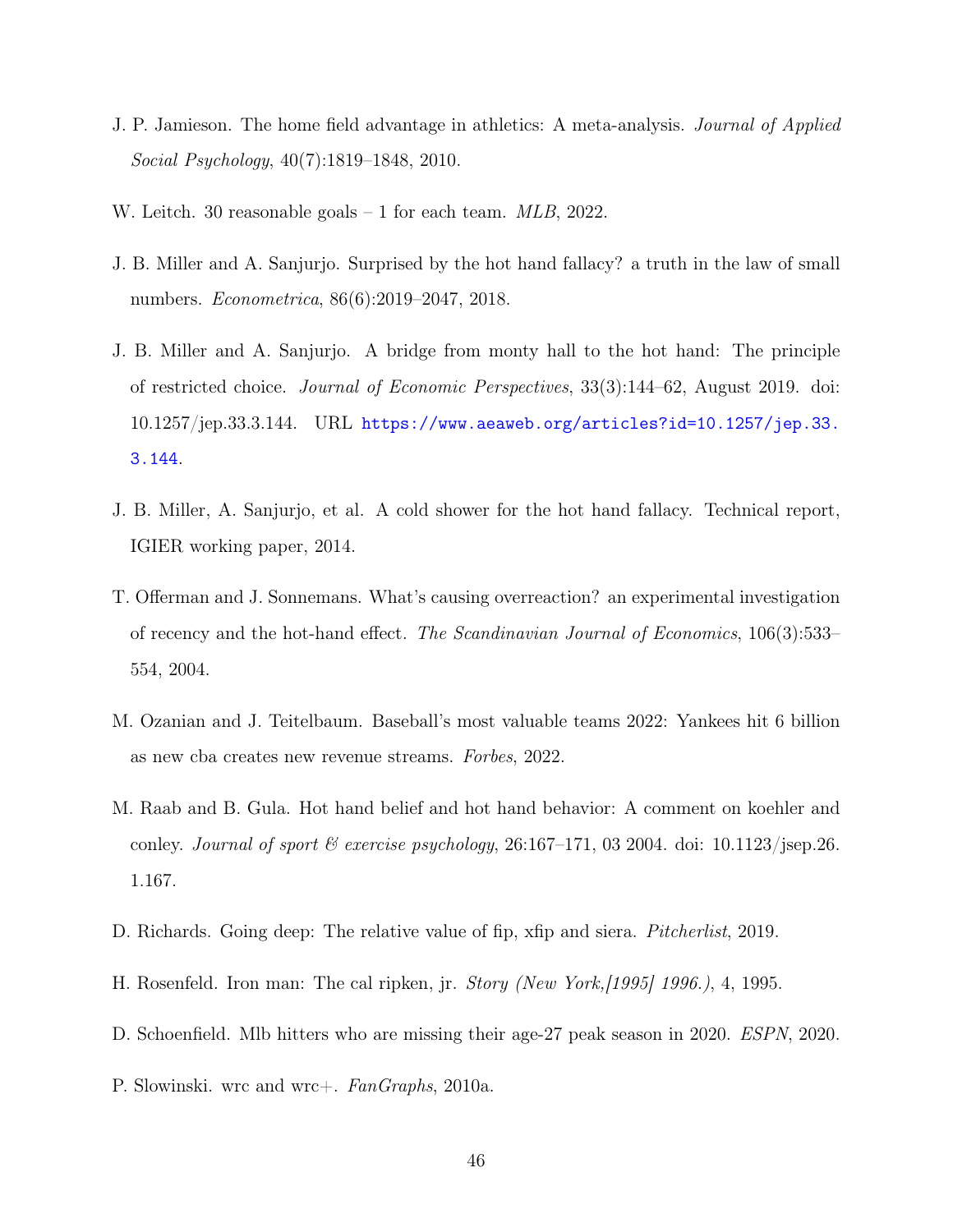J. P. Jamieson. The home field advantage in athletics: A meta-analysis. *Journal of Applied Social Psychology*, 40(7):1819–1848, 2010.

W. Leitch. 30 reasonable goals – 1 for each team. *MLB*, 2022.

J. B. Miller and A. Sanjurjo. Surprised by the hot hand fallacy? a truth in the law of small numbers. *Econometrica*, 86(6):2019–2047, 2018.

J. B. Miller and A. Sanjurjo. A bridge from monty hall to the hot hand: The principle of restricted choice. *Journal of Economic Perspectives*, 33(3):144–62, August 2019. doi: 10.1257/jep.33.3.144. URL https://www.aeaweb.org/articles?id=10.1257/jep.33.3.144.

J. B. Miller, A. Sanjurjo, et al. A cold shower for the hot hand fallacy. Technical report, IGIER working paper, 2014.

T. Offerman and J. Sonnemans. What's causing overreaction? an experimental investigation of recency and the hot-hand effect. *The Scandinavian Journal of Economics*, 106(3):533–554, 2004.

M. Ozanian and J. Teitelbaum. Baseball's most valuable teams 2022: Yankees hit 6 billion as new cba creates new revenue streams. *Forbes*, 2022.

M. Raab and B. Gula. Hot hand belief and hot hand behavior: A comment on koehler and conley. *Journal of sport & exercise psychology*, 26:167–171, 03 2004. doi: 10.1123/jsep.26.1.167.

D. Richards. Going deep: The relative value of fip, xfip and siera. *Pitcherlist*, 2019.

H. Rosenfeld. Iron man: The cal ripken, jr. *Story (New York,[1995] 1996.)*, 4, 1995.

D. Schoenfield. Mlb hitters who are missing their age-27 peak season in 2020. *ESPN*, 2020.

P. Slowinski. wrc and wrc+. *FanGraphs*, 2010a.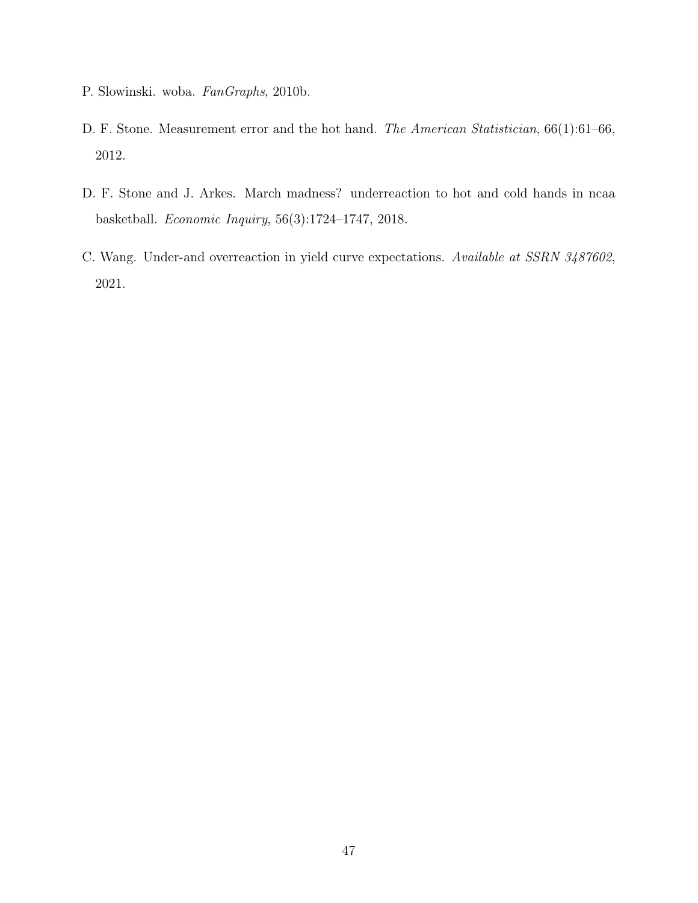P. Slowinski. woba. *FanGraphs*, 2010b.

D. F. Stone. Measurement error and the hot hand. *The American Statistician*, 66(1):61–66, 2012.

D. F. Stone and J. Arkes. March madness? underreaction to hot and cold hands in ncaa basketball. *Economic Inquiry*, 56(3):1724–1747, 2018.

C. Wang. Under-and overreaction in yield curve expectations. *Available at SSRN 3487602*, 2021.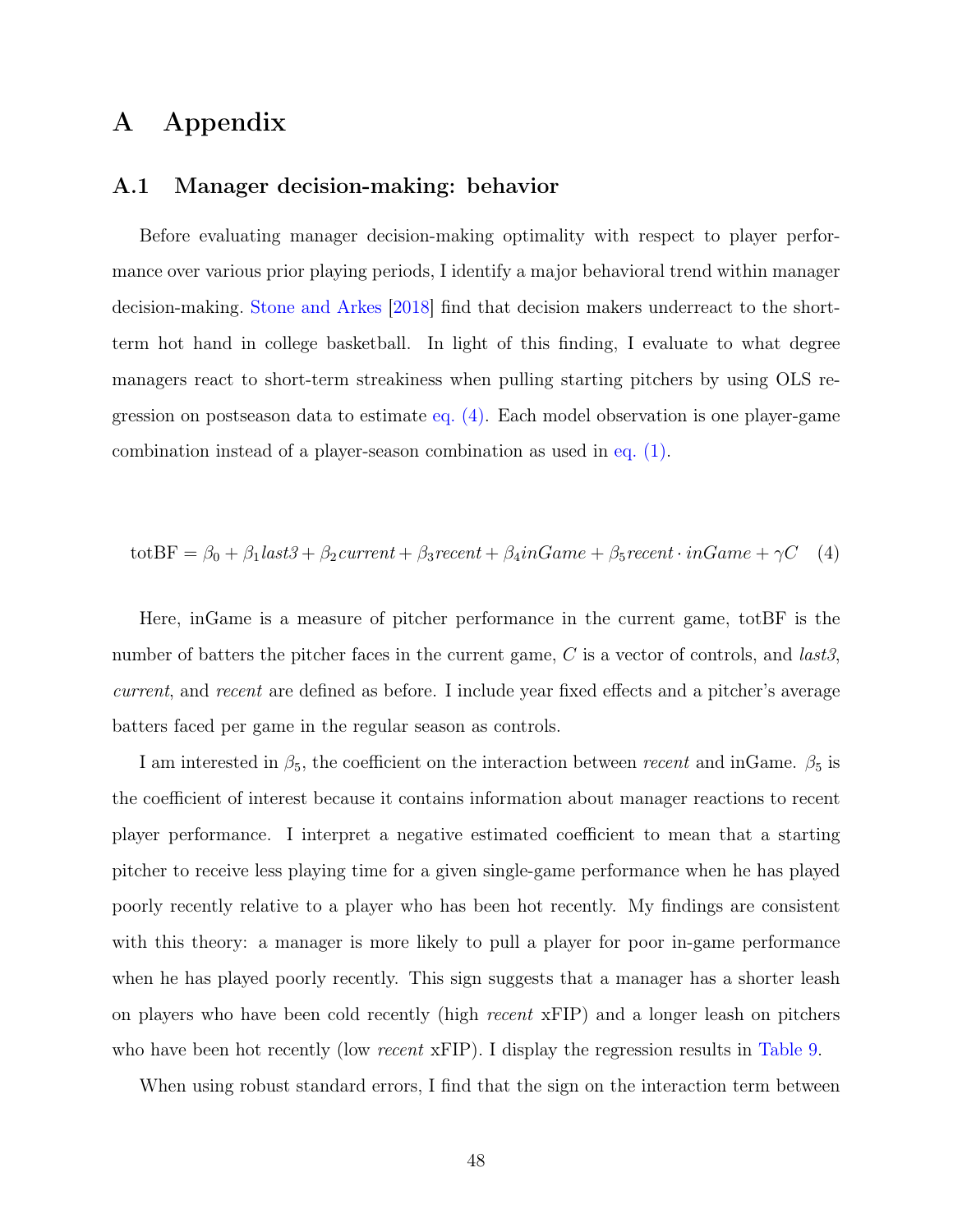# A Appendix

## A.1 Manager decision-making: behavior

Before evaluating manager decision-making optimality with respect to player performance over various prior playing periods, I identify a major behavioral trend within manager decision-making. Stone and Arkes [2018] find that decision makers underreact to the short-term hot hand in college basketball. In light of this finding, I evaluate to what degree managers react to short-term streakiness when pulling starting pitchers by using OLS regression on postseason data to estimate eq. (4). Each model observation is one player-game combination instead of a player-season combination as used in eq. (1).

$$\text{totBF} = \beta_0 + \beta_1 \textit{last3} + \beta_2 \textit{current} + \beta_3 \textit{recent} + \beta_4 \textit{inGame} + \beta_5 \textit{recent} \cdot \textit{inGame} + \gamma C \quad (4)$$

Here, inGame is a measure of pitcher performance in the current game, totBF is the number of batters the pitcher faces in the current game, $C$ is a vector of controls, and *last3*, *current*, and *recent* are defined as before. I include year fixed effects and a pitcher's average batters faced per game in the regular season as controls.

I am interested in $\beta_5$, the coefficient on the interaction between *recent* and inGame. $\beta_5$ is the coefficient of interest because it contains information about manager reactions to recent player performance. I interpret a negative estimated coefficient to mean that a starting pitcher to receive less playing time for a given single-game performance when he has played poorly recently relative to a player who has been hot recently. My findings are consistent with this theory: a manager is more likely to pull a player for poor in-game performance when he has played poorly recently. This sign suggests that a manager has a shorter leash on players who have been cold recently (high *recent* xFIP) and a longer leash on pitchers who have been hot recently (low *recent* xFIP). I display the regression results in Table 9.

When using robust standard errors, I find that the sign on the interaction term between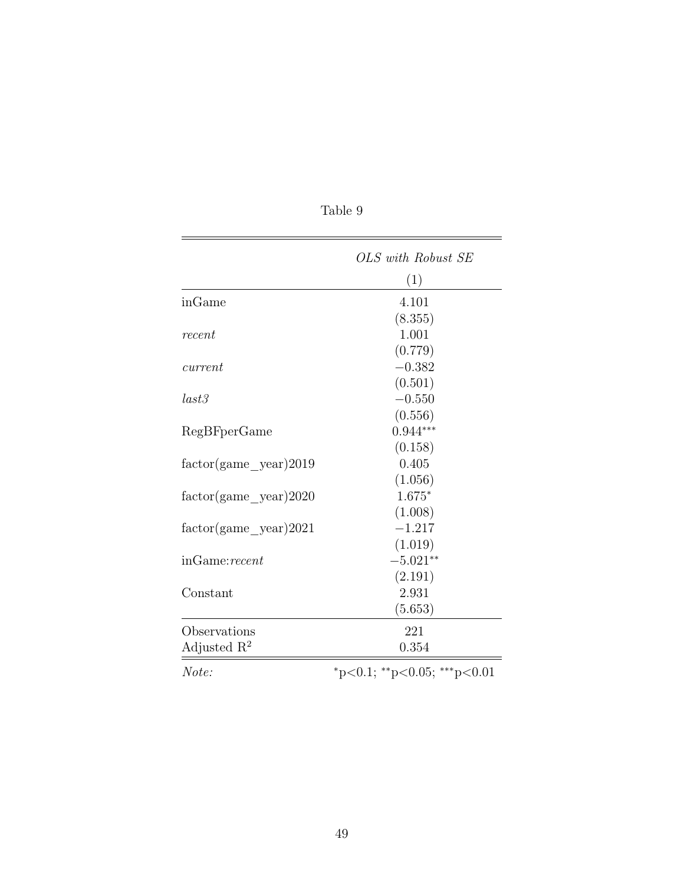Table 9

| | *OLS with Robust SE* |
|---|---|
| | (1) |
| inGame | 4.101 |
| | (8.355) |
| *recent* | 1.001 |
| | (0.779) |
| *current* | $-0.382$ |
| | (0.501) |
| *last3* | $-0.550$ |
| | (0.556) |
| RegBFperGame | $0.944^{***}$ |
| | (0.158) |
| factor(game_year)2019 | 0.405 |
| | (1.056) |
| factor(game_year)2020 | $1.675^{*}$ |
| | (1.008) |
| factor(game_year)2021 | $-1.217$ |
| | (1.019) |
| inGame:*recent* | $-5.021^{**}$ |
| | (2.191) |
| Constant | 2.931 |
| | (5.653) |
| Observations | 221 |
| Adjusted $R^2$ | 0.354 |
| *Note:* | $^{*}$p<0.1; $^{**}$p<0.05; $^{***}$p<0.01 |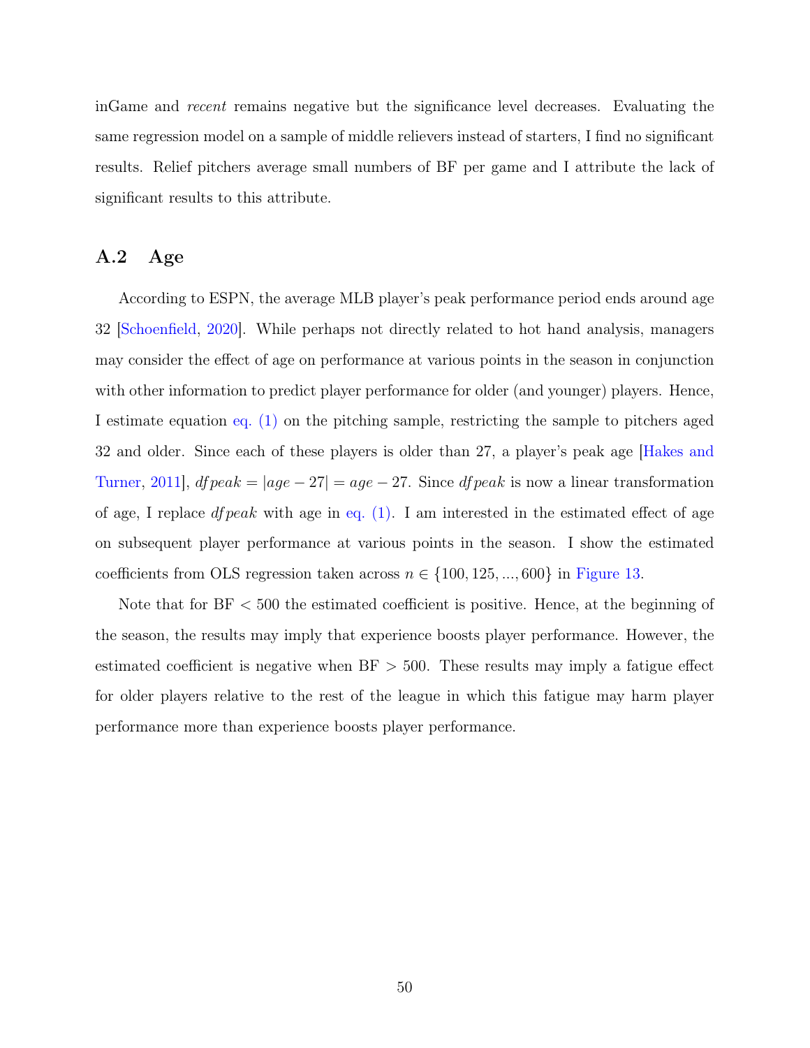inGame and *recent* remains negative but the significance level decreases. Evaluating the same regression model on a sample of middle relievers instead of starters, I find no significant results. Relief pitchers average small numbers of BF per game and I attribute the lack of significant results to this attribute.

## A.2 Age

According to ESPN, the average MLB player's peak performance period ends around age 32 [Schoenfield, 2020]. While perhaps not directly related to hot hand analysis, managers may consider the effect of age on performance at various points in the season in conjunction with other information to predict player performance for older (and younger) players. Hence, I estimate equation eq. (1) on the pitching sample, restricting the sample to pitchers aged 32 and older. Since each of these players is older than 27, a player's peak age [Hakes and Turner, 2011], $dfpeak = |age - 27| = age - 27$. Since $dfpeak$ is now a linear transformation of age, I replace $dfpeak$ with age in eq. (1). I am interested in the estimated effect of age on subsequent player performance at various points in the season. I show the estimated coefficients from OLS regression taken across $n \in \{100, 125, ..., 600\}$ in Figure 13.

Note that for BF $< 500$ the estimated coefficient is positive. Hence, at the beginning of the season, the results may imply that experience boosts player performance. However, the estimated coefficient is negative when BF $> 500$. These results may imply a fatigue effect for older players relative to the rest of the league in which this fatigue may harm player performance more than experience boosts player performance.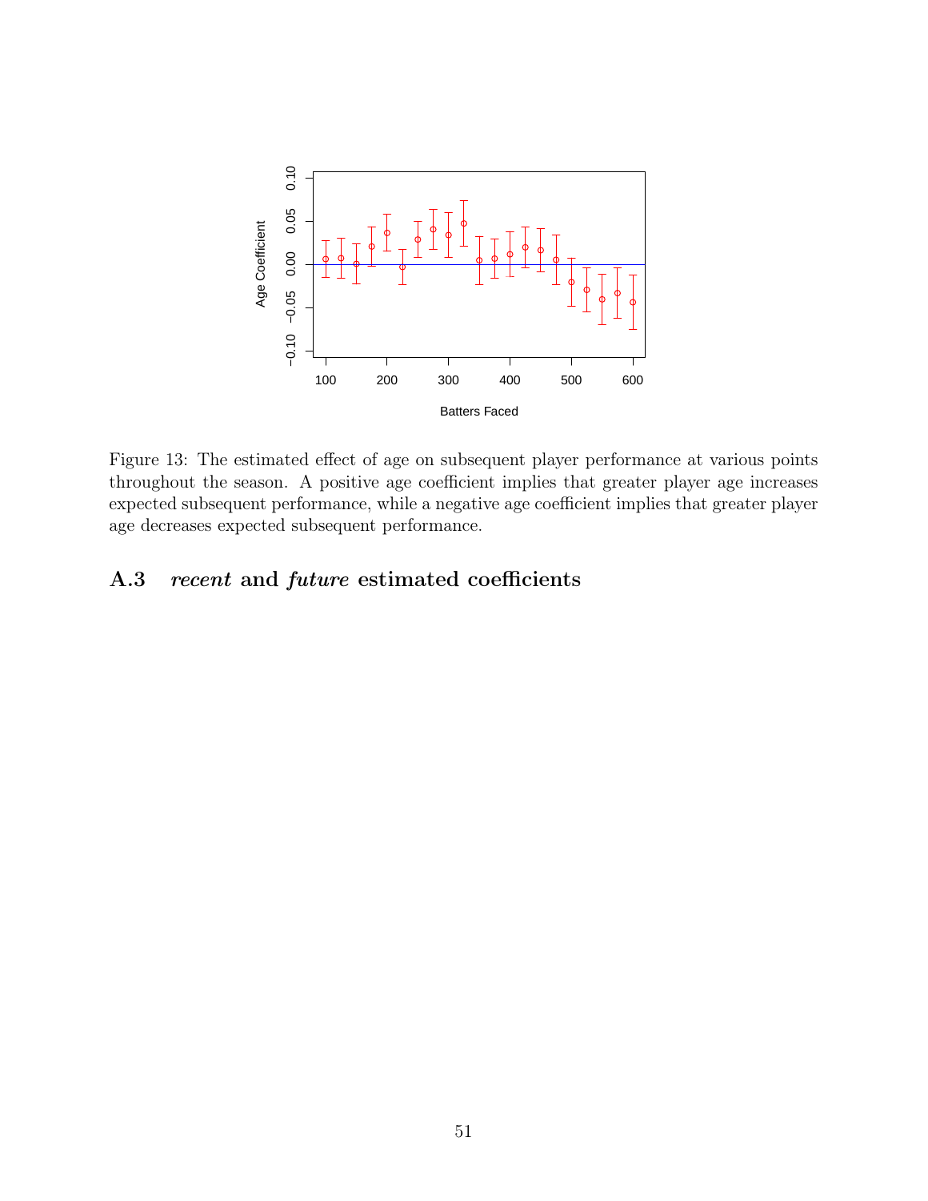Figure 13: The estimated effect of age on subsequent player performance at various points throughout the season. A positive age coefficient implies that greater player age increases expected subsequent performance, while a negative age coefficient implies that greater player age decreases expected subsequent performance.

## A.3 *recent* and *future* estimated coefficients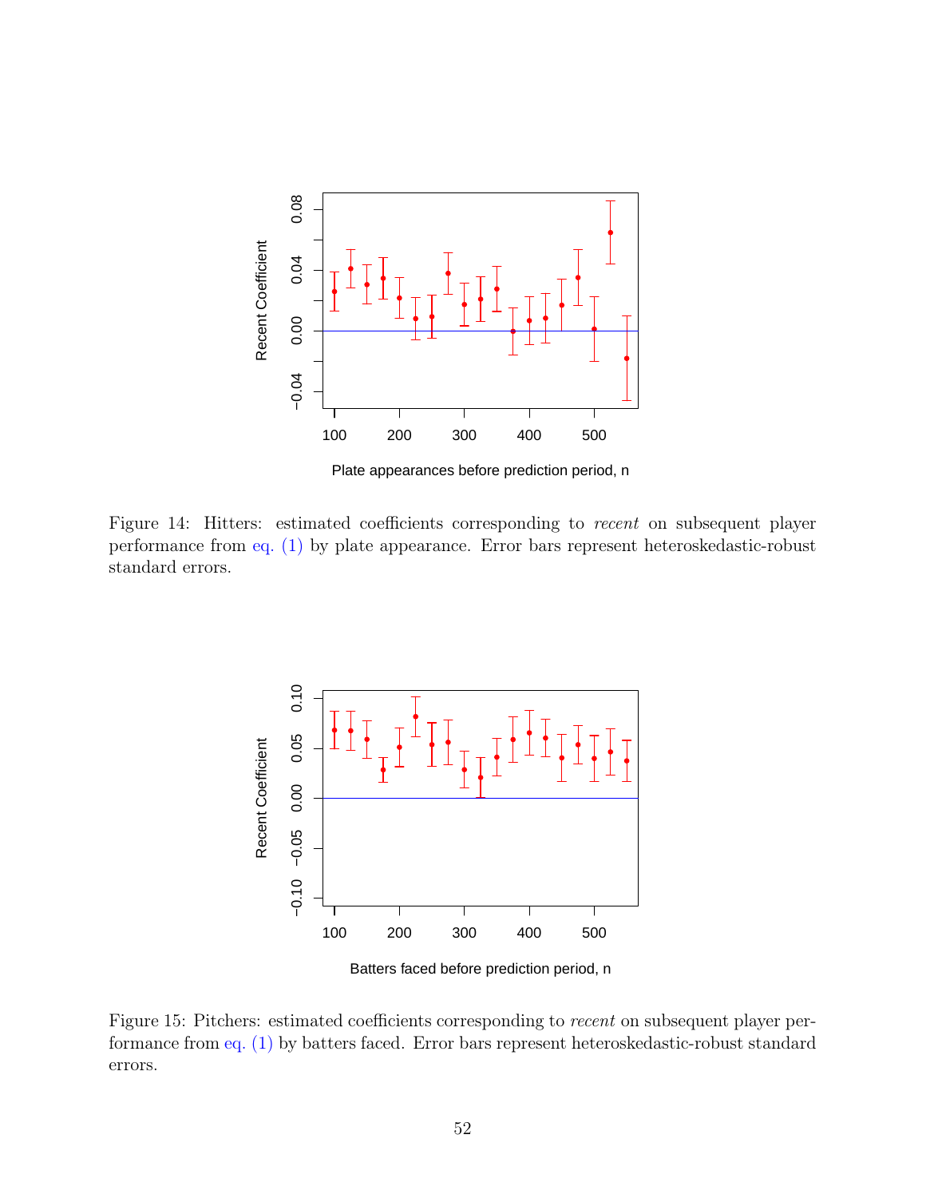Figure 14: Hitters: estimated coefficients corresponding to *recent* on subsequent player performance from eq. (1) by plate appearance. Error bars represent heteroskedastic-robust standard errors.

Figure 15: Pitchers: estimated coefficients corresponding to *recent* on subsequent player performance from eq. (1) by batters faced. Error bars represent heteroskedastic-robust standard errors.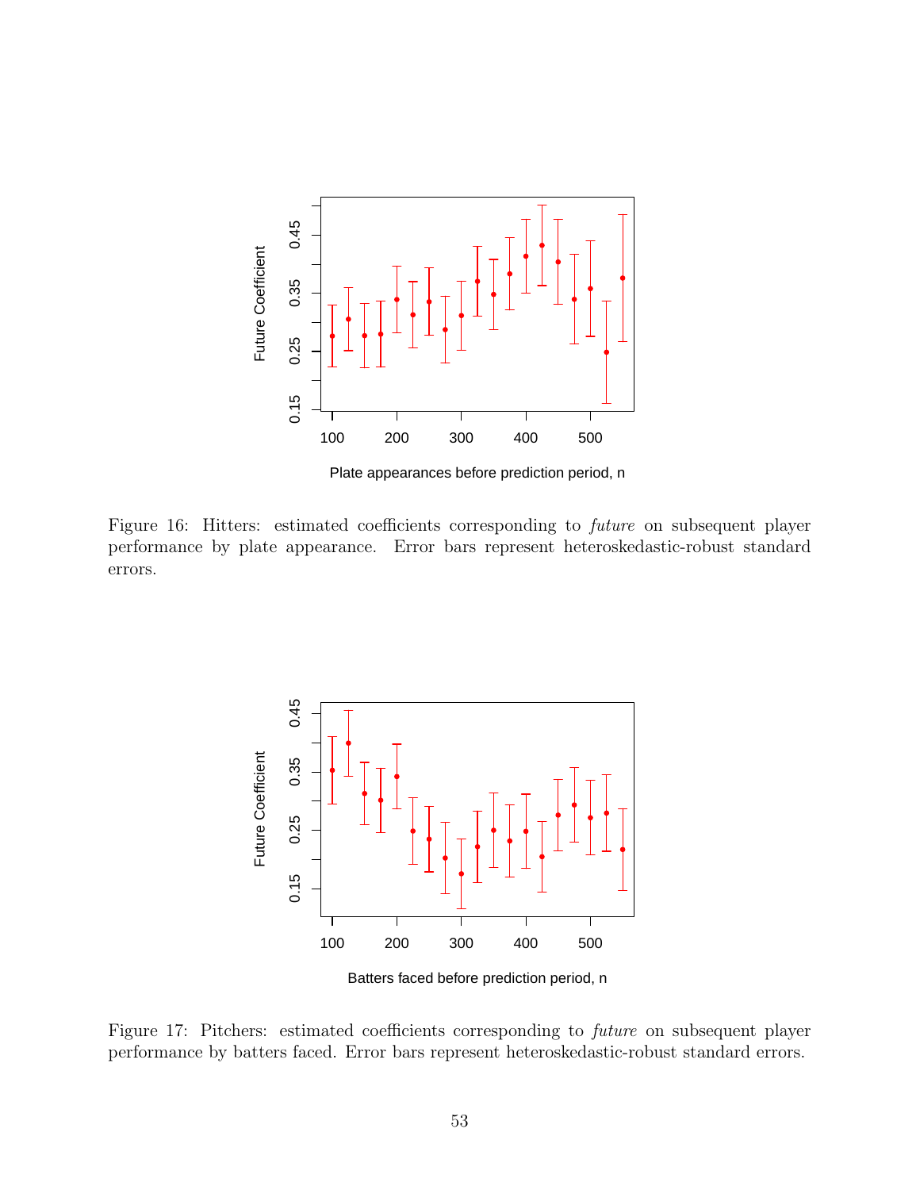Figure 16: Hitters: estimated coefficients corresponding to *future* on subsequent player performance by plate appearance. Error bars represent heteroskedastic-robust standard errors.

Figure 17: Pitchers: estimated coefficients corresponding to *future* on subsequent player performance by batters faced. Error bars represent heteroskedastic-robust standard errors.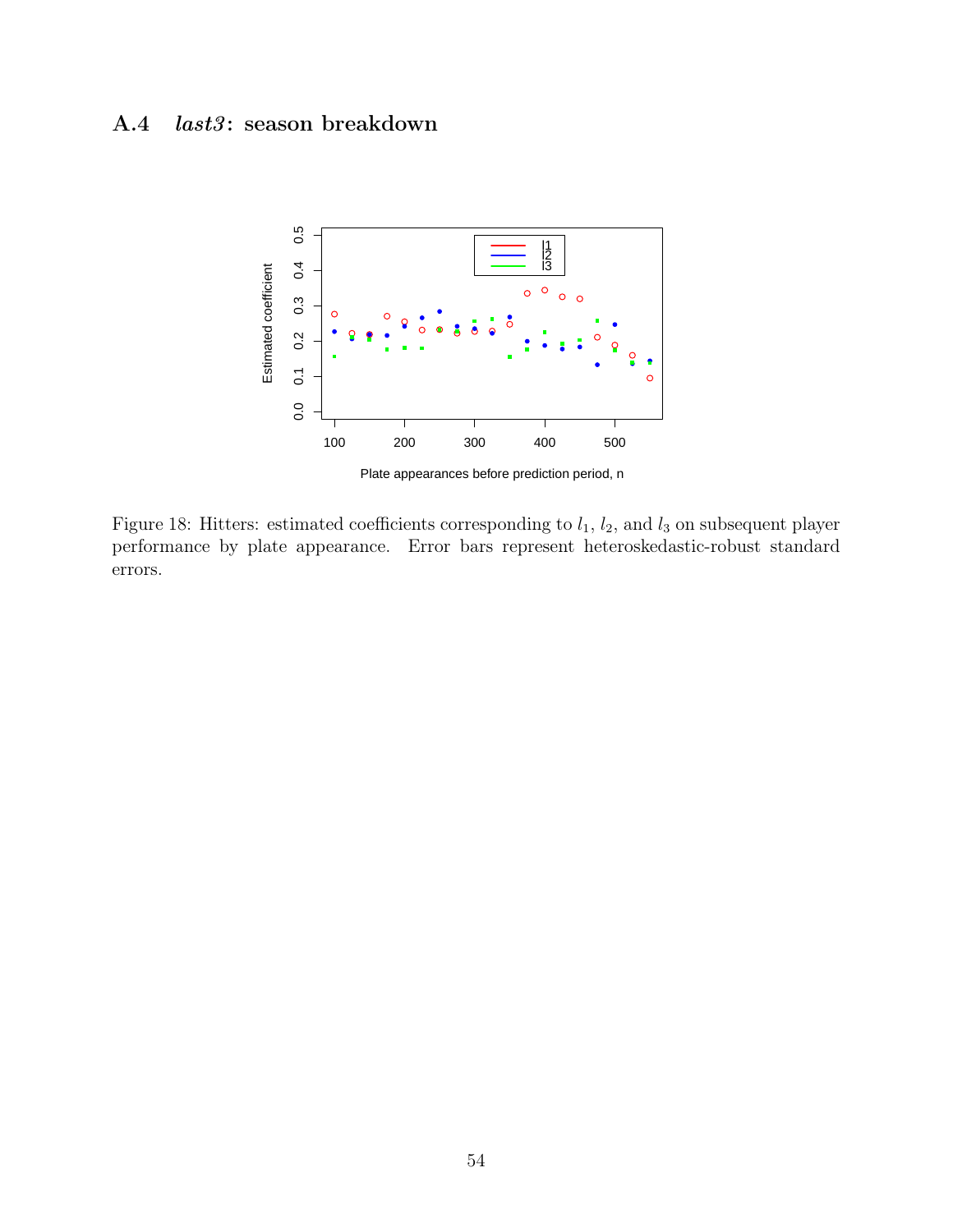## A.4 *last3*: season breakdown

Figure 18: Hitters: estimated coefficients corresponding to $l_1$, $l_2$, and $l_3$ on subsequent player performance by plate appearance. Error bars represent heteroskedastic-robust standard errors.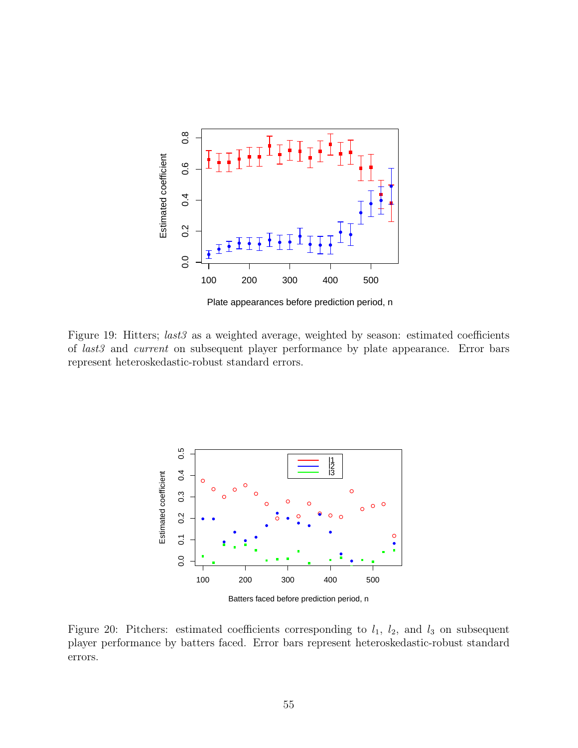Figure 19: Hitters; *last3* as a weighted average, weighted by season: estimated coefficients of *last3* and *current* on subsequent player performance by plate appearance. Error bars represent heteroskedastic-robust standard errors.

Figure 20: Pitchers: estimated coefficients corresponding to $l_1$, $l_2$, and $l_3$ on subsequent player performance by batters faced. Error bars represent heteroskedastic-robust standard errors.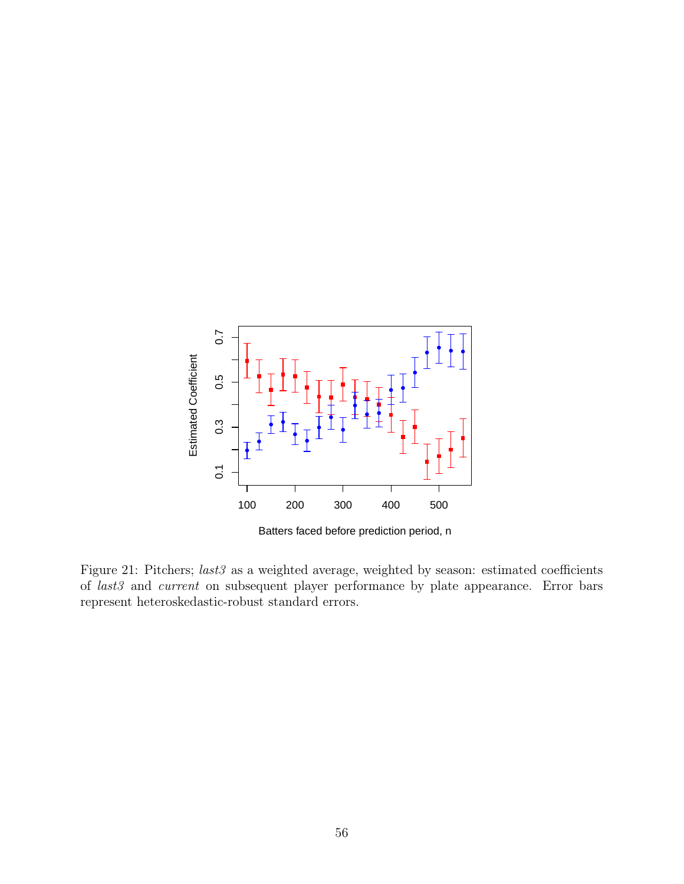Figure 21: Pitchers; *last3* as a weighted average, weighted by season: estimated coefficients of *last3* and *current* on subsequent player performance by plate appearance. Error bars represent heteroskedastic-robust standard errors.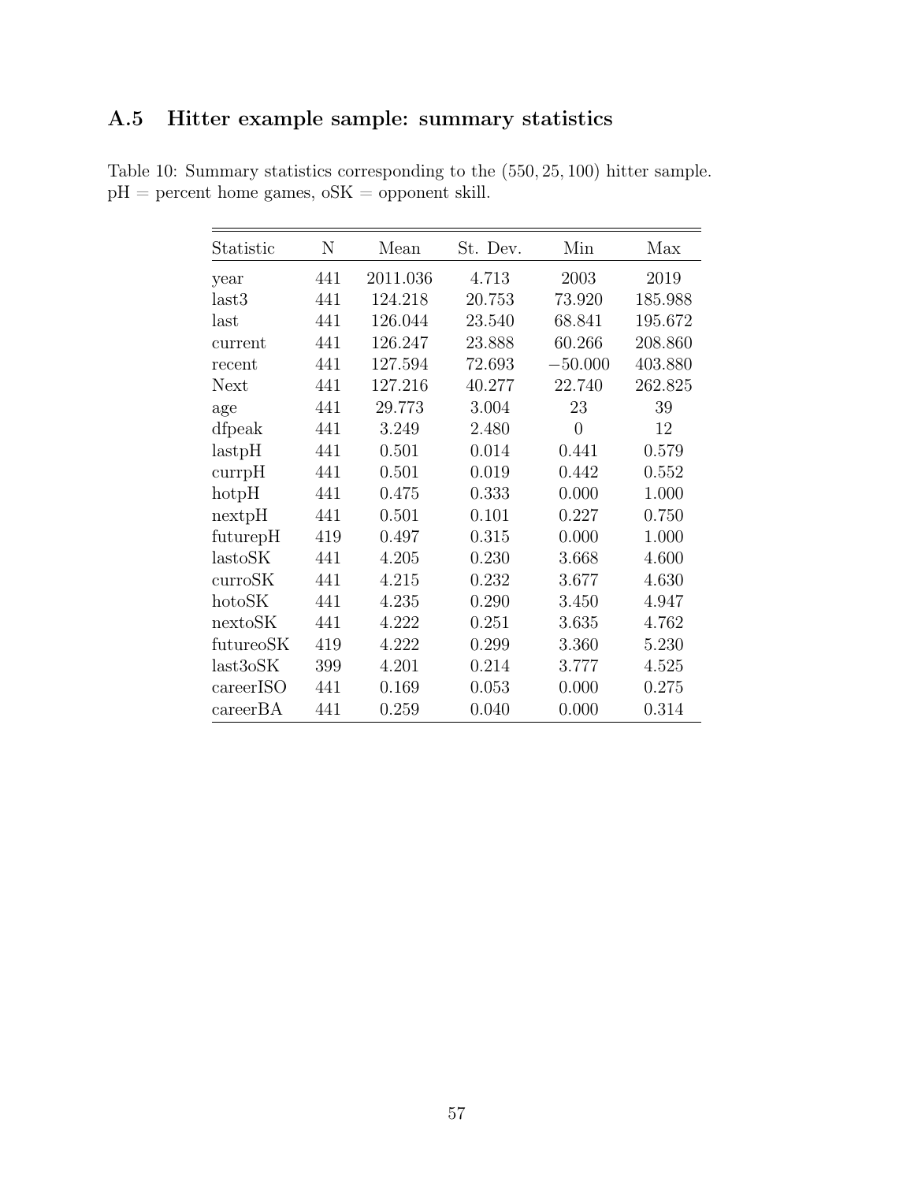## A.5 Hitter example sample: summary statistics

Table 10: Summary statistics corresponding to the $(550, 25, 100)$ hitter sample. pH = percent home games, oSK = opponent skill.

| Statistic | N | Mean | St. Dev. | Min | Max |
|---|---|---|---|---|---|
| year | 441 | 2011.036 | 4.713 | 2003 | 2019 |
| last3 | 441 | 124.218 | 20.753 | 73.920 | 185.988 |
| last | 441 | 126.044 | 23.540 | 68.841 | 195.672 |
| current | 441 | 126.247 | 23.888 | 60.266 | 208.860 |
| recent | 441 | 127.594 | 72.693 | −50.000 | 403.880 |
| Next | 441 | 127.216 | 40.277 | 22.740 | 262.825 |
| age | 441 | 29.773 | 3.004 | 23 | 39 |
| dfpeak | 441 | 3.249 | 2.480 | 0 | 12 |
| lastpH | 441 | 0.501 | 0.014 | 0.441 | 0.579 |
| currpH | 441 | 0.501 | 0.019 | 0.442 | 0.552 |
| hotpH | 441 | 0.475 | 0.333 | 0.000 | 1.000 |
| nextpH | 441 | 0.501 | 0.101 | 0.227 | 0.750 |
| futurepH | 419 | 0.497 | 0.315 | 0.000 | 1.000 |
| lastoSK | 441 | 4.205 | 0.230 | 3.668 | 4.600 |
| curroSK | 441 | 4.215 | 0.232 | 3.677 | 4.630 |
| hotoSK | 441 | 4.235 | 0.290 | 3.450 | 4.947 |
| nextoSK | 441 | 4.222 | 0.251 | 3.635 | 4.762 |
| futureoSK | 419 | 4.222 | 0.299 | 3.360 | 5.230 |
| last3oSK | 399 | 4.201 | 0.214 | 3.777 | 4.525 |
| careerISO | 441 | 0.169 | 0.053 | 0.000 | 0.275 |
| careerBA | 441 | 0.259 | 0.040 | 0.000 | 0.314 |